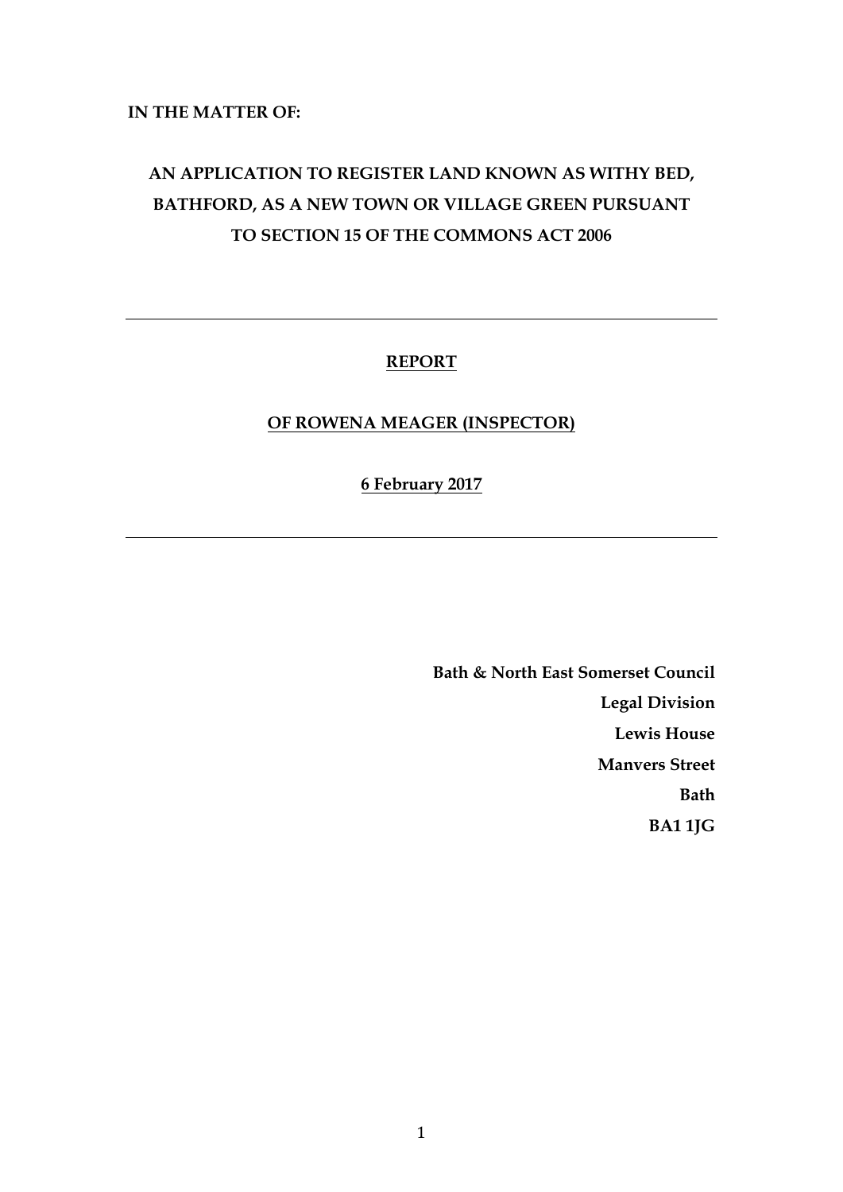**IN THE MATTER OF:**

# AN APPLICATION TO REGISTER LAND KNOWN AS WITHY BED, BATHFORD, AS A NEW TOWN OR VILLAGE GREEN PURSUANT TO SECTION 15 OF THE COMMONS ACT 2006

---

## REPORT

## OF ROWENA MEAGER (INSPECTOR)

**6 February 2017**

---

**Bath & North East Somerset Council**
**Legal Division**
**Lewis House**
**Manvers Street**
**Bath**
**BA1 1JG**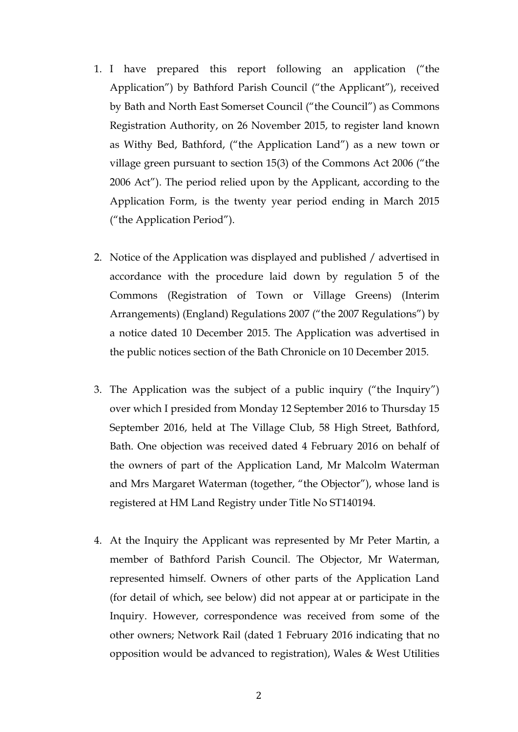1. I have prepared this report following an application ("the Application") by Bathford Parish Council ("the Applicant"), received by Bath and North East Somerset Council ("the Council") as Commons Registration Authority, on 26 November 2015, to register land known as Withy Bed, Bathford, ("the Application Land") as a new town or village green pursuant to section 15(3) of the Commons Act 2006 ("the 2006 Act"). The period relied upon by the Applicant, according to the Application Form, is the twenty year period ending in March 2015 ("the Application Period").

2. Notice of the Application was displayed and published / advertised in accordance with the procedure laid down by regulation 5 of the Commons (Registration of Town or Village Greens) (Interim Arrangements) (England) Regulations 2007 ("the 2007 Regulations") by a notice dated 10 December 2015. The Application was advertised in the public notices section of the Bath Chronicle on 10 December 2015.

3. The Application was the subject of a public inquiry ("the Inquiry") over which I presided from Monday 12 September 2016 to Thursday 15 September 2016, held at The Village Club, 58 High Street, Bathford, Bath. One objection was received dated 4 February 2016 on behalf of the owners of part of the Application Land, Mr Malcolm Waterman and Mrs Margaret Waterman (together, "the Objector"), whose land is registered at HM Land Registry under Title No ST140194.

4. At the Inquiry the Applicant was represented by Mr Peter Martin, a member of Bathford Parish Council. The Objector, Mr Waterman, represented himself. Owners of other parts of the Application Land (for detail of which, see below) did not appear at or participate in the Inquiry. However, correspondence was received from some of the other owners; Network Rail (dated 1 February 2016 indicating that no opposition would be advanced to registration), Wales & West Utilities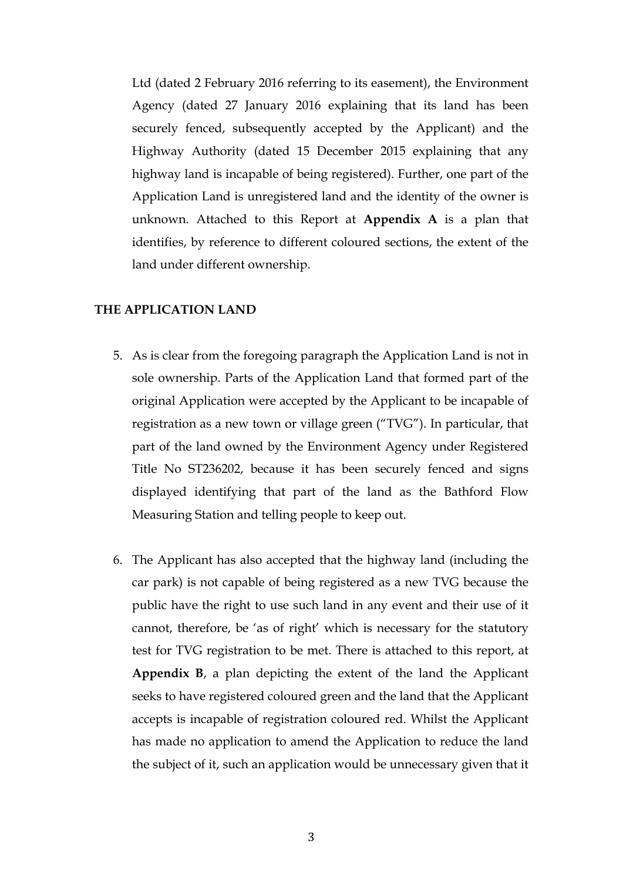Ltd (dated 2 February 2016 referring to its easement), the Environment Agency (dated 27 January 2016 explaining that its land has been securely fenced, subsequently accepted by the Applicant) and the Highway Authority (dated 15 December 2015 explaining that any highway land is incapable of being registered). Further, one part of the Application Land is unregistered land and the identity of the owner is unknown. Attached to this Report at **Appendix A** is a plan that identifies, by reference to different coloured sections, the extent of the land under different ownership.

## THE APPLICATION LAND

5. As is clear from the foregoing paragraph the Application Land is not in sole ownership. Parts of the Application Land that formed part of the original Application were accepted by the Applicant to be incapable of registration as a new town or village green ("TVG"). In particular, that part of the land owned by the Environment Agency under Registered Title No ST236202, because it has been securely fenced and signs displayed identifying that part of the land as the Bathford Flow Measuring Station and telling people to keep out.

6. The Applicant has also accepted that the highway land (including the car park) is not capable of being registered as a new TVG because the public have the right to use such land in any event and their use of it cannot, therefore, be 'as of right' which is necessary for the statutory test for TVG registration to be met. There is attached to this report, at **Appendix B**, a plan depicting the extent of the land the Applicant seeks to have registered coloured green and the land that the Applicant accepts is incapable of registration coloured red. Whilst the Applicant has made no application to amend the Application to reduce the land the subject of it, such an application would be unnecessary given that it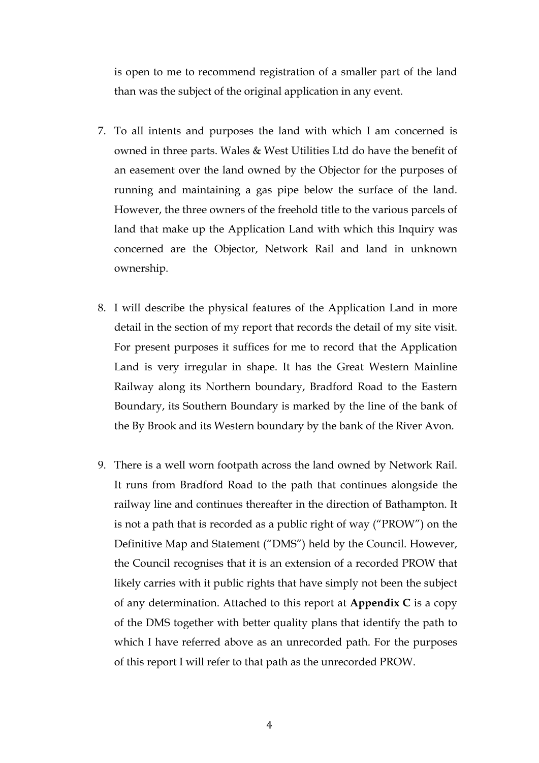is open to me to recommend registration of a smaller part of the land than was the subject of the original application in any event.

7. To all intents and purposes the land with which I am concerned is owned in three parts. Wales & West Utilities Ltd do have the benefit of an easement over the land owned by the Objector for the purposes of running and maintaining a gas pipe below the surface of the land. However, the three owners of the freehold title to the various parcels of land that make up the Application Land with which this Inquiry was concerned are the Objector, Network Rail and land in unknown ownership.

8. I will describe the physical features of the Application Land in more detail in the section of my report that records the detail of my site visit. For present purposes it suffices for me to record that the Application Land is very irregular in shape. It has the Great Western Mainline Railway along its Northern boundary, Bradford Road to the Eastern Boundary, its Southern Boundary is marked by the line of the bank of the By Brook and its Western boundary by the bank of the River Avon.

9. There is a well worn footpath across the land owned by Network Rail. It runs from Bradford Road to the path that continues alongside the railway line and continues thereafter in the direction of Bathampton. It is not a path that is recorded as a public right of way ("PROW") on the Definitive Map and Statement ("DMS") held by the Council. However, the Council recognises that it is an extension of a recorded PROW that likely carries with it public rights that have simply not been the subject of any determination. Attached to this report at **Appendix C** is a copy of the DMS together with better quality plans that identify the path to which I have referred above as an unrecorded path. For the purposes of this report I will refer to that path as the unrecorded PROW.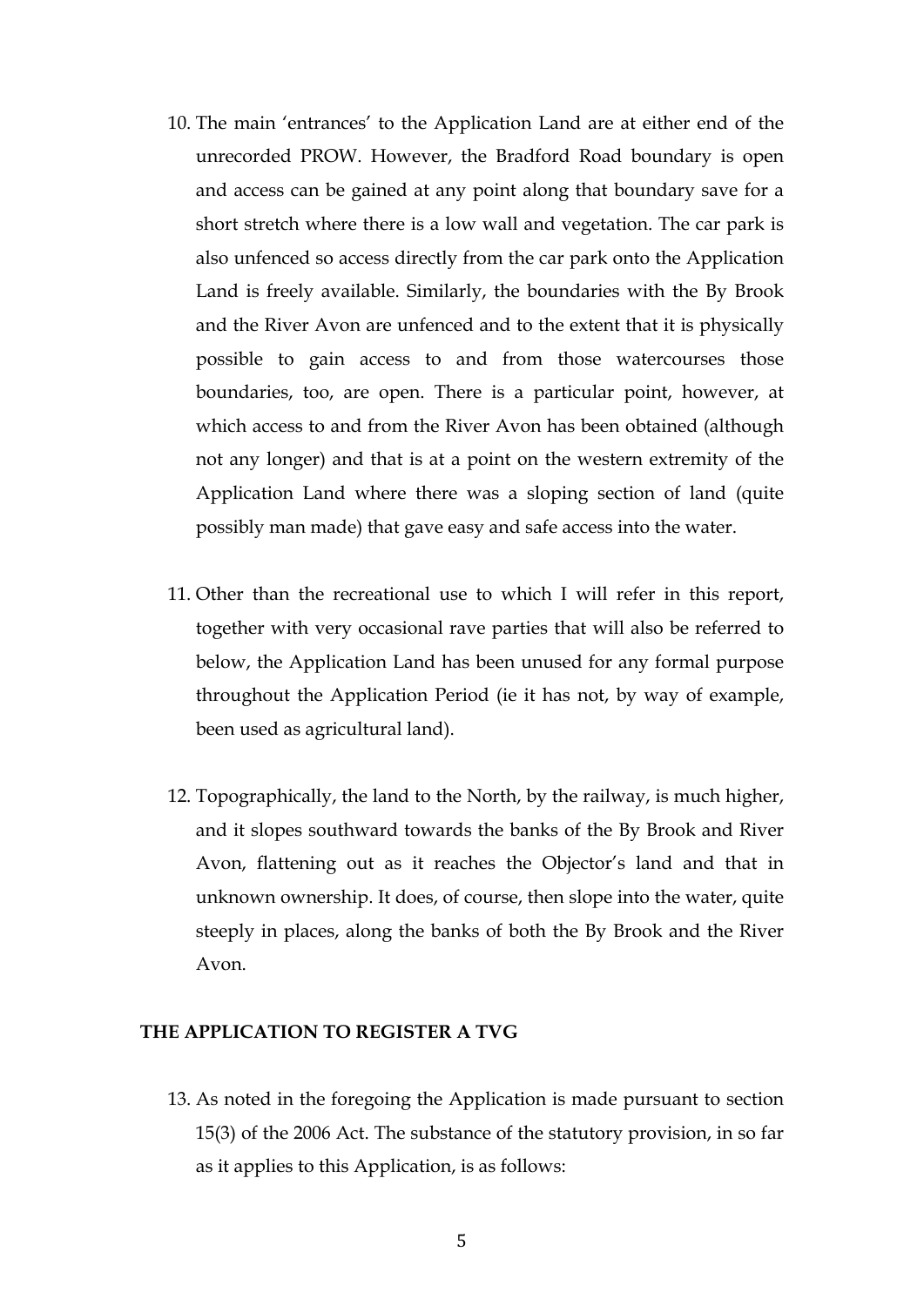10. The main 'entrances' to the Application Land are at either end of the unrecorded PROW. However, the Bradford Road boundary is open and access can be gained at any point along that boundary save for a short stretch where there is a low wall and vegetation. The car park is also unfenced so access directly from the car park onto the Application Land is freely available. Similarly, the boundaries with the By Brook and the River Avon are unfenced and to the extent that it is physically possible to gain access to and from those watercourses those boundaries, too, are open. There is a particular point, however, at which access to and from the River Avon has been obtained (although not any longer) and that is at a point on the western extremity of the Application Land where there was a sloping section of land (quite possibly man made) that gave easy and safe access into the water.

11. Other than the recreational use to which I will refer in this report, together with very occasional rave parties that will also be referred to below, the Application Land has been unused for any formal purpose throughout the Application Period (ie it has not, by way of example, been used as agricultural land).

12. Topographically, the land to the North, by the railway, is much higher, and it slopes southward towards the banks of the By Brook and River Avon, flattening out as it reaches the Objector's land and that in unknown ownership. It does, of course, then slope into the water, quite steeply in places, along the banks of both the By Brook and the River Avon.

## THE APPLICATION TO REGISTER A TVG

13. As noted in the foregoing the Application is made pursuant to section 15(3) of the 2006 Act. The substance of the statutory provision, in so far as it applies to this Application, is as follows: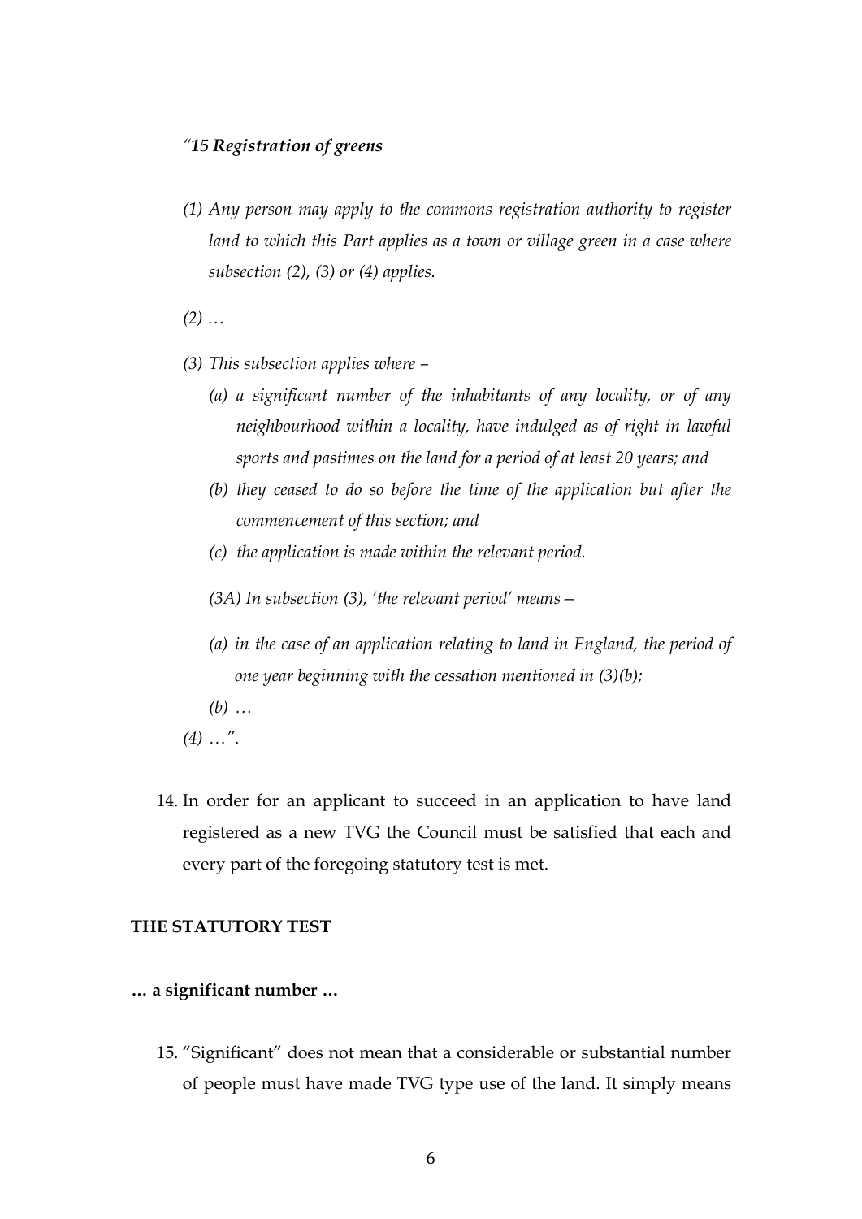*"**15 Registration of greens***

*(1) Any person may apply to the commons registration authority to register land to which this Part applies as a town or village green in a case where subsection (2), (3) or (4) applies.*

*(2) …*

*(3) This subsection applies where –*

*(a) a significant number of the inhabitants of any locality, or of any neighbourhood within a locality, have indulged as of right in lawful sports and pastimes on the land for a period of at least 20 years; and*

*(b) they ceased to do so before the time of the application but after the commencement of this section; and*

*(c) the application is made within the relevant period.*

*(3A) In subsection (3), 'the relevant period' means—*

*(a) in the case of an application relating to land in England, the period of one year beginning with the cessation mentioned in (3)(b);*

*(b) …*

*(4) …".*

14. In order for an applicant to succeed in an application to have land registered as a new TVG the Council must be satisfied that each and every part of the foregoing statutory test is met.

**THE STATUTORY TEST**

**… a significant number …**

15. "Significant" does not mean that a considerable or substantial number of people must have made TVG type use of the land. It simply means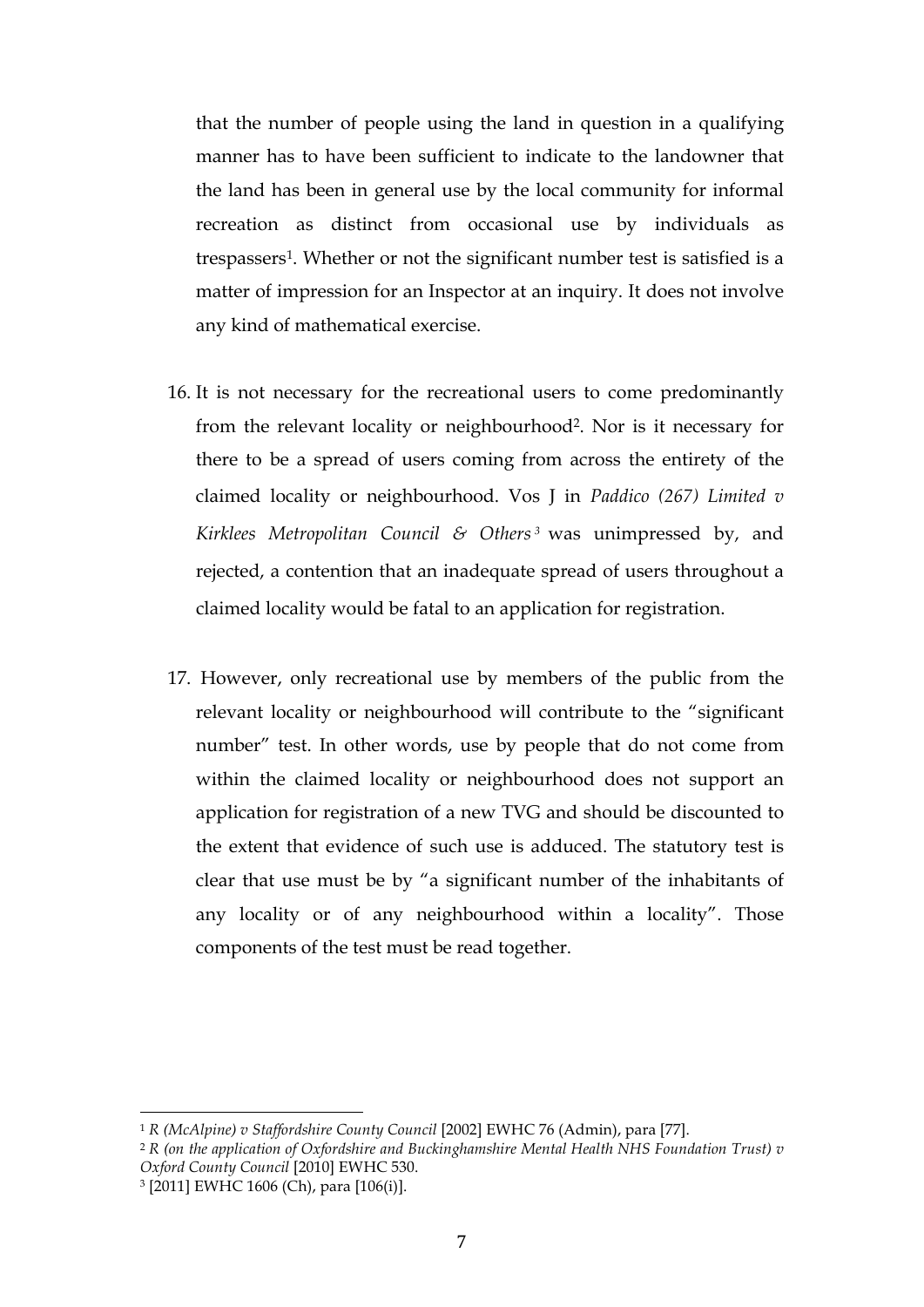that the number of people using the land in question in a qualifying manner has to have been sufficient to indicate to the landowner that the land has been in general use by the local community for informal recreation as distinct from occasional use by individuals as trespassers[1]. Whether or not the significant number test is satisfied is a matter of impression for an Inspector at an inquiry. It does not involve any kind of mathematical exercise.

16. It is not necessary for the recreational users to come predominantly from the relevant locality or neighbourhood[2]. Nor is it necessary for there to be a spread of users coming from across the entirety of the claimed locality or neighbourhood. Vos J in *Paddico (267) Limited v Kirklees Metropolitan Council & Others*[3] was unimpressed by, and rejected, a contention that an inadequate spread of users throughout a claimed locality would be fatal to an application for registration.

17. However, only recreational use by members of the public from the relevant locality or neighbourhood will contribute to the "significant number" test. In other words, use by people that do not come from within the claimed locality or neighbourhood does not support an application for registration of a new TVG and should be discounted to the extent that evidence of such use is adduced. The statutory test is clear that use must be by "a significant number of the inhabitants of any locality or of any neighbourhood within a locality". Those components of the test must be read together.

---

[1] *R (McAlpine) v Staffordshire County Council* [2002] EWHC 76 (Admin), para [77].

[2] *R (on the application of Oxfordshire and Buckinghamshire Mental Health NHS Foundation Trust) v Oxford County Council* [2010] EWHC 530.

[3] [2011] EWHC 1606 (Ch), para [106(i)].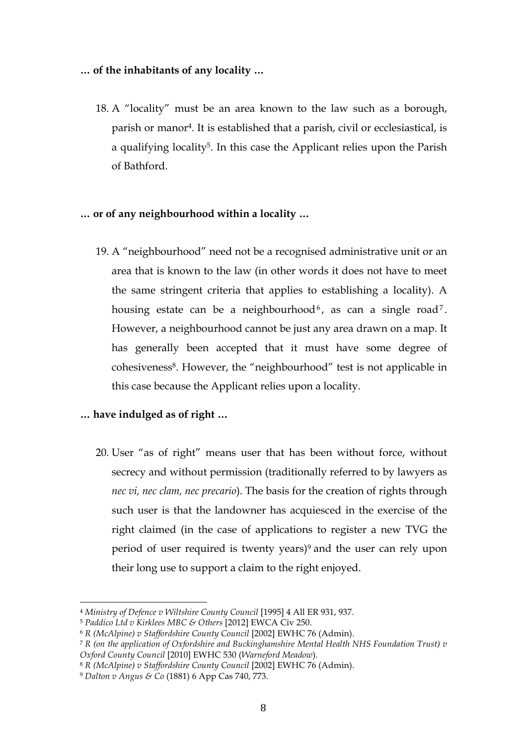**… of the inhabitants of any locality …**

18. A "locality" must be an area known to the law such as a borough, parish or manor[4]. It is established that a parish, civil or ecclesiastical, is a qualifying locality[5]. In this case the Applicant relies upon the Parish of Bathford.

**… or of any neighbourhood within a locality …**

19. A "neighbourhood" need not be a recognised administrative unit or an area that is known to the law (in other words it does not have to meet the same stringent criteria that applies to establishing a locality). A housing estate can be a neighbourhood[6], as can a single road[7]. However, a neighbourhood cannot be just any area drawn on a map. It has generally been accepted that it must have some degree of cohesiveness[8]. However, the "neighbourhood" test is not applicable in this case because the Applicant relies upon a locality.

**… have indulged as of right …**

20. User "as of right" means user that has been without force, without secrecy and without permission (traditionally referred to by lawyers as *nec vi, nec clam, nec precario*). The basis for the creation of rights through such user is that the landowner has acquiesced in the exercise of the right claimed (in the case of applications to register a new TVG the period of user required is twenty years)[9] and the user can rely upon their long use to support a claim to the right enjoyed.

---

[4] *Ministry of Defence v Wiltshire County Council* [1995] 4 All ER 931, 937.

[5] *Paddico Ltd v Kirklees MBC & Others* [2012] EWCA Civ 250.

[6] *R (McAlpine) v Staffordshire County Council* [2002] EWHC 76 (Admin).

[7] *R (on the application of Oxfordshire and Buckinghamshire Mental Health NHS Foundation Trust) v Oxford County Council* [2010] EWHC 530 (*Warneford Meadow*).

[8] *R (McAlpine) v Staffordshire County Council* [2002] EWHC 76 (Admin).

[9] *Dalton v Angus & Co* (1881) 6 App Cas 740, 773.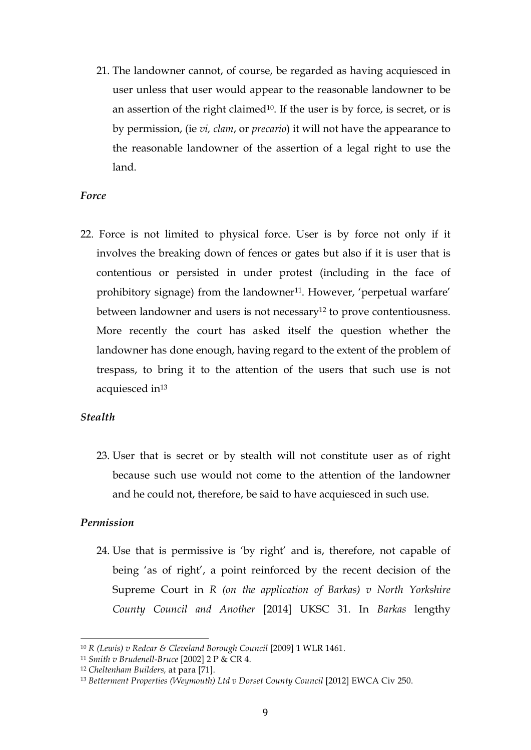21. The landowner cannot, of course, be regarded as having acquiesced in user unless that user would appear to the reasonable landowner to be an assertion of the right claimed[10]. If the user is by force, is secret, or is by permission, (ie *vi, clam*, or *precario*) it will not have the appearance to the reasonable landowner of the assertion of a legal right to use the land.

*Force*

22. Force is not limited to physical force. User is by force not only if it involves the breaking down of fences or gates but also if it is user that is contentious or persisted in under protest (including in the face of prohibitory signage) from the landowner[11]. However, 'perpetual warfare' between landowner and users is not necessary[12] to prove contentiousness. More recently the court has asked itself the question whether the landowner has done enough, having regard to the extent of the problem of trespass, to bring it to the attention of the users that such use is not acquiesced in[13]

*Stealth*

23. User that is secret or by stealth will not constitute user as of right because such use would not come to the attention of the landowner and he could not, therefore, be said to have acquiesced in such use.

*Permission*

24. Use that is permissive is 'by right' and is, therefore, not capable of being 'as of right', a point reinforced by the recent decision of the Supreme Court in *R (on the application of Barkas) v North Yorkshire County Council and Another* [2014] UKSC 31. In *Barkas* lengthy

---

[10] *R (Lewis) v Redcar & Cleveland Borough Council* [2009] 1 WLR 1461.

[11] *Smith v Brudenell-Bruce* [2002] 2 P & CR 4.

[12] *Cheltenham Builders,* at para [71].

[13] *Betterment Properties (Weymouth) Ltd v Dorset County Council* [2012] EWCA Civ 250.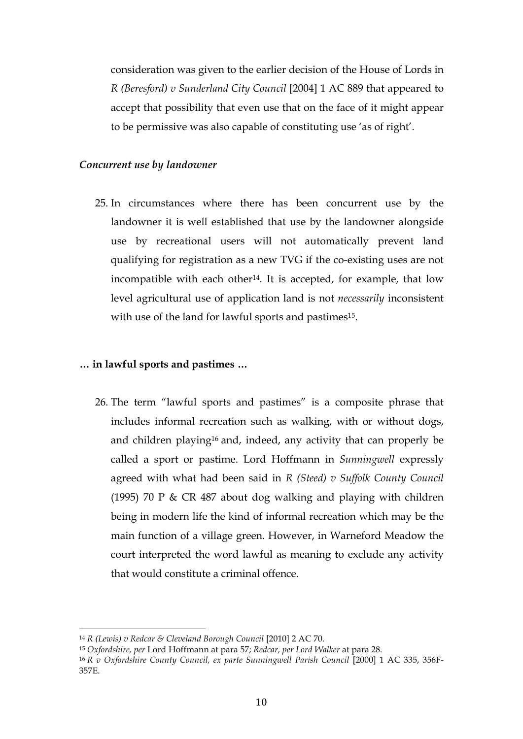consideration was given to the earlier decision of the House of Lords in *R (Beresford) v Sunderland City Council* [2004] 1 AC 889 that appeared to accept that possibility that even use that on the face of it might appear to be permissive was also capable of constituting use 'as of right'.

### *Concurrent use by landowner*

25. In circumstances where there has been concurrent use by the landowner it is well established that use by the landowner alongside use by recreational users will not automatically prevent land qualifying for registration as a new TVG if the co-existing uses are not incompatible with each other[14]. It is accepted, for example, that low level agricultural use of application land is not *necessarily* inconsistent with use of the land for lawful sports and pastimes[15].

### **… in lawful sports and pastimes …**

26. The term "lawful sports and pastimes" is a composite phrase that includes informal recreation such as walking, with or without dogs, and children playing[16] and, indeed, any activity that can properly be called a sport or pastime. Lord Hoffmann in *Sunningwell* expressly agreed with what had been said in *R (Steed) v Suffolk County Council* (1995) 70 P & CR 487 about dog walking and playing with children being in modern life the kind of informal recreation which may be the main function of a village green. However, in Warneford Meadow the court interpreted the word lawful as meaning to exclude any activity that would constitute a criminal offence.

---

[14] *R (Lewis) v Redcar & Cleveland Borough Council* [2010] 2 AC 70.

[15] *Oxfordshire, per* Lord Hoffmann at para 57; *Redcar, per Lord Walker* at para 28.

[16] *R v Oxfordshire County Council, ex parte Sunningwell Parish Council* [2000] 1 AC 335, 356F-357E.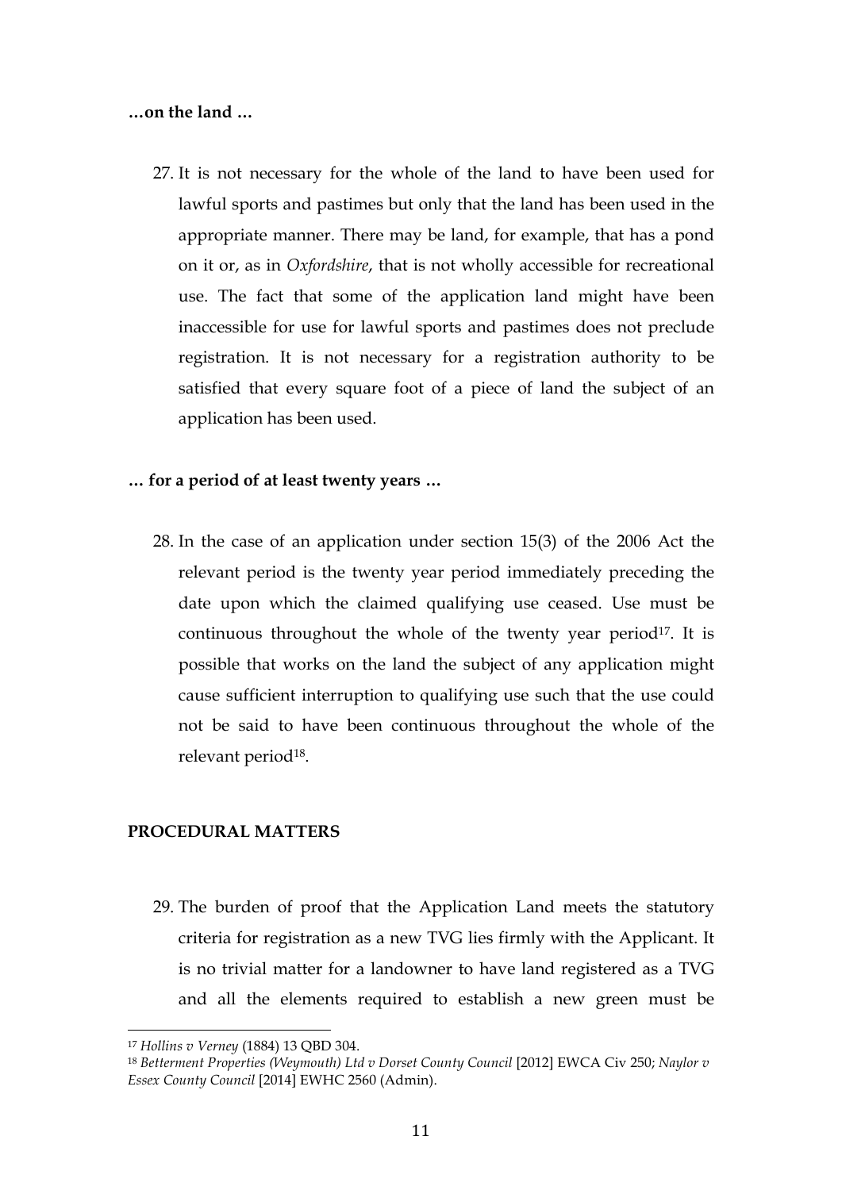**…on the land …**

27. It is not necessary for the whole of the land to have been used for lawful sports and pastimes but only that the land has been used in the appropriate manner. There may be land, for example, that has a pond on it or, as in *Oxfordshire*, that is not wholly accessible for recreational use. The fact that some of the application land might have been inaccessible for use for lawful sports and pastimes does not preclude registration. It is not necessary for a registration authority to be satisfied that every square foot of a piece of land the subject of an application has been used.

**… for a period of at least twenty years …**

28. In the case of an application under section 15(3) of the 2006 Act the relevant period is the twenty year period immediately preceding the date upon which the claimed qualifying use ceased. Use must be continuous throughout the whole of the twenty year period[17]. It is possible that works on the land the subject of any application might cause sufficient interruption to qualifying use such that the use could not be said to have been continuous throughout the whole of the relevant period[18].

**PROCEDURAL MATTERS**

29. The burden of proof that the Application Land meets the statutory criteria for registration as a new TVG lies firmly with the Applicant. It is no trivial matter for a landowner to have land registered as a TVG and all the elements required to establish a new green must be

---

[17] *Hollins v Verney* (1884) 13 QBD 304.

[18] *Betterment Properties (Weymouth) Ltd v Dorset County Council* [2012] EWCA Civ 250; *Naylor v Essex County Council* [2014] EWHC 2560 (Admin).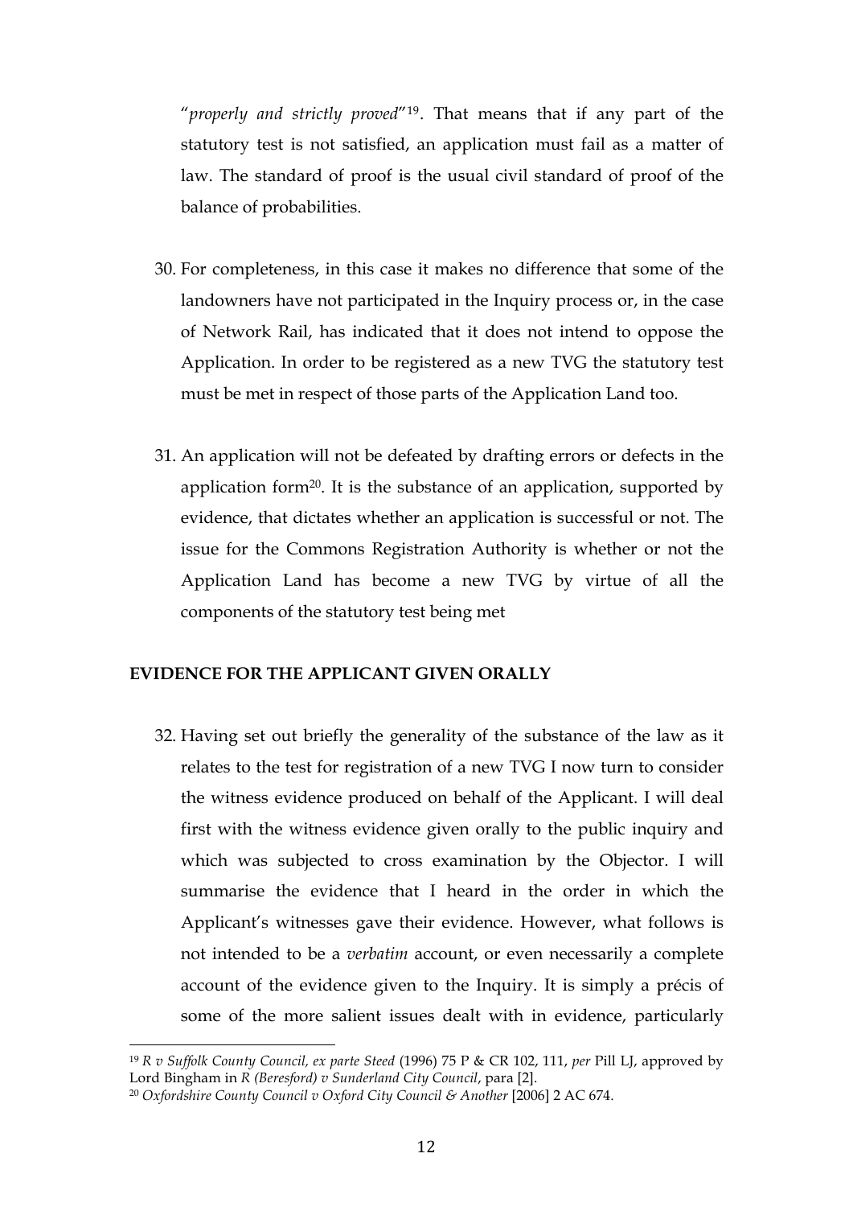"*properly and strictly proved*"[19]. That means that if any part of the statutory test is not satisfied, an application must fail as a matter of law. The standard of proof is the usual civil standard of proof of the balance of probabilities.

30. For completeness, in this case it makes no difference that some of the landowners have not participated in the Inquiry process or, in the case of Network Rail, has indicated that it does not intend to oppose the Application. In order to be registered as a new TVG the statutory test must be met in respect of those parts of the Application Land too.

31. An application will not be defeated by drafting errors or defects in the application form[20]. It is the substance of an application, supported by evidence, that dictates whether an application is successful or not. The issue for the Commons Registration Authority is whether or not the Application Land has become a new TVG by virtue of all the components of the statutory test being met

**EVIDENCE FOR THE APPLICANT GIVEN ORALLY**

32. Having set out briefly the generality of the substance of the law as it relates to the test for registration of a new TVG I now turn to consider the witness evidence produced on behalf of the Applicant. I will deal first with the witness evidence given orally to the public inquiry and which was subjected to cross examination by the Objector. I will summarise the evidence that I heard in the order in which the Applicant's witnesses gave their evidence. However, what follows is not intended to be a *verbatim* account, or even necessarily a complete account of the evidence given to the Inquiry. It is simply a précis of some of the more salient issues dealt with in evidence, particularly

---

[19] *R v Suffolk County Council, ex parte Steed* (1996) 75 P & CR 102, 111, *per* Pill LJ, approved by Lord Bingham in *R (Beresford) v Sunderland City Council*, para [2].

[20] *Oxfordshire County Council v Oxford City Council & Another* [2006] 2 AC 674.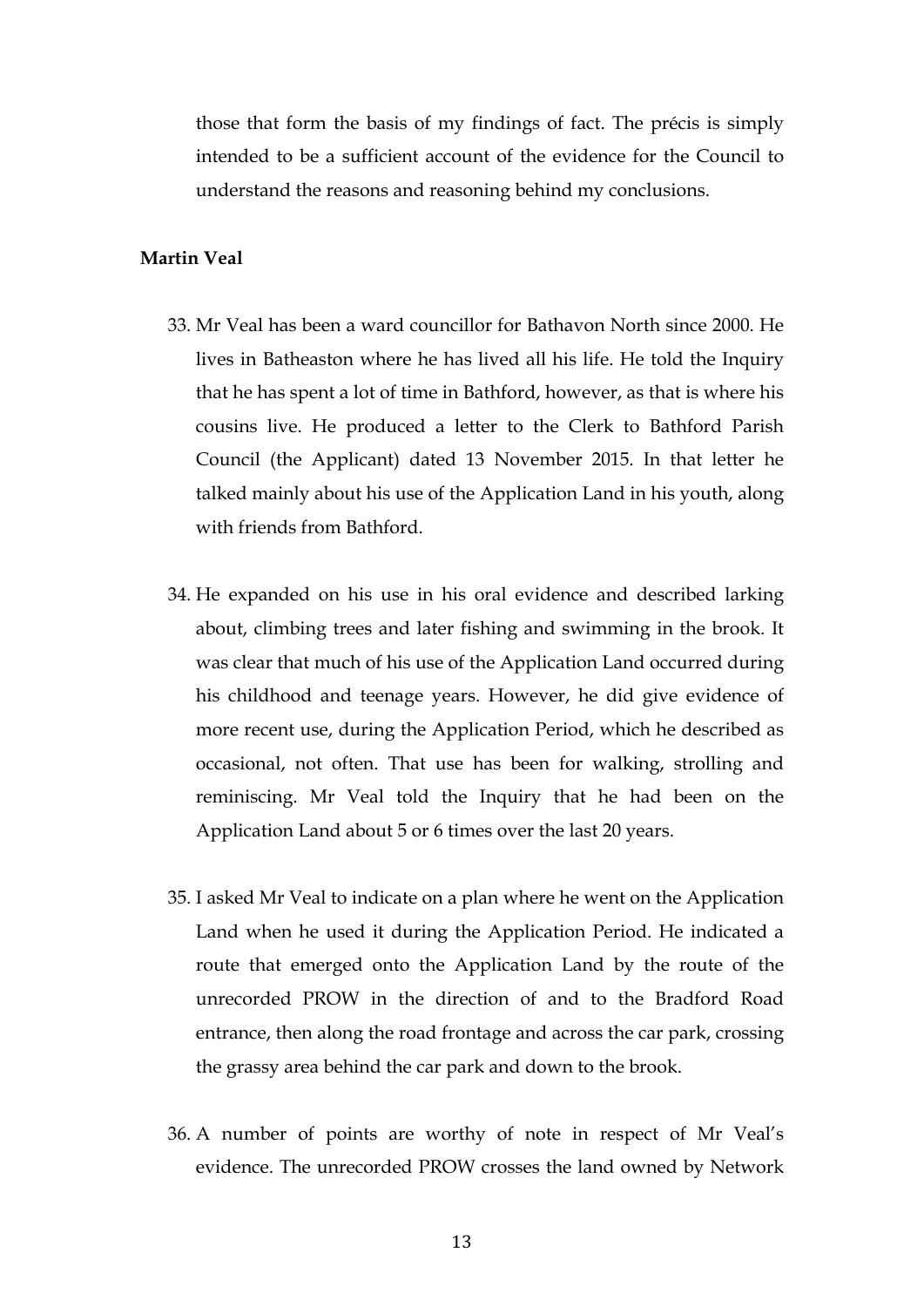those that form the basis of my findings of fact. The précis is simply intended to be a sufficient account of the evidence for the Council to understand the reasons and reasoning behind my conclusions.

**Martin Veal**

33. Mr Veal has been a ward councillor for Bathavon North since 2000. He lives in Batheaston where he has lived all his life. He told the Inquiry that he has spent a lot of time in Bathford, however, as that is where his cousins live. He produced a letter to the Clerk to Bathford Parish Council (the Applicant) dated 13 November 2015. In that letter he talked mainly about his use of the Application Land in his youth, along with friends from Bathford.

34. He expanded on his use in his oral evidence and described larking about, climbing trees and later fishing and swimming in the brook. It was clear that much of his use of the Application Land occurred during his childhood and teenage years. However, he did give evidence of more recent use, during the Application Period, which he described as occasional, not often. That use has been for walking, strolling and reminiscing. Mr Veal told the Inquiry that he had been on the Application Land about 5 or 6 times over the last 20 years.

35. I asked Mr Veal to indicate on a plan where he went on the Application Land when he used it during the Application Period. He indicated a route that emerged onto the Application Land by the route of the unrecorded PROW in the direction of and to the Bradford Road entrance, then along the road frontage and across the car park, crossing the grassy area behind the car park and down to the brook.

36. A number of points are worthy of note in respect of Mr Veal's evidence. The unrecorded PROW crosses the land owned by Network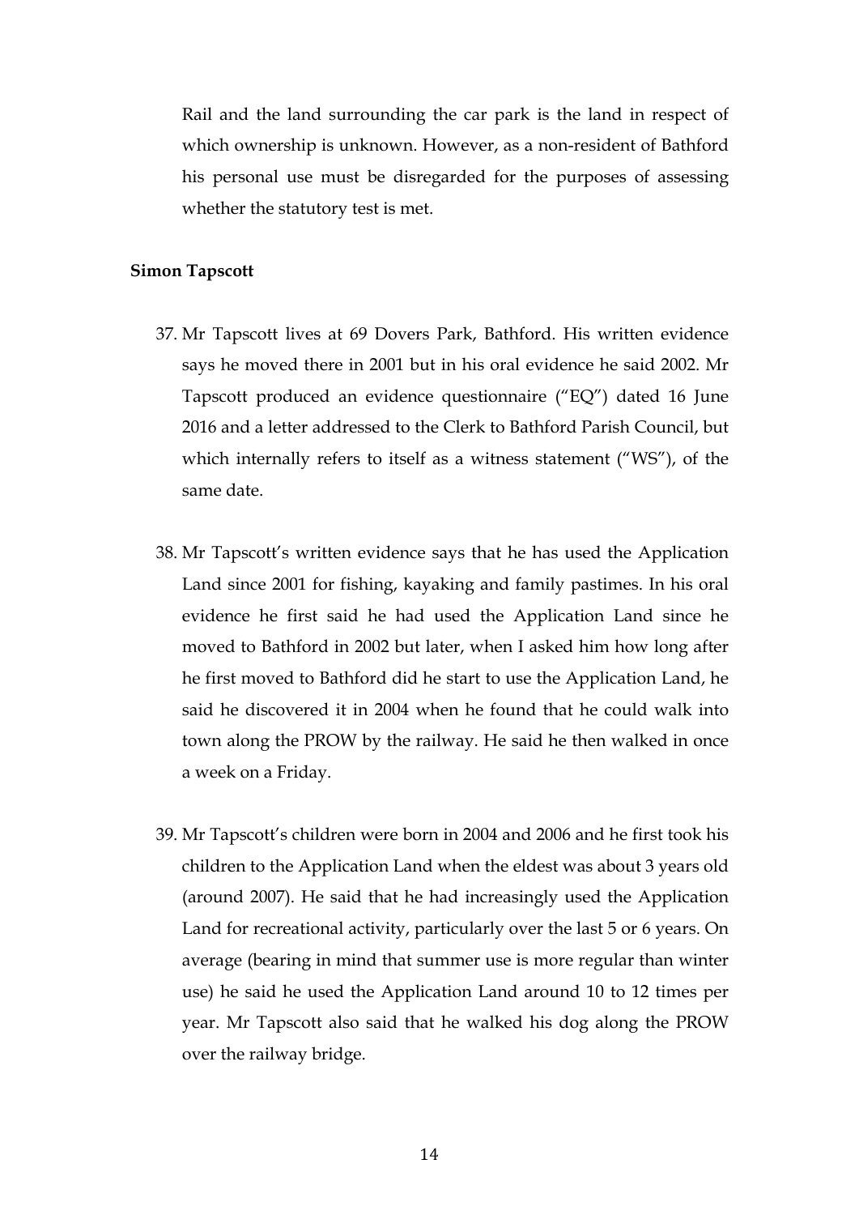Rail and the land surrounding the car park is the land in respect of which ownership is unknown. However, as a non-resident of Bathford his personal use must be disregarded for the purposes of assessing whether the statutory test is met.

**Simon Tapscott**

37. Mr Tapscott lives at 69 Dovers Park, Bathford. His written evidence says he moved there in 2001 but in his oral evidence he said 2002. Mr Tapscott produced an evidence questionnaire ("EQ") dated 16 June 2016 and a letter addressed to the Clerk to Bathford Parish Council, but which internally refers to itself as a witness statement ("WS"), of the same date.

38. Mr Tapscott's written evidence says that he has used the Application Land since 2001 for fishing, kayaking and family pastimes. In his oral evidence he first said he had used the Application Land since he moved to Bathford in 2002 but later, when I asked him how long after he first moved to Bathford did he start to use the Application Land, he said he discovered it in 2004 when he found that he could walk into town along the PROW by the railway. He said he then walked in once a week on a Friday.

39. Mr Tapscott's children were born in 2004 and 2006 and he first took his children to the Application Land when the eldest was about 3 years old (around 2007). He said that he had increasingly used the Application Land for recreational activity, particularly over the last 5 or 6 years. On average (bearing in mind that summer use is more regular than winter use) he said he used the Application Land around 10 to 12 times per year. Mr Tapscott also said that he walked his dog along the PROW over the railway bridge.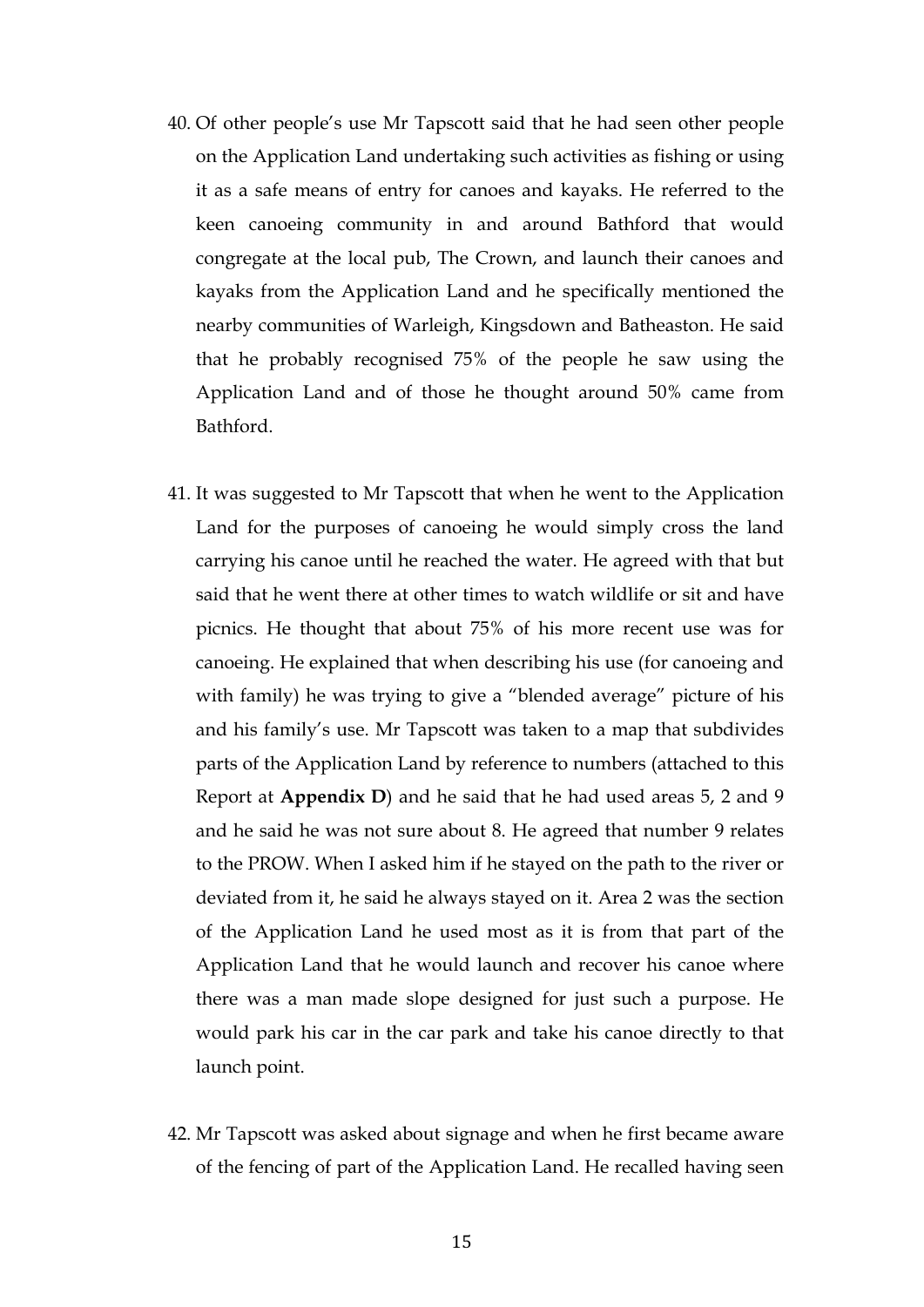40. Of other people's use Mr Tapscott said that he had seen other people on the Application Land undertaking such activities as fishing or using it as a safe means of entry for canoes and kayaks. He referred to the keen canoeing community in and around Bathford that would congregate at the local pub, The Crown, and launch their canoes and kayaks from the Application Land and he specifically mentioned the nearby communities of Warleigh, Kingsdown and Batheaston. He said that he probably recognised 75% of the people he saw using the Application Land and of those he thought around 50% came from Bathford.

41. It was suggested to Mr Tapscott that when he went to the Application Land for the purposes of canoeing he would simply cross the land carrying his canoe until he reached the water. He agreed with that but said that he went there at other times to watch wildlife or sit and have picnics. He thought that about 75% of his more recent use was for canoeing. He explained that when describing his use (for canoeing and with family) he was trying to give a "blended average" picture of his and his family's use. Mr Tapscott was taken to a map that subdivides parts of the Application Land by reference to numbers (attached to this Report at **Appendix D**) and he said that he had used areas 5, 2 and 9 and he said he was not sure about 8. He agreed that number 9 relates to the PROW. When I asked him if he stayed on the path to the river or deviated from it, he said he always stayed on it. Area 2 was the section of the Application Land he used most as it is from that part of the Application Land that he would launch and recover his canoe where there was a man made slope designed for just such a purpose. He would park his car in the car park and take his canoe directly to that launch point.

42. Mr Tapscott was asked about signage and when he first became aware of the fencing of part of the Application Land. He recalled having seen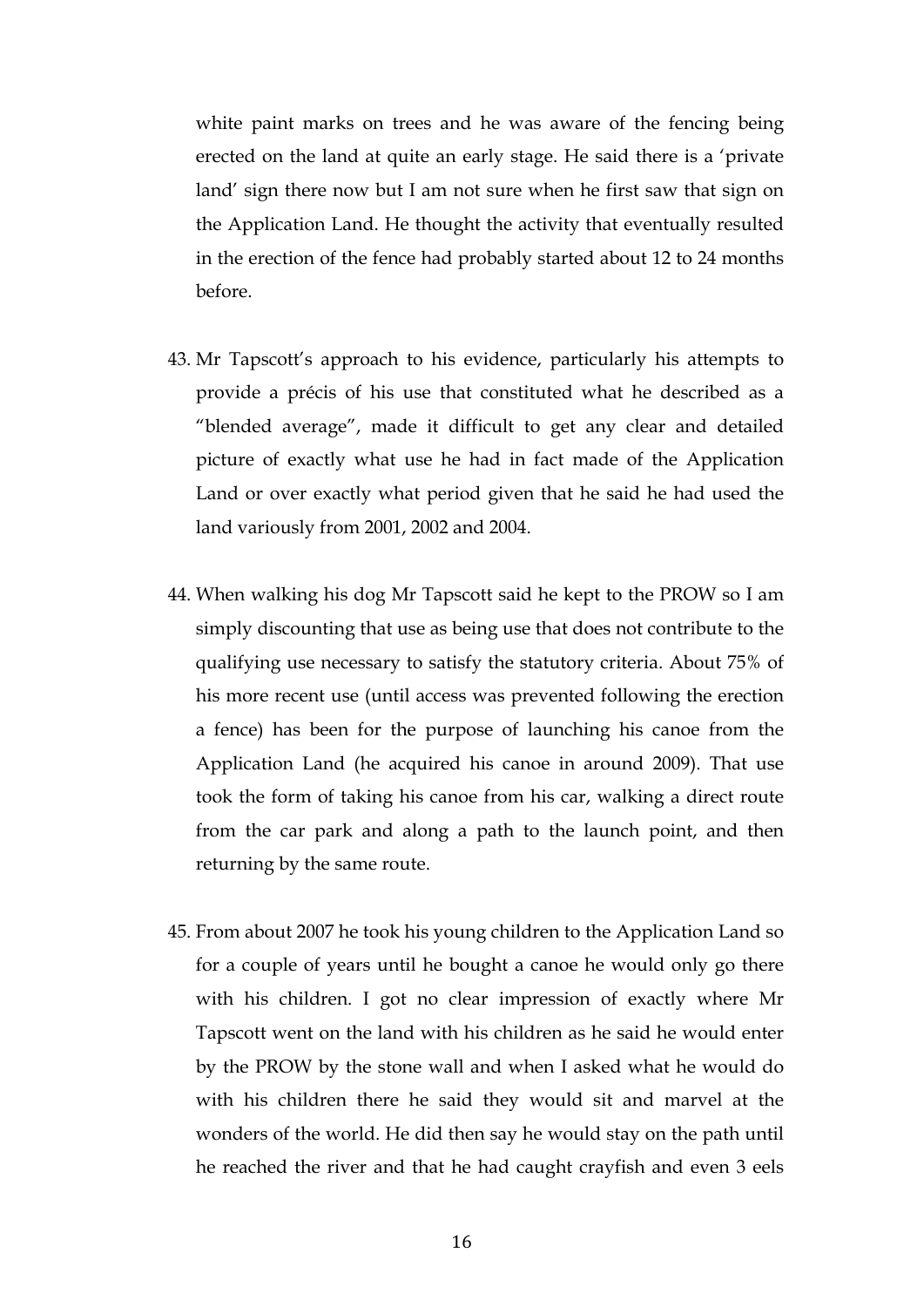white paint marks on trees and he was aware of the fencing being erected on the land at quite an early stage. He said there is a 'private land' sign there now but I am not sure when he first saw that sign on the Application Land. He thought the activity that eventually resulted in the erection of the fence had probably started about 12 to 24 months before.

43. Mr Tapscott's approach to his evidence, particularly his attempts to provide a précis of his use that constituted what he described as a "blended average", made it difficult to get any clear and detailed picture of exactly what use he had in fact made of the Application Land or over exactly what period given that he said he had used the land variously from 2001, 2002 and 2004.

44. When walking his dog Mr Tapscott said he kept to the PROW so I am simply discounting that use as being use that does not contribute to the qualifying use necessary to satisfy the statutory criteria. About 75% of his more recent use (until access was prevented following the erection a fence) has been for the purpose of launching his canoe from the Application Land (he acquired his canoe in around 2009). That use took the form of taking his canoe from his car, walking a direct route from the car park and along a path to the launch point, and then returning by the same route.

45. From about 2007 he took his young children to the Application Land so for a couple of years until he bought a canoe he would only go there with his children. I got no clear impression of exactly where Mr Tapscott went on the land with his children as he said he would enter by the PROW by the stone wall and when I asked what he would do with his children there he said they would sit and marvel at the wonders of the world. He did then say he would stay on the path until he reached the river and that he had caught crayfish and even 3 eels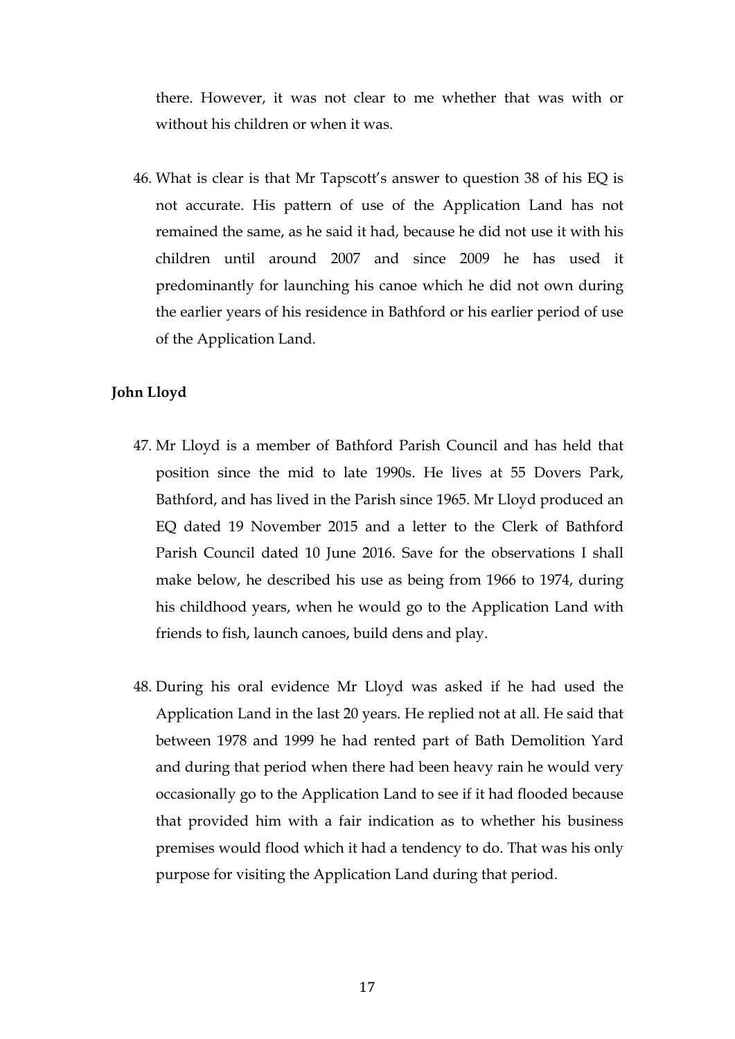there. However, it was not clear to me whether that was with or without his children or when it was.

46. What is clear is that Mr Tapscott's answer to question 38 of his EQ is not accurate. His pattern of use of the Application Land has not remained the same, as he said it had, because he did not use it with his children until around 2007 and since 2009 he has used it predominantly for launching his canoe which he did not own during the earlier years of his residence in Bathford or his earlier period of use of the Application Land.

**John Lloyd**

47. Mr Lloyd is a member of Bathford Parish Council and has held that position since the mid to late 1990s. He lives at 55 Dovers Park, Bathford, and has lived in the Parish since 1965. Mr Lloyd produced an EQ dated 19 November 2015 and a letter to the Clerk of Bathford Parish Council dated 10 June 2016. Save for the observations I shall make below, he described his use as being from 1966 to 1974, during his childhood years, when he would go to the Application Land with friends to fish, launch canoes, build dens and play.

48. During his oral evidence Mr Lloyd was asked if he had used the Application Land in the last 20 years. He replied not at all. He said that between 1978 and 1999 he had rented part of Bath Demolition Yard and during that period when there had been heavy rain he would very occasionally go to the Application Land to see if it had flooded because that provided him with a fair indication as to whether his business premises would flood which it had a tendency to do. That was his only purpose for visiting the Application Land during that period.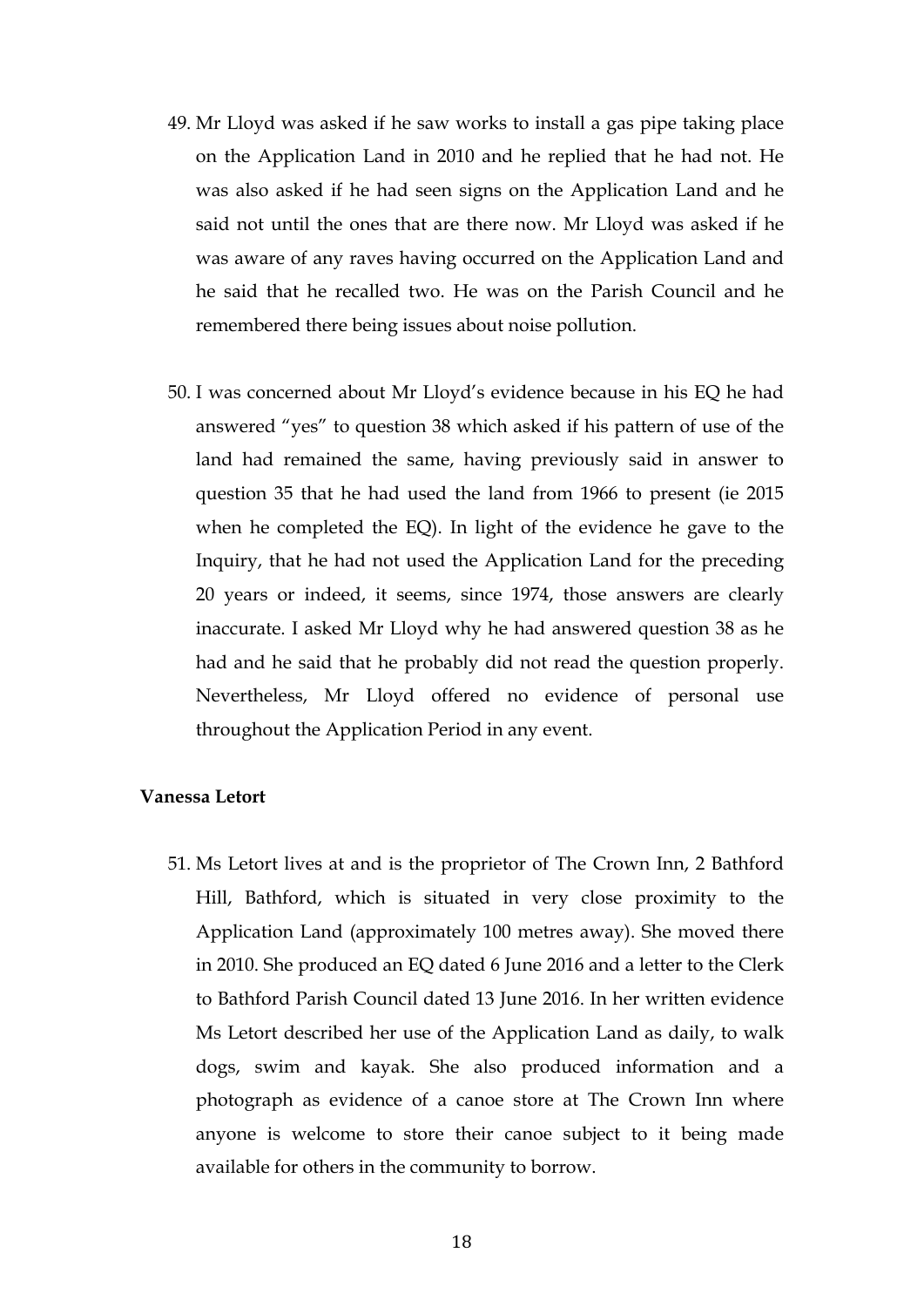49. Mr Lloyd was asked if he saw works to install a gas pipe taking place on the Application Land in 2010 and he replied that he had not. He was also asked if he had seen signs on the Application Land and he said not until the ones that are there now. Mr Lloyd was asked if he was aware of any raves having occurred on the Application Land and he said that he recalled two. He was on the Parish Council and he remembered there being issues about noise pollution.

50. I was concerned about Mr Lloyd's evidence because in his EQ he had answered "yes" to question 38 which asked if his pattern of use of the land had remained the same, having previously said in answer to question 35 that he had used the land from 1966 to present (ie 2015 when he completed the EQ). In light of the evidence he gave to the Inquiry, that he had not used the Application Land for the preceding 20 years or indeed, it seems, since 1974, those answers are clearly inaccurate. I asked Mr Lloyd why he had answered question 38 as he had and he said that he probably did not read the question properly. Nevertheless, Mr Lloyd offered no evidence of personal use throughout the Application Period in any event.

**Vanessa Letort**

51. Ms Letort lives at and is the proprietor of The Crown Inn, 2 Bathford Hill, Bathford, which is situated in very close proximity to the Application Land (approximately 100 metres away). She moved there in 2010. She produced an EQ dated 6 June 2016 and a letter to the Clerk to Bathford Parish Council dated 13 June 2016. In her written evidence Ms Letort described her use of the Application Land as daily, to walk dogs, swim and kayak. She also produced information and a photograph as evidence of a canoe store at The Crown Inn where anyone is welcome to store their canoe subject to it being made available for others in the community to borrow.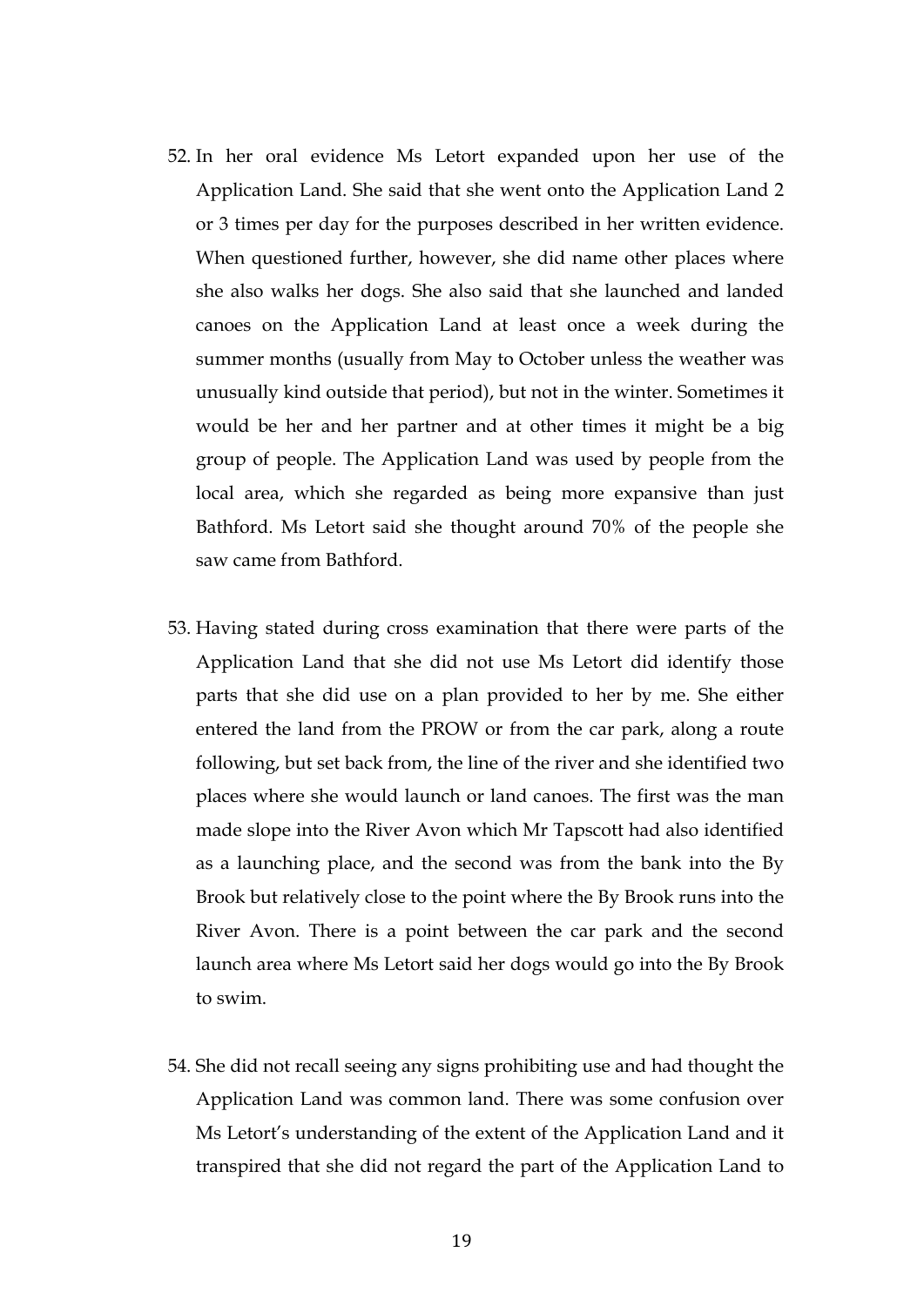52. In her oral evidence Ms Letort expanded upon her use of the Application Land. She said that she went onto the Application Land 2 or 3 times per day for the purposes described in her written evidence. When questioned further, however, she did name other places where she also walks her dogs. She also said that she launched and landed canoes on the Application Land at least once a week during the summer months (usually from May to October unless the weather was unusually kind outside that period), but not in the winter. Sometimes it would be her and her partner and at other times it might be a big group of people. The Application Land was used by people from the local area, which she regarded as being more expansive than just Bathford. Ms Letort said she thought around 70% of the people she saw came from Bathford.

53. Having stated during cross examination that there were parts of the Application Land that she did not use Ms Letort did identify those parts that she did use on a plan provided to her by me. She either entered the land from the PROW or from the car park, along a route following, but set back from, the line of the river and she identified two places where she would launch or land canoes. The first was the man made slope into the River Avon which Mr Tapscott had also identified as a launching place, and the second was from the bank into the By Brook but relatively close to the point where the By Brook runs into the River Avon. There is a point between the car park and the second launch area where Ms Letort said her dogs would go into the By Brook to swim.

54. She did not recall seeing any signs prohibiting use and had thought the Application Land was common land. There was some confusion over Ms Letort's understanding of the extent of the Application Land and it transpired that she did not regard the part of the Application Land to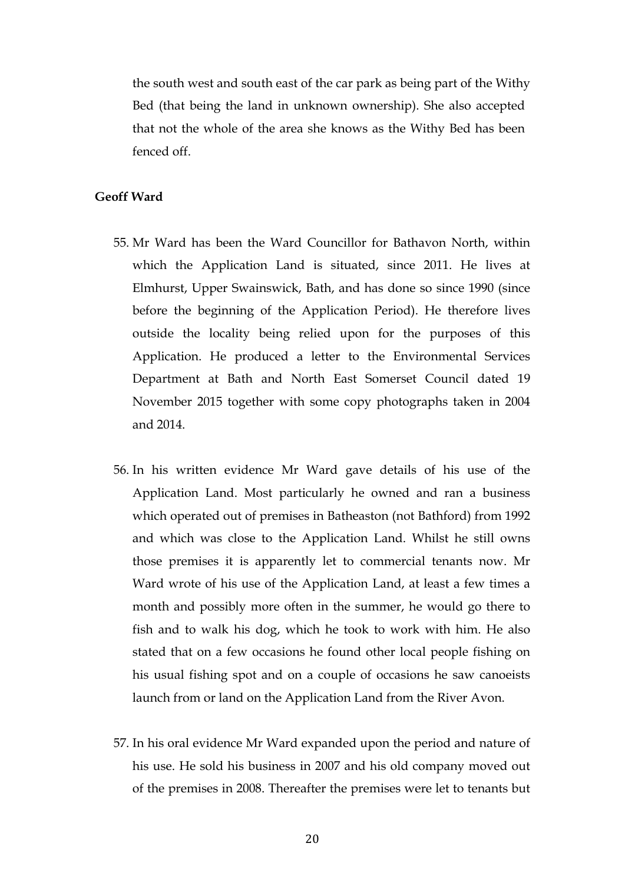the south west and south east of the car park as being part of the Withy Bed (that being the land in unknown ownership). She also accepted that not the whole of the area she knows as the Withy Bed has been fenced off.

**Geoff Ward**

55. Mr Ward has been the Ward Councillor for Bathavon North, within which the Application Land is situated, since 2011. He lives at Elmhurst, Upper Swainswick, Bath, and has done so since 1990 (since before the beginning of the Application Period). He therefore lives outside the locality being relied upon for the purposes of this Application. He produced a letter to the Environmental Services Department at Bath and North East Somerset Council dated 19 November 2015 together with some copy photographs taken in 2004 and 2014.

56. In his written evidence Mr Ward gave details of his use of the Application Land. Most particularly he owned and ran a business which operated out of premises in Batheaston (not Bathford) from 1992 and which was close to the Application Land. Whilst he still owns those premises it is apparently let to commercial tenants now. Mr Ward wrote of his use of the Application Land, at least a few times a month and possibly more often in the summer, he would go there to fish and to walk his dog, which he took to work with him. He also stated that on a few occasions he found other local people fishing on his usual fishing spot and on a couple of occasions he saw canoeists launch from or land on the Application Land from the River Avon.

57. In his oral evidence Mr Ward expanded upon the period and nature of his use. He sold his business in 2007 and his old company moved out of the premises in 2008. Thereafter the premises were let to tenants but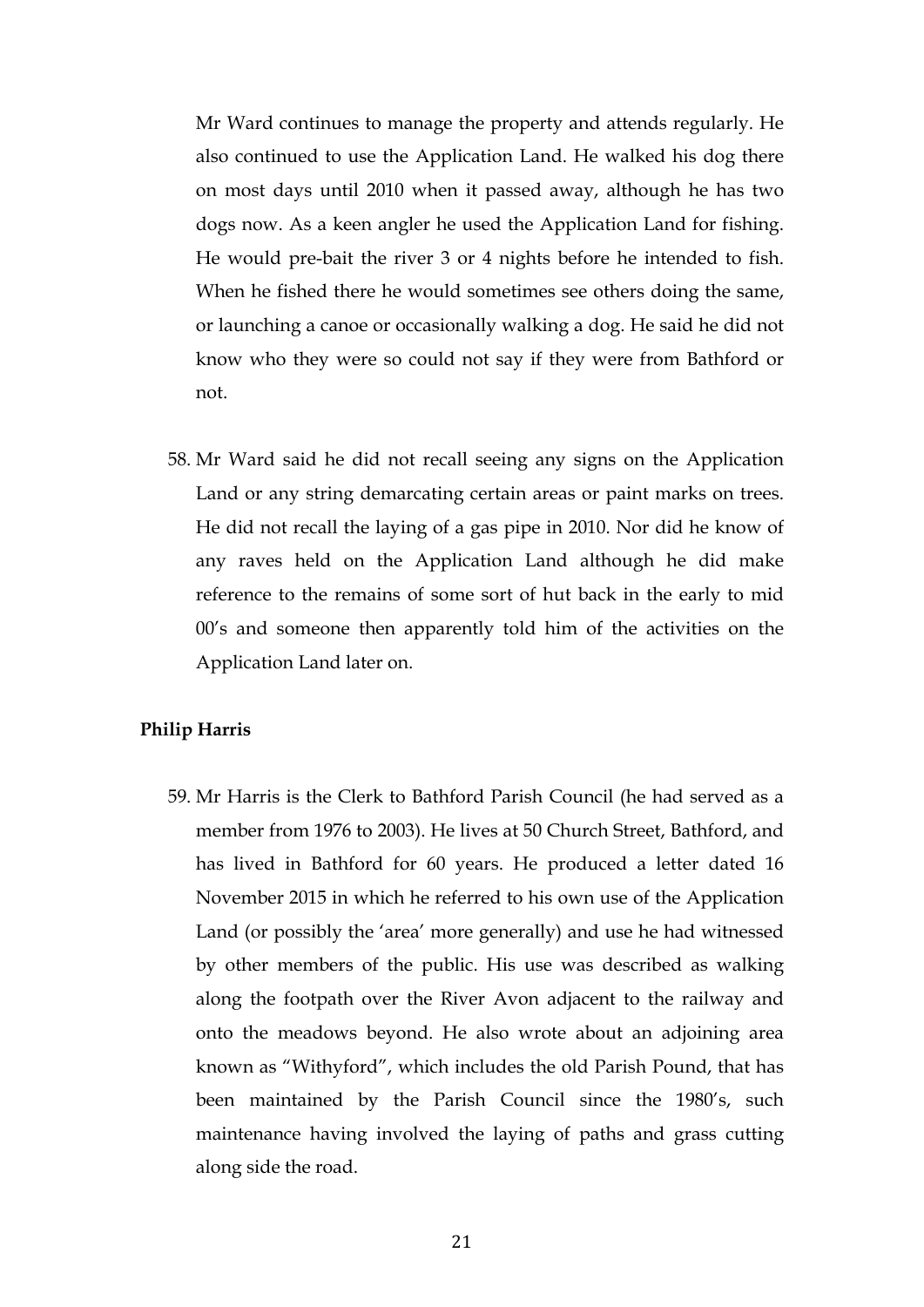Mr Ward continues to manage the property and attends regularly. He also continued to use the Application Land. He walked his dog there on most days until 2010 when it passed away, although he has two dogs now. As a keen angler he used the Application Land for fishing. He would pre-bait the river 3 or 4 nights before he intended to fish. When he fished there he would sometimes see others doing the same, or launching a canoe or occasionally walking a dog. He said he did not know who they were so could not say if they were from Bathford or not.

58. Mr Ward said he did not recall seeing any signs on the Application Land or any string demarcating certain areas or paint marks on trees. He did not recall the laying of a gas pipe in 2010. Nor did he know of any raves held on the Application Land although he did make reference to the remains of some sort of hut back in the early to mid 00's and someone then apparently told him of the activities on the Application Land later on.

**Philip Harris**

59. Mr Harris is the Clerk to Bathford Parish Council (he had served as a member from 1976 to 2003). He lives at 50 Church Street, Bathford, and has lived in Bathford for 60 years. He produced a letter dated 16 November 2015 in which he referred to his own use of the Application Land (or possibly the 'area' more generally) and use he had witnessed by other members of the public. His use was described as walking along the footpath over the River Avon adjacent to the railway and onto the meadows beyond. He also wrote about an adjoining area known as "Withyford", which includes the old Parish Pound, that has been maintained by the Parish Council since the 1980's, such maintenance having involved the laying of paths and grass cutting along side the road.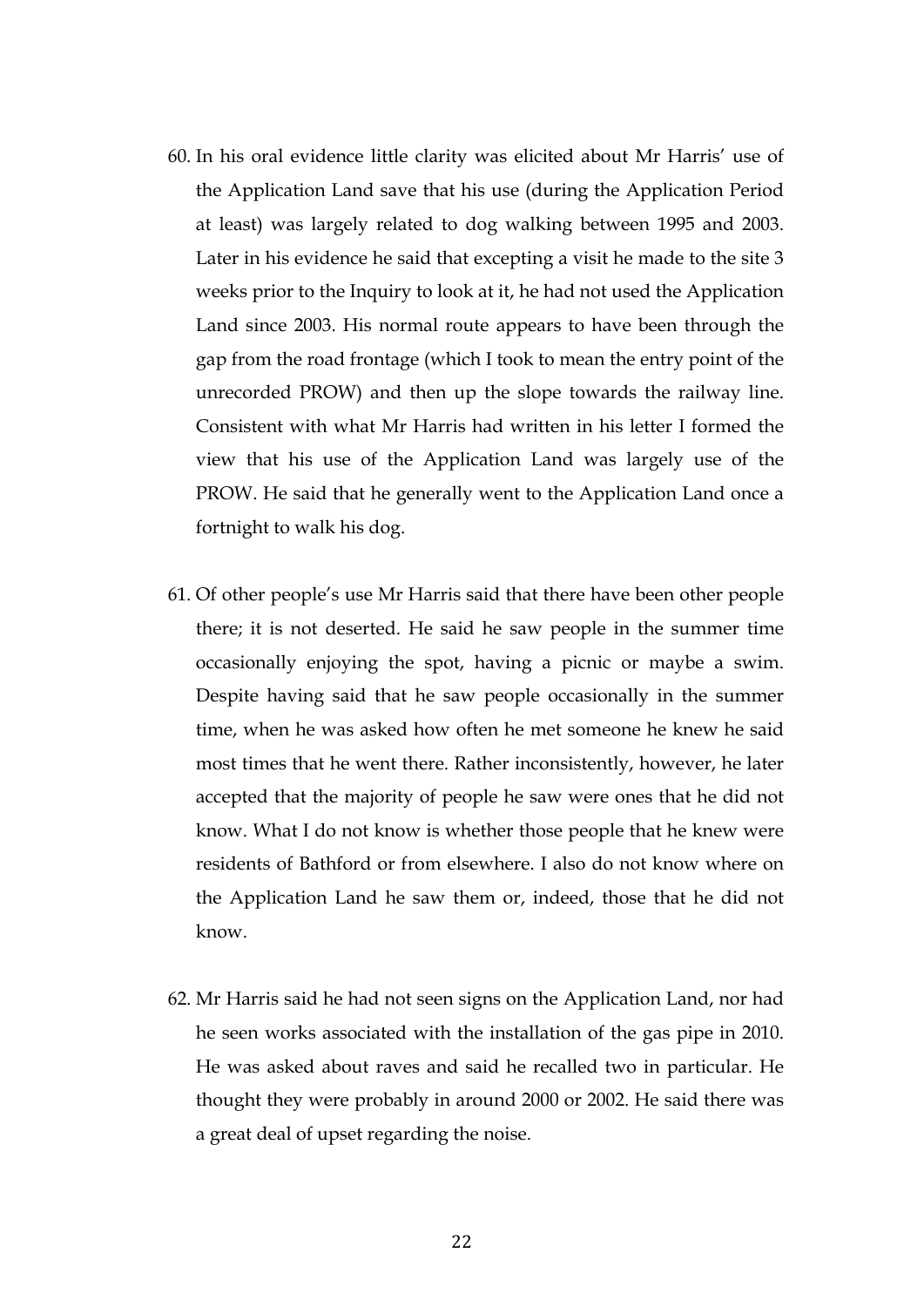60. In his oral evidence little clarity was elicited about Mr Harris' use of the Application Land save that his use (during the Application Period at least) was largely related to dog walking between 1995 and 2003. Later in his evidence he said that excepting a visit he made to the site 3 weeks prior to the Inquiry to look at it, he had not used the Application Land since 2003. His normal route appears to have been through the gap from the road frontage (which I took to mean the entry point of the unrecorded PROW) and then up the slope towards the railway line. Consistent with what Mr Harris had written in his letter I formed the view that his use of the Application Land was largely use of the PROW. He said that he generally went to the Application Land once a fortnight to walk his dog.

61. Of other people's use Mr Harris said that there have been other people there; it is not deserted. He said he saw people in the summer time occasionally enjoying the spot, having a picnic or maybe a swim. Despite having said that he saw people occasionally in the summer time, when he was asked how often he met someone he knew he said most times that he went there. Rather inconsistently, however, he later accepted that the majority of people he saw were ones that he did not know. What I do not know is whether those people that he knew were residents of Bathford or from elsewhere. I also do not know where on the Application Land he saw them or, indeed, those that he did not know.

62. Mr Harris said he had not seen signs on the Application Land, nor had he seen works associated with the installation of the gas pipe in 2010. He was asked about raves and said he recalled two in particular. He thought they were probably in around 2000 or 2002. He said there was a great deal of upset regarding the noise.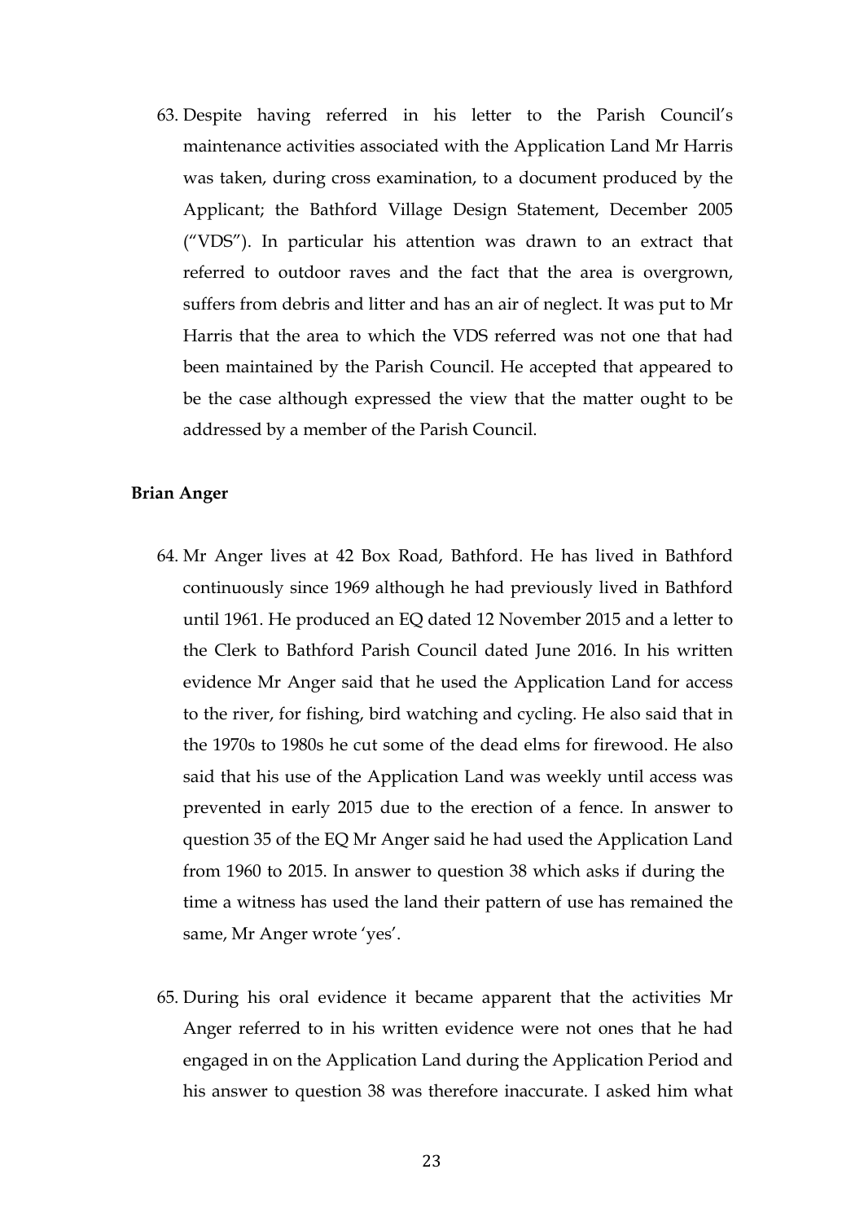63. Despite having referred in his letter to the Parish Council's maintenance activities associated with the Application Land Mr Harris was taken, during cross examination, to a document produced by the Applicant; the Bathford Village Design Statement, December 2005 ("VDS"). In particular his attention was drawn to an extract that referred to outdoor raves and the fact that the area is overgrown, suffers from debris and litter and has an air of neglect. It was put to Mr Harris that the area to which the VDS referred was not one that had been maintained by the Parish Council. He accepted that appeared to be the case although expressed the view that the matter ought to be addressed by a member of the Parish Council.

**Brian Anger**

64. Mr Anger lives at 42 Box Road, Bathford. He has lived in Bathford continuously since 1969 although he had previously lived in Bathford until 1961. He produced an EQ dated 12 November 2015 and a letter to the Clerk to Bathford Parish Council dated June 2016. In his written evidence Mr Anger said that he used the Application Land for access to the river, for fishing, bird watching and cycling. He also said that in the 1970s to 1980s he cut some of the dead elms for firewood. He also said that his use of the Application Land was weekly until access was prevented in early 2015 due to the erection of a fence. In answer to question 35 of the EQ Mr Anger said he had used the Application Land from 1960 to 2015. In answer to question 38 which asks if during the time a witness has used the land their pattern of use has remained the same, Mr Anger wrote 'yes'.

65. During his oral evidence it became apparent that the activities Mr Anger referred to in his written evidence were not ones that he had engaged in on the Application Land during the Application Period and his answer to question 38 was therefore inaccurate. I asked him what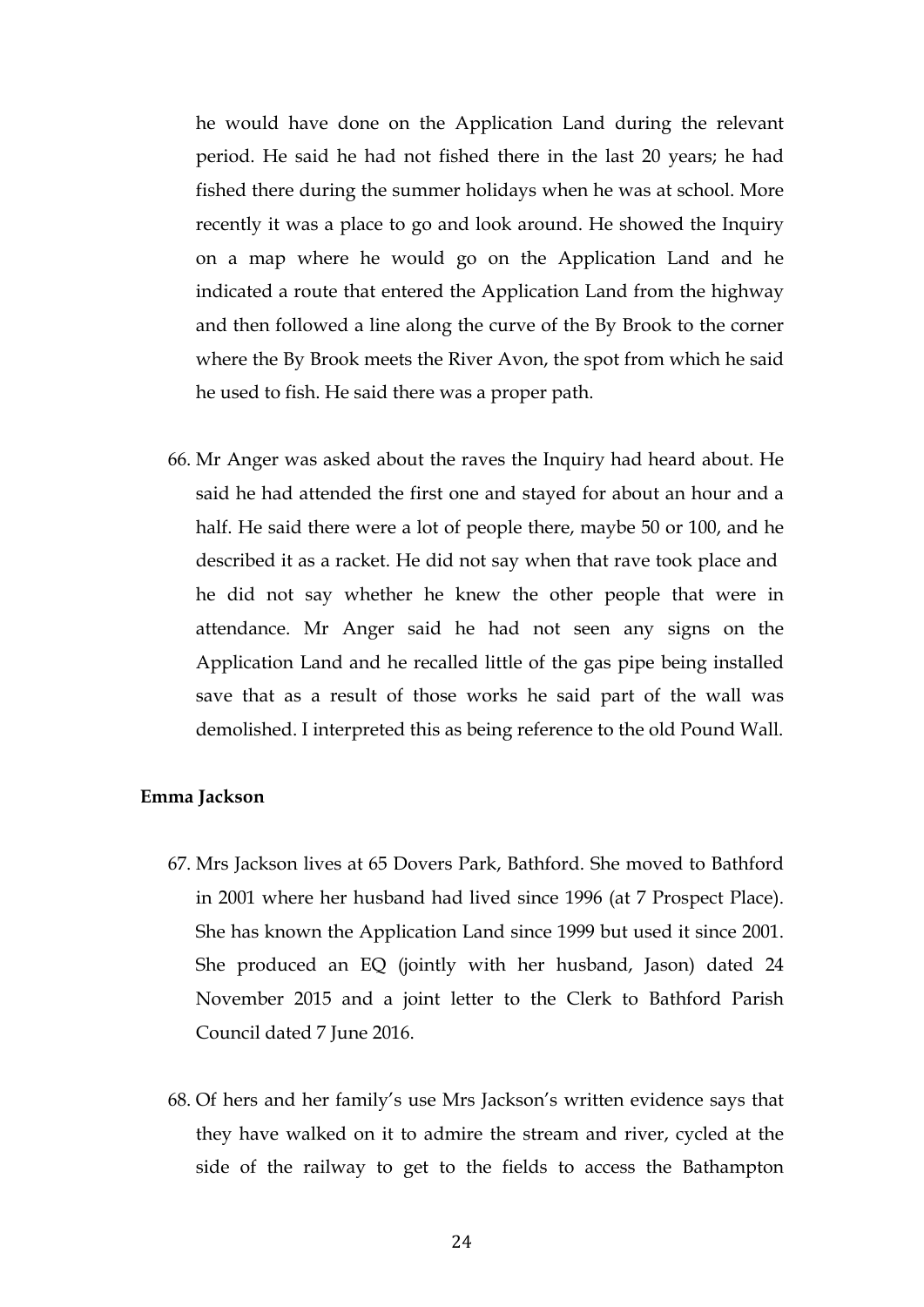he would have done on the Application Land during the relevant period. He said he had not fished there in the last 20 years; he had fished there during the summer holidays when he was at school. More recently it was a place to go and look around. He showed the Inquiry on a map where he would go on the Application Land and he indicated a route that entered the Application Land from the highway and then followed a line along the curve of the By Brook to the corner where the By Brook meets the River Avon, the spot from which he said he used to fish. He said there was a proper path.

66. Mr Anger was asked about the raves the Inquiry had heard about. He said he had attended the first one and stayed for about an hour and a half. He said there were a lot of people there, maybe 50 or 100, and he described it as a racket. He did not say when that rave took place and he did not say whether he knew the other people that were in attendance. Mr Anger said he had not seen any signs on the Application Land and he recalled little of the gas pipe being installed save that as a result of those works he said part of the wall was demolished. I interpreted this as being reference to the old Pound Wall.

**Emma Jackson**

67. Mrs Jackson lives at 65 Dovers Park, Bathford. She moved to Bathford in 2001 where her husband had lived since 1996 (at 7 Prospect Place). She has known the Application Land since 1999 but used it since 2001. She produced an EQ (jointly with her husband, Jason) dated 24 November 2015 and a joint letter to the Clerk to Bathford Parish Council dated 7 June 2016.

68. Of hers and her family's use Mrs Jackson's written evidence says that they have walked on it to admire the stream and river, cycled at the side of the railway to get to the fields to access the Bathampton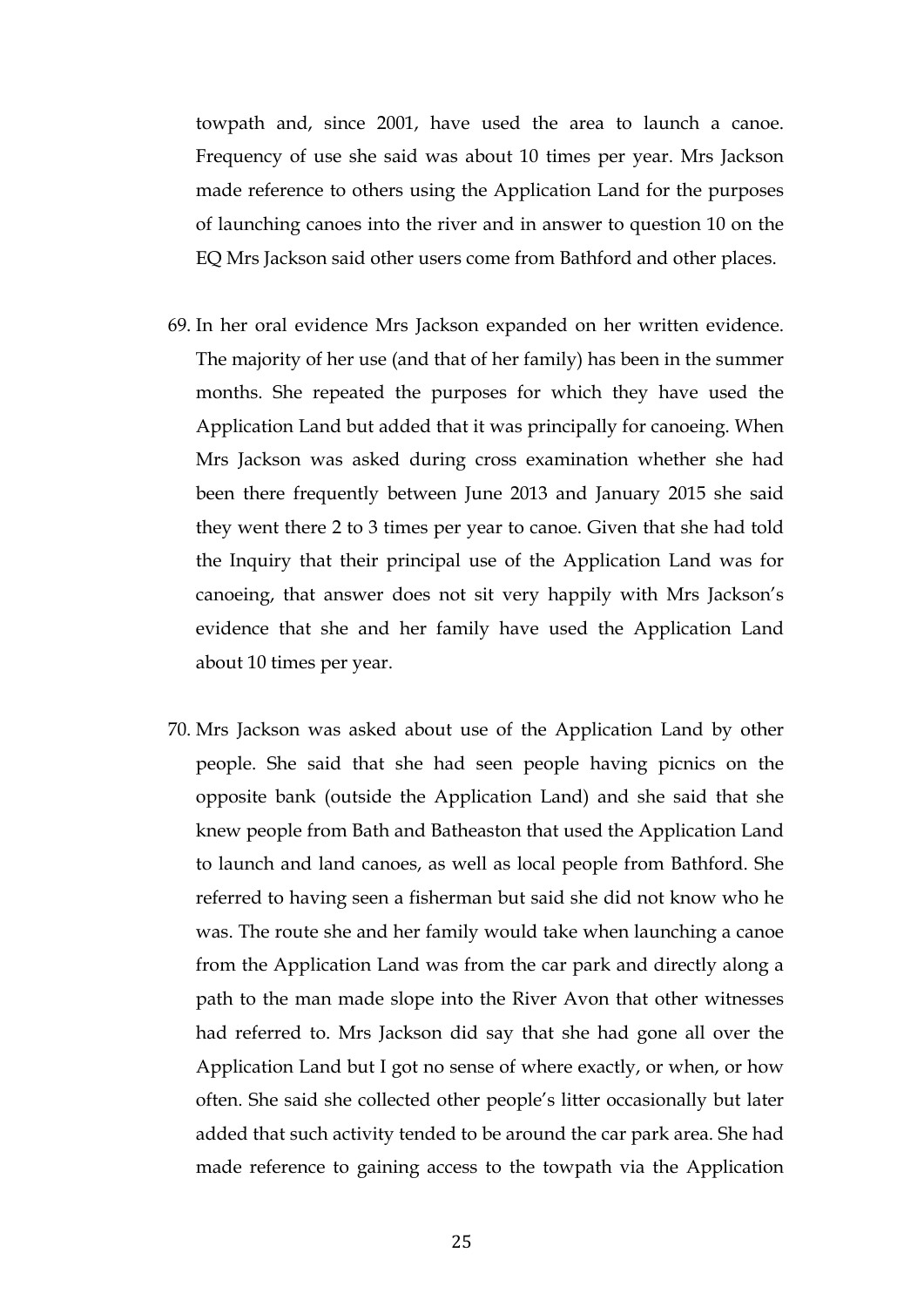towpath and, since 2001, have used the area to launch a canoe. Frequency of use she said was about 10 times per year. Mrs Jackson made reference to others using the Application Land for the purposes of launching canoes into the river and in answer to question 10 on the EQ Mrs Jackson said other users come from Bathford and other places.

69. In her oral evidence Mrs Jackson expanded on her written evidence. The majority of her use (and that of her family) has been in the summer months. She repeated the purposes for which they have used the Application Land but added that it was principally for canoeing. When Mrs Jackson was asked during cross examination whether she had been there frequently between June 2013 and January 2015 she said they went there 2 to 3 times per year to canoe. Given that she had told the Inquiry that their principal use of the Application Land was for canoeing, that answer does not sit very happily with Mrs Jackson's evidence that she and her family have used the Application Land about 10 times per year.

70. Mrs Jackson was asked about use of the Application Land by other people. She said that she had seen people having picnics on the opposite bank (outside the Application Land) and she said that she knew people from Bath and Batheaston that used the Application Land to launch and land canoes, as well as local people from Bathford. She referred to having seen a fisherman but said she did not know who he was. The route she and her family would take when launching a canoe from the Application Land was from the car park and directly along a path to the man made slope into the River Avon that other witnesses had referred to. Mrs Jackson did say that she had gone all over the Application Land but I got no sense of where exactly, or when, or how often. She said she collected other people's litter occasionally but later added that such activity tended to be around the car park area. She had made reference to gaining access to the towpath via the Application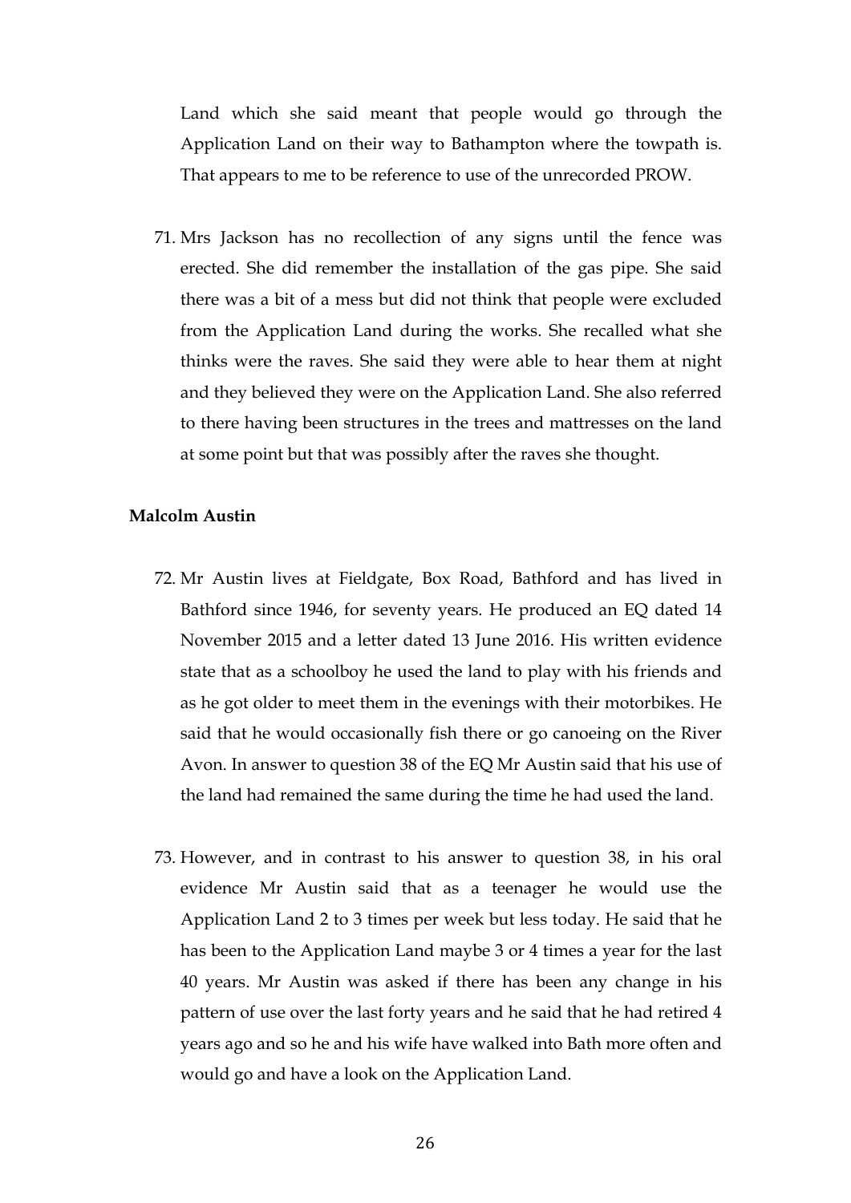Land which she said meant that people would go through the Application Land on their way to Bathampton where the towpath is. That appears to me to be reference to use of the unrecorded PROW.

71. Mrs Jackson has no recollection of any signs until the fence was erected. She did remember the installation of the gas pipe. She said there was a bit of a mess but did not think that people were excluded from the Application Land during the works. She recalled what she thinks were the raves. She said they were able to hear them at night and they believed they were on the Application Land. She also referred to there having been structures in the trees and mattresses on the land at some point but that was possibly after the raves she thought.

**Malcolm Austin**

72. Mr Austin lives at Fieldgate, Box Road, Bathford and has lived in Bathford since 1946, for seventy years. He produced an EQ dated 14 November 2015 and a letter dated 13 June 2016. His written evidence state that as a schoolboy he used the land to play with his friends and as he got older to meet them in the evenings with their motorbikes. He said that he would occasionally fish there or go canoeing on the River Avon. In answer to question 38 of the EQ Mr Austin said that his use of the land had remained the same during the time he had used the land.

73. However, and in contrast to his answer to question 38, in his oral evidence Mr Austin said that as a teenager he would use the Application Land 2 to 3 times per week but less today. He said that he has been to the Application Land maybe 3 or 4 times a year for the last 40 years. Mr Austin was asked if there has been any change in his pattern of use over the last forty years and he said that he had retired 4 years ago and so he and his wife have walked into Bath more often and would go and have a look on the Application Land.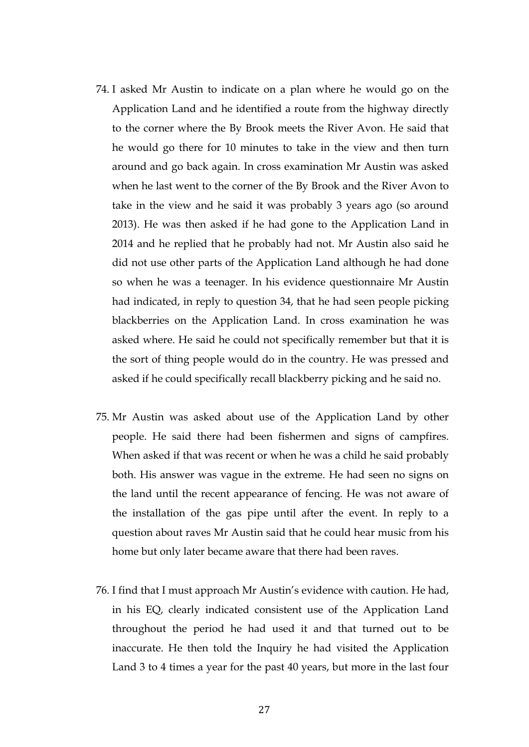74. I asked Mr Austin to indicate on a plan where he would go on the Application Land and he identified a route from the highway directly to the corner where the By Brook meets the River Avon. He said that he would go there for 10 minutes to take in the view and then turn around and go back again. In cross examination Mr Austin was asked when he last went to the corner of the By Brook and the River Avon to take in the view and he said it was probably 3 years ago (so around 2013). He was then asked if he had gone to the Application Land in 2014 and he replied that he probably had not. Mr Austin also said he did not use other parts of the Application Land although he had done so when he was a teenager. In his evidence questionnaire Mr Austin had indicated, in reply to question 34, that he had seen people picking blackberries on the Application Land. In cross examination he was asked where. He said he could not specifically remember but that it is the sort of thing people would do in the country. He was pressed and asked if he could specifically recall blackberry picking and he said no.

75. Mr Austin was asked about use of the Application Land by other people. He said there had been fishermen and signs of campfires. When asked if that was recent or when he was a child he said probably both. His answer was vague in the extreme. He had seen no signs on the land until the recent appearance of fencing. He was not aware of the installation of the gas pipe until after the event. In reply to a question about raves Mr Austin said that he could hear music from his home but only later became aware that there had been raves.

76. I find that I must approach Mr Austin's evidence with caution. He had, in his EQ, clearly indicated consistent use of the Application Land throughout the period he had used it and that turned out to be inaccurate. He then told the Inquiry he had visited the Application Land 3 to 4 times a year for the past 40 years, but more in the last four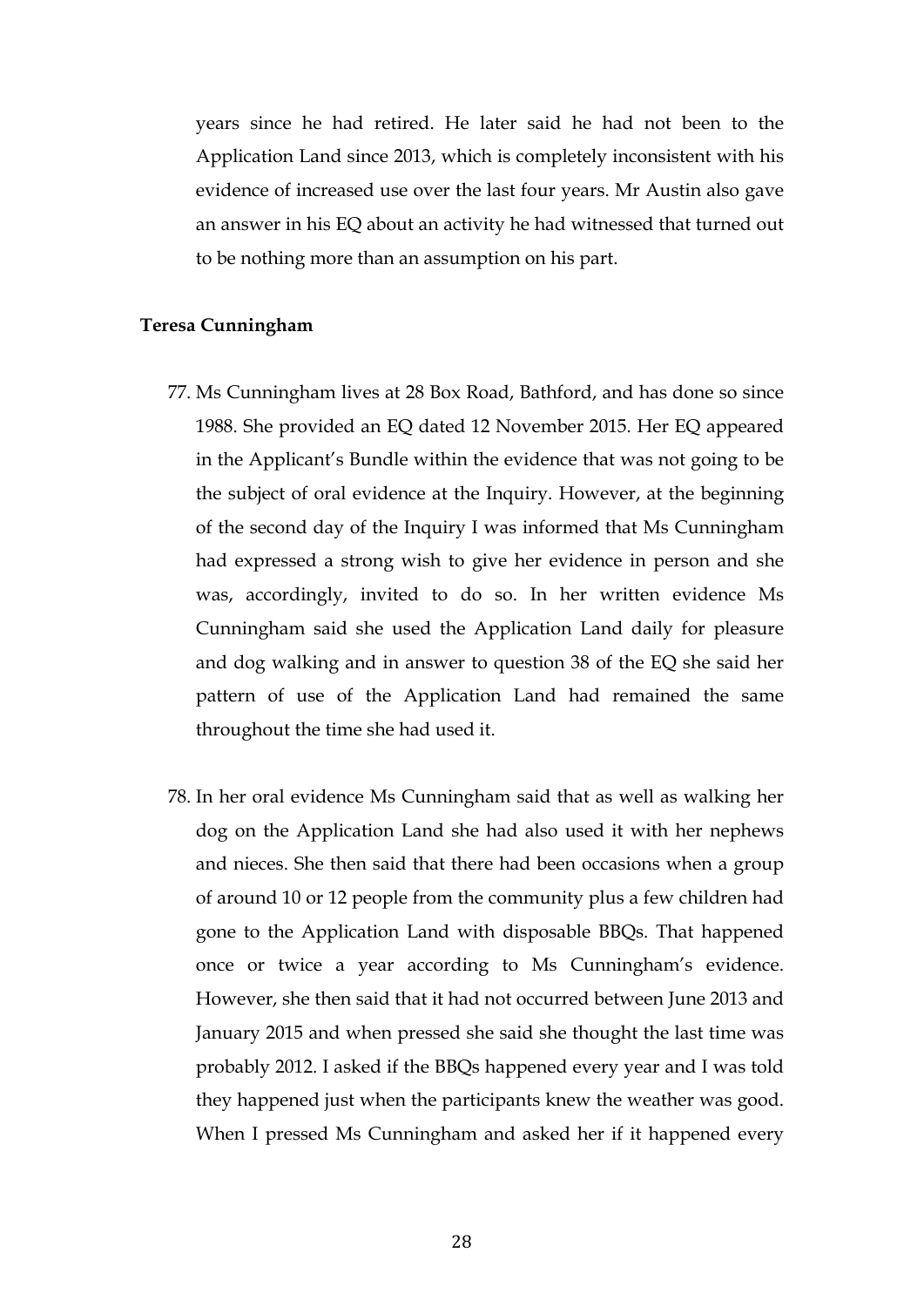years since he had retired. He later said he had not been to the Application Land since 2013, which is completely inconsistent with his evidence of increased use over the last four years. Mr Austin also gave an answer in his EQ about an activity he had witnessed that turned out to be nothing more than an assumption on his part.

**Teresa Cunningham**

77. Ms Cunningham lives at 28 Box Road, Bathford, and has done so since 1988. She provided an EQ dated 12 November 2015. Her EQ appeared in the Applicant's Bundle within the evidence that was not going to be the subject of oral evidence at the Inquiry. However, at the beginning of the second day of the Inquiry I was informed that Ms Cunningham had expressed a strong wish to give her evidence in person and she was, accordingly, invited to do so. In her written evidence Ms Cunningham said she used the Application Land daily for pleasure and dog walking and in answer to question 38 of the EQ she said her pattern of use of the Application Land had remained the same throughout the time she had used it.

78. In her oral evidence Ms Cunningham said that as well as walking her dog on the Application Land she had also used it with her nephews and nieces. She then said that there had been occasions when a group of around 10 or 12 people from the community plus a few children had gone to the Application Land with disposable BBQs. That happened once or twice a year according to Ms Cunningham's evidence. However, she then said that it had not occurred between June 2013 and January 2015 and when pressed she said she thought the last time was probably 2012. I asked if the BBQs happened every year and I was told they happened just when the participants knew the weather was good. When I pressed Ms Cunningham and asked her if it happened every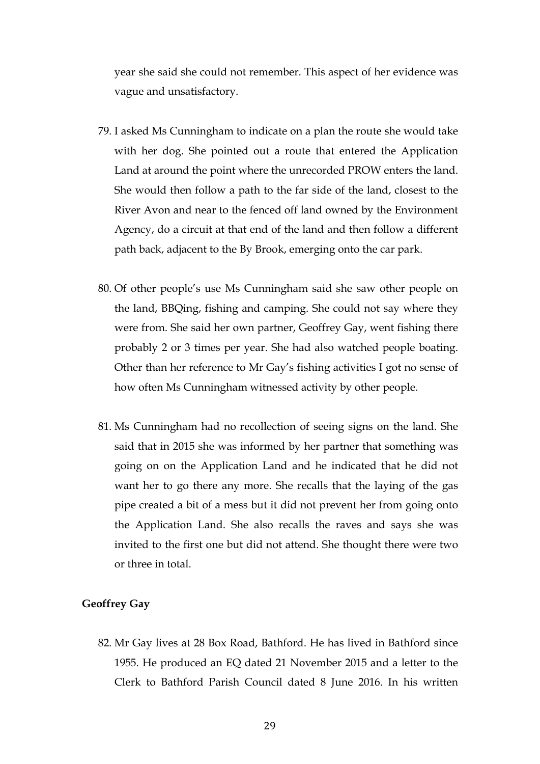year she said she could not remember. This aspect of her evidence was vague and unsatisfactory.

79. I asked Ms Cunningham to indicate on a plan the route she would take with her dog. She pointed out a route that entered the Application Land at around the point where the unrecorded PROW enters the land. She would then follow a path to the far side of the land, closest to the River Avon and near to the fenced off land owned by the Environment Agency, do a circuit at that end of the land and then follow a different path back, adjacent to the By Brook, emerging onto the car park.

80. Of other people's use Ms Cunningham said she saw other people on the land, BBQing, fishing and camping. She could not say where they were from. She said her own partner, Geoffrey Gay, went fishing there probably 2 or 3 times per year. She had also watched people boating. Other than her reference to Mr Gay's fishing activities I got no sense of how often Ms Cunningham witnessed activity by other people.

81. Ms Cunningham had no recollection of seeing signs on the land. She said that in 2015 she was informed by her partner that something was going on on the Application Land and he indicated that he did not want her to go there any more. She recalls that the laying of the gas pipe created a bit of a mess but it did not prevent her from going onto the Application Land. She also recalls the raves and says she was invited to the first one but did not attend. She thought there were two or three in total.

**Geoffrey Gay**

82. Mr Gay lives at 28 Box Road, Bathford. He has lived in Bathford since 1955. He produced an EQ dated 21 November 2015 and a letter to the Clerk to Bathford Parish Council dated 8 June 2016. In his written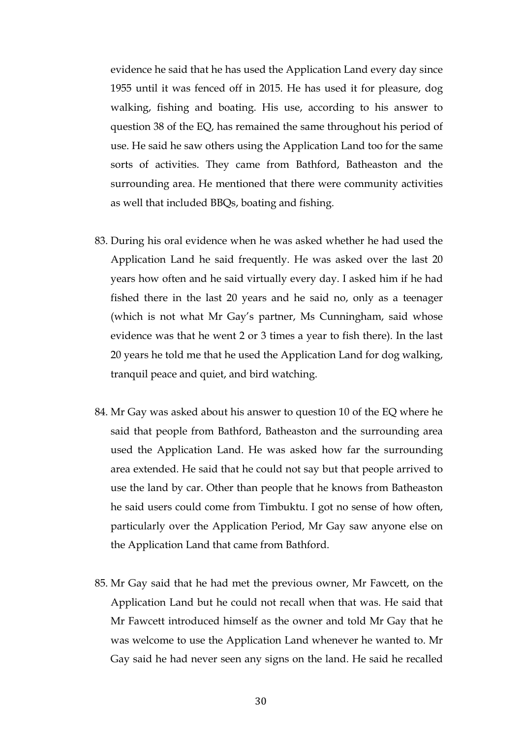evidence he said that he has used the Application Land every day since 1955 until it was fenced off in 2015. He has used it for pleasure, dog walking, fishing and boating. His use, according to his answer to question 38 of the EQ, has remained the same throughout his period of use. He said he saw others using the Application Land too for the same sorts of activities. They came from Bathford, Batheaston and the surrounding area. He mentioned that there were community activities as well that included BBQs, boating and fishing.

83. During his oral evidence when he was asked whether he had used the Application Land he said frequently. He was asked over the last 20 years how often and he said virtually every day. I asked him if he had fished there in the last 20 years and he said no, only as a teenager (which is not what Mr Gay's partner, Ms Cunningham, said whose evidence was that he went 2 or 3 times a year to fish there). In the last 20 years he told me that he used the Application Land for dog walking, tranquil peace and quiet, and bird watching.

84. Mr Gay was asked about his answer to question 10 of the EQ where he said that people from Bathford, Batheaston and the surrounding area used the Application Land. He was asked how far the surrounding area extended. He said that he could not say but that people arrived to use the land by car. Other than people that he knows from Batheaston he said users could come from Timbuktu. I got no sense of how often, particularly over the Application Period, Mr Gay saw anyone else on the Application Land that came from Bathford.

85. Mr Gay said that he had met the previous owner, Mr Fawcett, on the Application Land but he could not recall when that was. He said that Mr Fawcett introduced himself as the owner and told Mr Gay that he was welcome to use the Application Land whenever he wanted to. Mr Gay said he had never seen any signs on the land. He said he recalled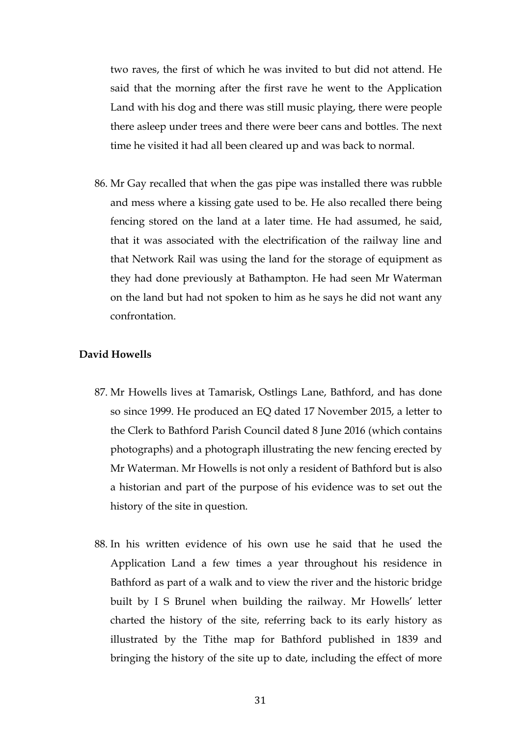two raves, the first of which he was invited to but did not attend. He said that the morning after the first rave he went to the Application Land with his dog and there was still music playing, there were people there asleep under trees and there were beer cans and bottles. The next time he visited it had all been cleared up and was back to normal.

86. Mr Gay recalled that when the gas pipe was installed there was rubble and mess where a kissing gate used to be. He also recalled there being fencing stored on the land at a later time. He had assumed, he said, that it was associated with the electrification of the railway line and that Network Rail was using the land for the storage of equipment as they had done previously at Bathampton. He had seen Mr Waterman on the land but had not spoken to him as he says he did not want any confrontation.

**David Howells**

87. Mr Howells lives at Tamarisk, Ostlings Lane, Bathford, and has done so since 1999. He produced an EQ dated 17 November 2015, a letter to the Clerk to Bathford Parish Council dated 8 June 2016 (which contains photographs) and a photograph illustrating the new fencing erected by Mr Waterman. Mr Howells is not only a resident of Bathford but is also a historian and part of the purpose of his evidence was to set out the history of the site in question.

88. In his written evidence of his own use he said that he used the Application Land a few times a year throughout his residence in Bathford as part of a walk and to view the river and the historic bridge built by I S Brunel when building the railway. Mr Howells' letter charted the history of the site, referring back to its early history as illustrated by the Tithe map for Bathford published in 1839 and bringing the history of the site up to date, including the effect of more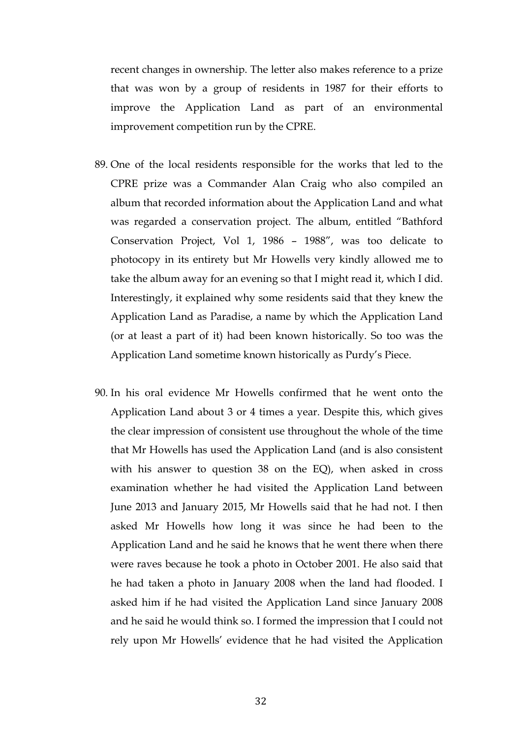recent changes in ownership. The letter also makes reference to a prize that was won by a group of residents in 1987 for their efforts to improve the Application Land as part of an environmental improvement competition run by the CPRE.

89. One of the local residents responsible for the works that led to the CPRE prize was a Commander Alan Craig who also compiled an album that recorded information about the Application Land and what was regarded a conservation project. The album, entitled "Bathford Conservation Project, Vol 1, 1986 – 1988", was too delicate to photocopy in its entirety but Mr Howells very kindly allowed me to take the album away for an evening so that I might read it, which I did. Interestingly, it explained why some residents said that they knew the Application Land as Paradise, a name by which the Application Land (or at least a part of it) had been known historically. So too was the Application Land sometime known historically as Purdy's Piece.

90. In his oral evidence Mr Howells confirmed that he went onto the Application Land about 3 or 4 times a year. Despite this, which gives the clear impression of consistent use throughout the whole of the time that Mr Howells has used the Application Land (and is also consistent with his answer to question 38 on the EQ), when asked in cross examination whether he had visited the Application Land between June 2013 and January 2015, Mr Howells said that he had not. I then asked Mr Howells how long it was since he had been to the Application Land and he said he knows that he went there when there were raves because he took a photo in October 2001. He also said that he had taken a photo in January 2008 when the land had flooded. I asked him if he had visited the Application Land since January 2008 and he said he would think so. I formed the impression that I could not rely upon Mr Howells' evidence that he had visited the Application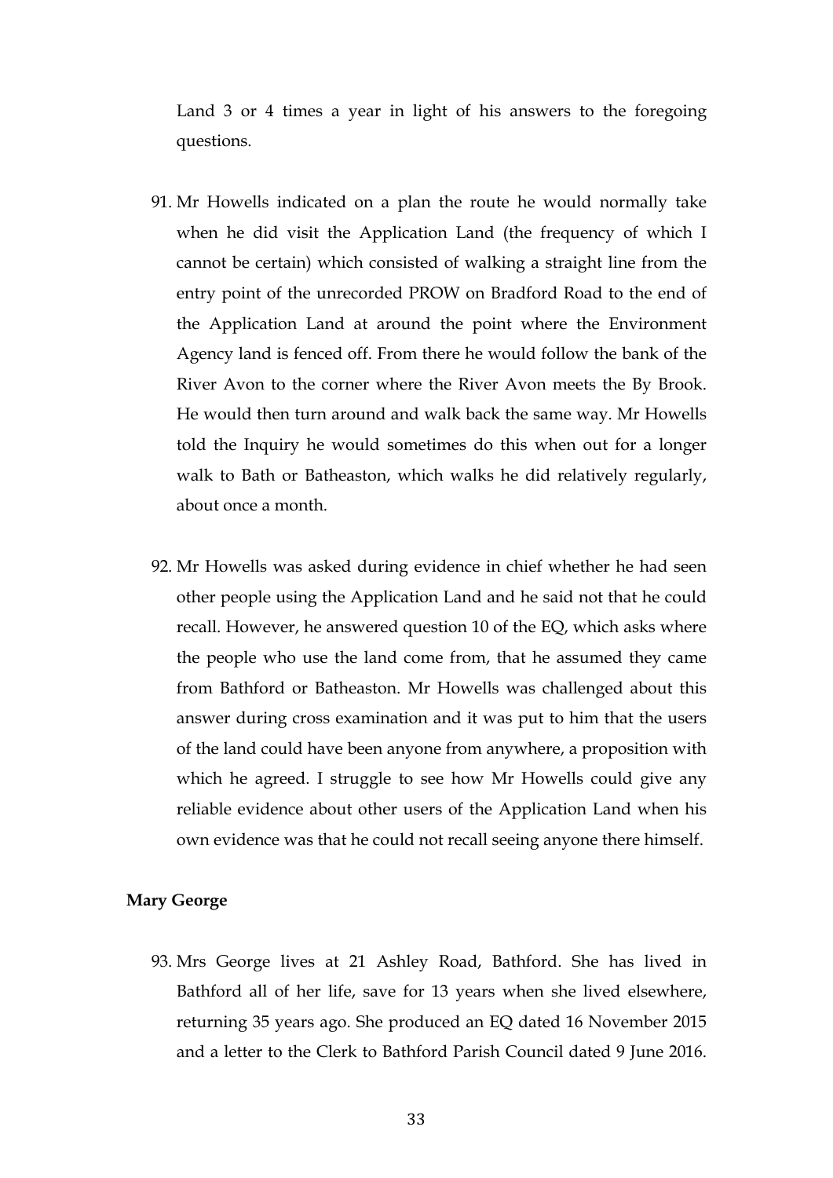Land 3 or 4 times a year in light of his answers to the foregoing questions.

91. Mr Howells indicated on a plan the route he would normally take when he did visit the Application Land (the frequency of which I cannot be certain) which consisted of walking a straight line from the entry point of the unrecorded PROW on Bradford Road to the end of the Application Land at around the point where the Environment Agency land is fenced off. From there he would follow the bank of the River Avon to the corner where the River Avon meets the By Brook. He would then turn around and walk back the same way. Mr Howells told the Inquiry he would sometimes do this when out for a longer walk to Bath or Batheaston, which walks he did relatively regularly, about once a month.

92. Mr Howells was asked during evidence in chief whether he had seen other people using the Application Land and he said not that he could recall. However, he answered question 10 of the EQ, which asks where the people who use the land come from, that he assumed they came from Bathford or Batheaston. Mr Howells was challenged about this answer during cross examination and it was put to him that the users of the land could have been anyone from anywhere, a proposition with which he agreed. I struggle to see how Mr Howells could give any reliable evidence about other users of the Application Land when his own evidence was that he could not recall seeing anyone there himself.

**Mary George**

93. Mrs George lives at 21 Ashley Road, Bathford. She has lived in Bathford all of her life, save for 13 years when she lived elsewhere, returning 35 years ago. She produced an EQ dated 16 November 2015 and a letter to the Clerk to Bathford Parish Council dated 9 June 2016.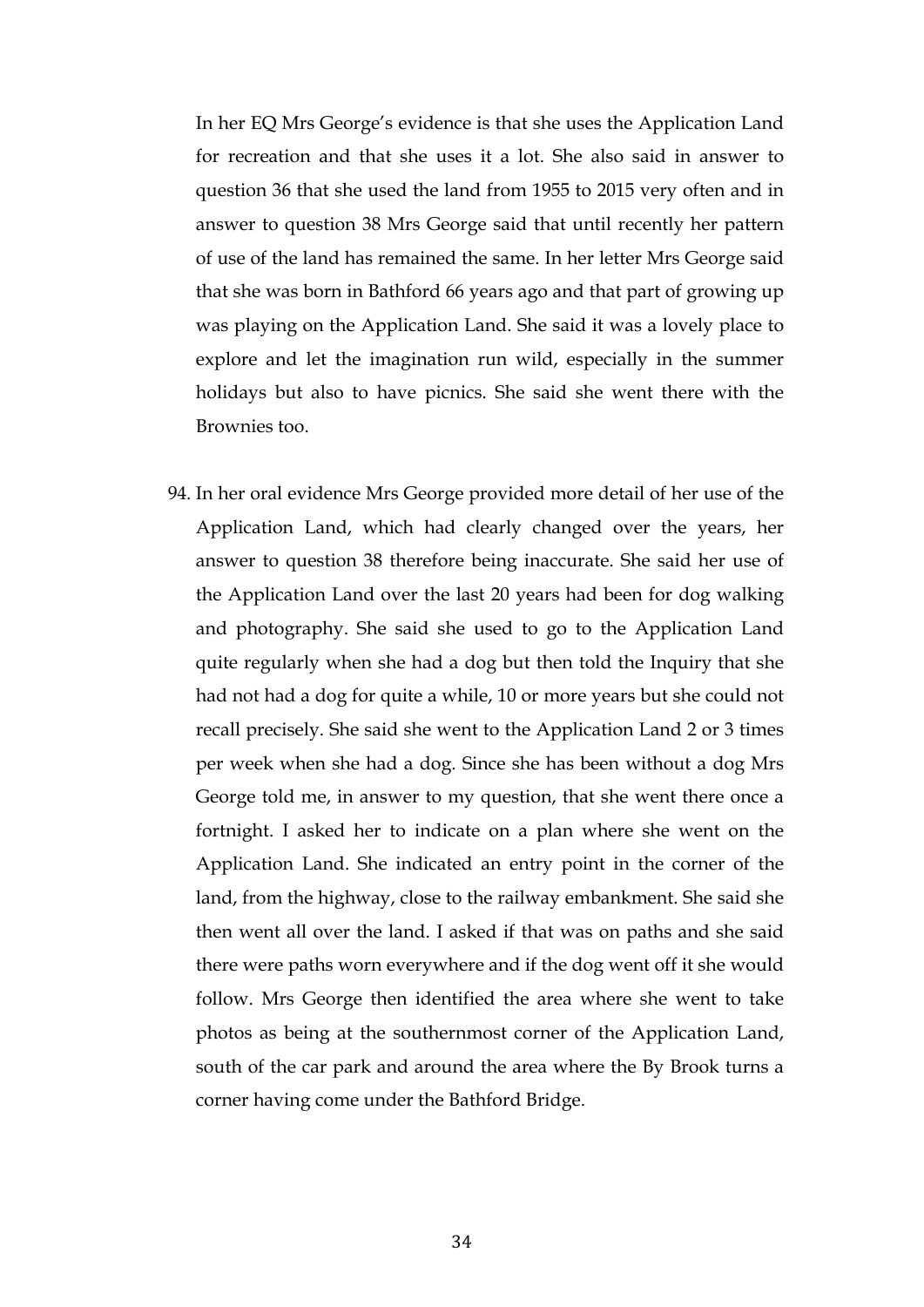In her EQ Mrs George's evidence is that she uses the Application Land for recreation and that she uses it a lot. She also said in answer to question 36 that she used the land from 1955 to 2015 very often and in answer to question 38 Mrs George said that until recently her pattern of use of the land has remained the same. In her letter Mrs George said that she was born in Bathford 66 years ago and that part of growing up was playing on the Application Land. She said it was a lovely place to explore and let the imagination run wild, especially in the summer holidays but also to have picnics. She said she went there with the Brownies too.

94. In her oral evidence Mrs George provided more detail of her use of the Application Land, which had clearly changed over the years, her answer to question 38 therefore being inaccurate. She said her use of the Application Land over the last 20 years had been for dog walking and photography. She said she used to go to the Application Land quite regularly when she had a dog but then told the Inquiry that she had not had a dog for quite a while, 10 or more years but she could not recall precisely. She said she went to the Application Land 2 or 3 times per week when she had a dog. Since she has been without a dog Mrs George told me, in answer to my question, that she went there once a fortnight. I asked her to indicate on a plan where she went on the Application Land. She indicated an entry point in the corner of the land, from the highway, close to the railway embankment. She said she then went all over the land. I asked if that was on paths and she said there were paths worn everywhere and if the dog went off it she would follow. Mrs George then identified the area where she went to take photos as being at the southernmost corner of the Application Land, south of the car park and around the area where the By Brook turns a corner having come under the Bathford Bridge.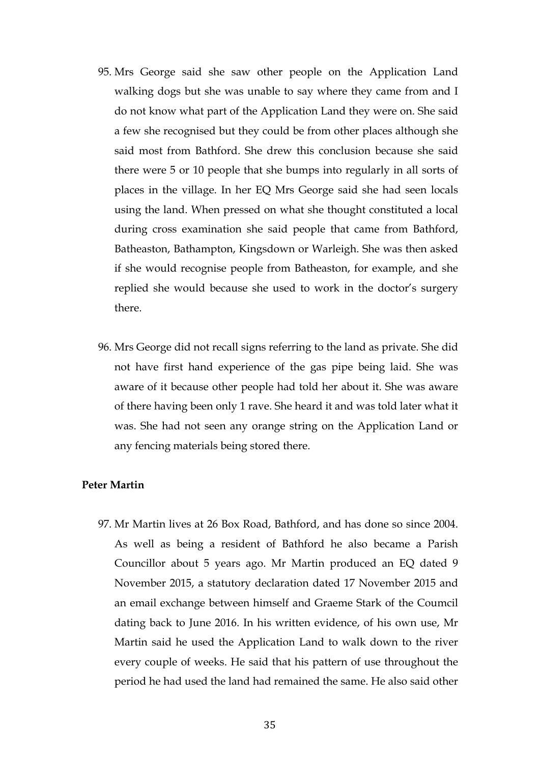95. Mrs George said she saw other people on the Application Land walking dogs but she was unable to say where they came from and I do not know what part of the Application Land they were on. She said a few she recognised but they could be from other places although she said most from Bathford. She drew this conclusion because she said there were 5 or 10 people that she bumps into regularly in all sorts of places in the village. In her EQ Mrs George said she had seen locals using the land. When pressed on what she thought constituted a local during cross examination she said people that came from Bathford, Batheaston, Bathampton, Kingsdown or Warleigh. She was then asked if she would recognise people from Batheaston, for example, and she replied she would because she used to work in the doctor's surgery there.

96. Mrs George did not recall signs referring to the land as private. She did not have first hand experience of the gas pipe being laid. She was aware of it because other people had told her about it. She was aware of there having been only 1 rave. She heard it and was told later what it was. She had not seen any orange string on the Application Land or any fencing materials being stored there.

**Peter Martin**

97. Mr Martin lives at 26 Box Road, Bathford, and has done so since 2004. As well as being a resident of Bathford he also became a Parish Councillor about 5 years ago. Mr Martin produced an EQ dated 9 November 2015, a statutory declaration dated 17 November 2015 and an email exchange between himself and Graeme Stark of the Coumcil dating back to June 2016. In his written evidence, of his own use, Mr Martin said he used the Application Land to walk down to the river every couple of weeks. He said that his pattern of use throughout the period he had used the land had remained the same. He also said other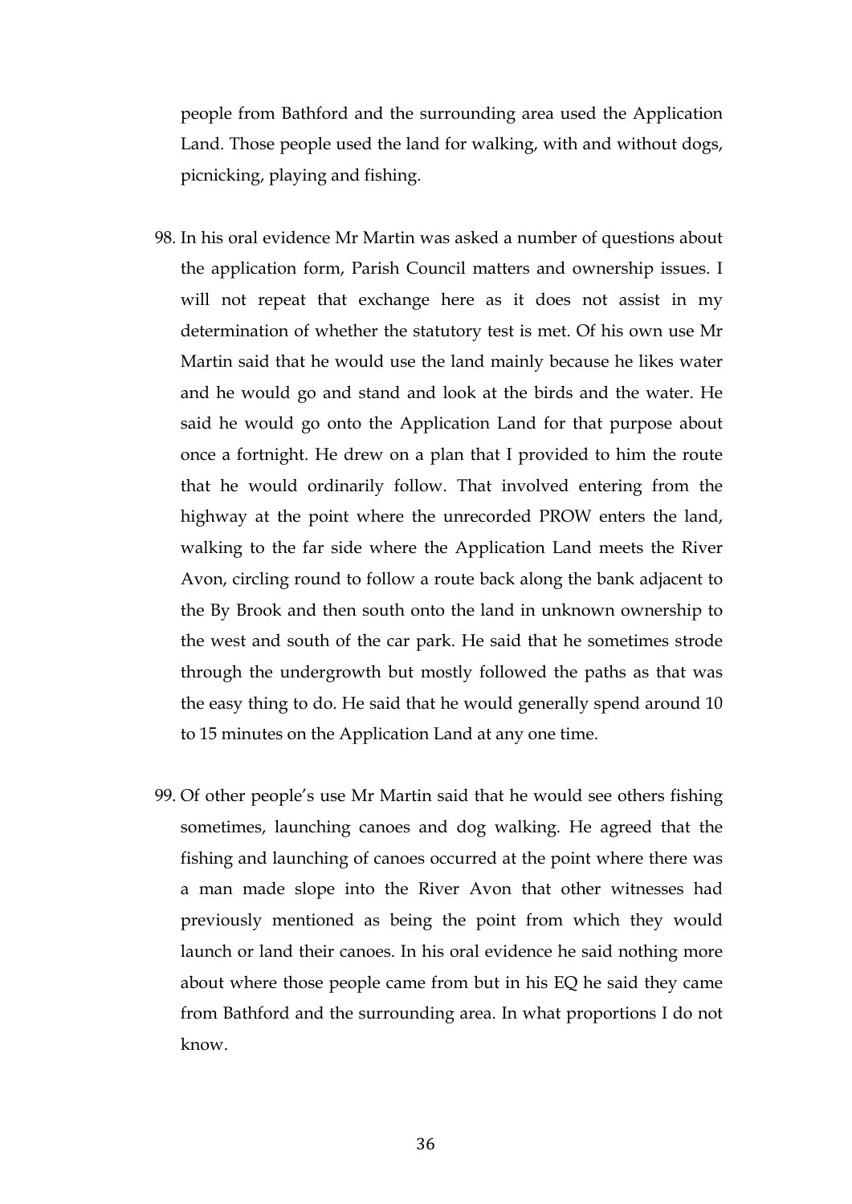people from Bathford and the surrounding area used the Application Land. Those people used the land for walking, with and without dogs, picnicking, playing and fishing.

98. In his oral evidence Mr Martin was asked a number of questions about the application form, Parish Council matters and ownership issues. I will not repeat that exchange here as it does not assist in my determination of whether the statutory test is met. Of his own use Mr Martin said that he would use the land mainly because he likes water and he would go and stand and look at the birds and the water. He said he would go onto the Application Land for that purpose about once a fortnight. He drew on a plan that I provided to him the route that he would ordinarily follow. That involved entering from the highway at the point where the unrecorded PROW enters the land, walking to the far side where the Application Land meets the River Avon, circling round to follow a route back along the bank adjacent to the By Brook and then south onto the land in unknown ownership to the west and south of the car park. He said that he sometimes strode through the undergrowth but mostly followed the paths as that was the easy thing to do. He said that he would generally spend around 10 to 15 minutes on the Application Land at any one time.

99. Of other people's use Mr Martin said that he would see others fishing sometimes, launching canoes and dog walking. He agreed that the fishing and launching of canoes occurred at the point where there was a man made slope into the River Avon that other witnesses had previously mentioned as being the point from which they would launch or land their canoes. In his oral evidence he said nothing more about where those people came from but in his EQ he said they came from Bathford and the surrounding area. In what proportions I do not know.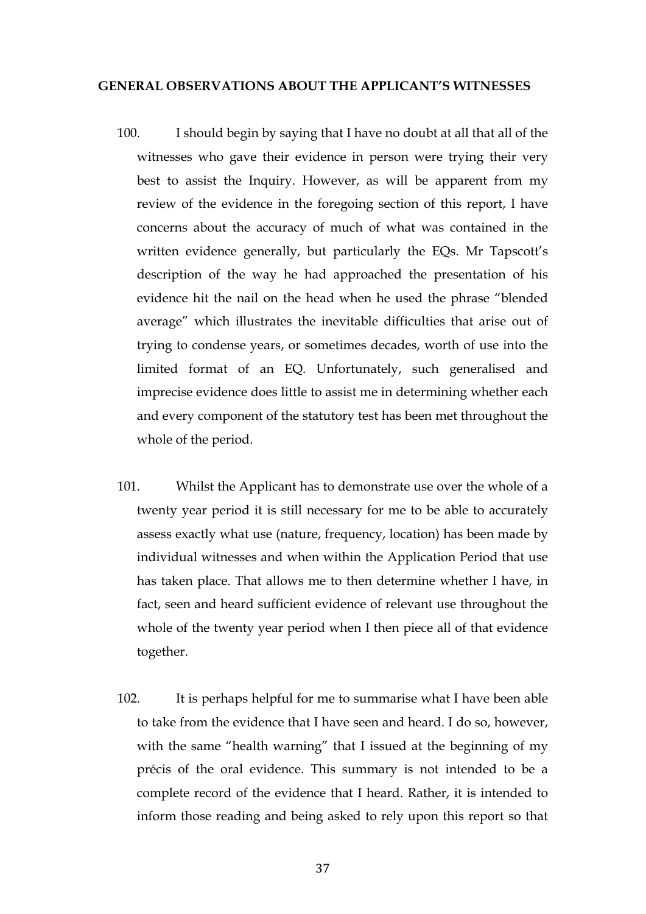## GENERAL OBSERVATIONS ABOUT THE APPLICANT'S WITNESSES

100. I should begin by saying that I have no doubt at all that all of the witnesses who gave their evidence in person were trying their very best to assist the Inquiry. However, as will be apparent from my review of the evidence in the foregoing section of this report, I have concerns about the accuracy of much of what was contained in the written evidence generally, but particularly the EQs. Mr Tapscott's description of the way he had approached the presentation of his evidence hit the nail on the head when he used the phrase "blended average" which illustrates the inevitable difficulties that arise out of trying to condense years, or sometimes decades, worth of use into the limited format of an EQ. Unfortunately, such generalised and imprecise evidence does little to assist me in determining whether each and every component of the statutory test has been met throughout the whole of the period.

101. Whilst the Applicant has to demonstrate use over the whole of a twenty year period it is still necessary for me to be able to accurately assess exactly what use (nature, frequency, location) has been made by individual witnesses and when within the Application Period that use has taken place. That allows me to then determine whether I have, in fact, seen and heard sufficient evidence of relevant use throughout the whole of the twenty year period when I then piece all of that evidence together.

102. It is perhaps helpful for me to summarise what I have been able to take from the evidence that I have seen and heard. I do so, however, with the same "health warning" that I issued at the beginning of my précis of the oral evidence. This summary is not intended to be a complete record of the evidence that I heard. Rather, it is intended to inform those reading and being asked to rely upon this report so that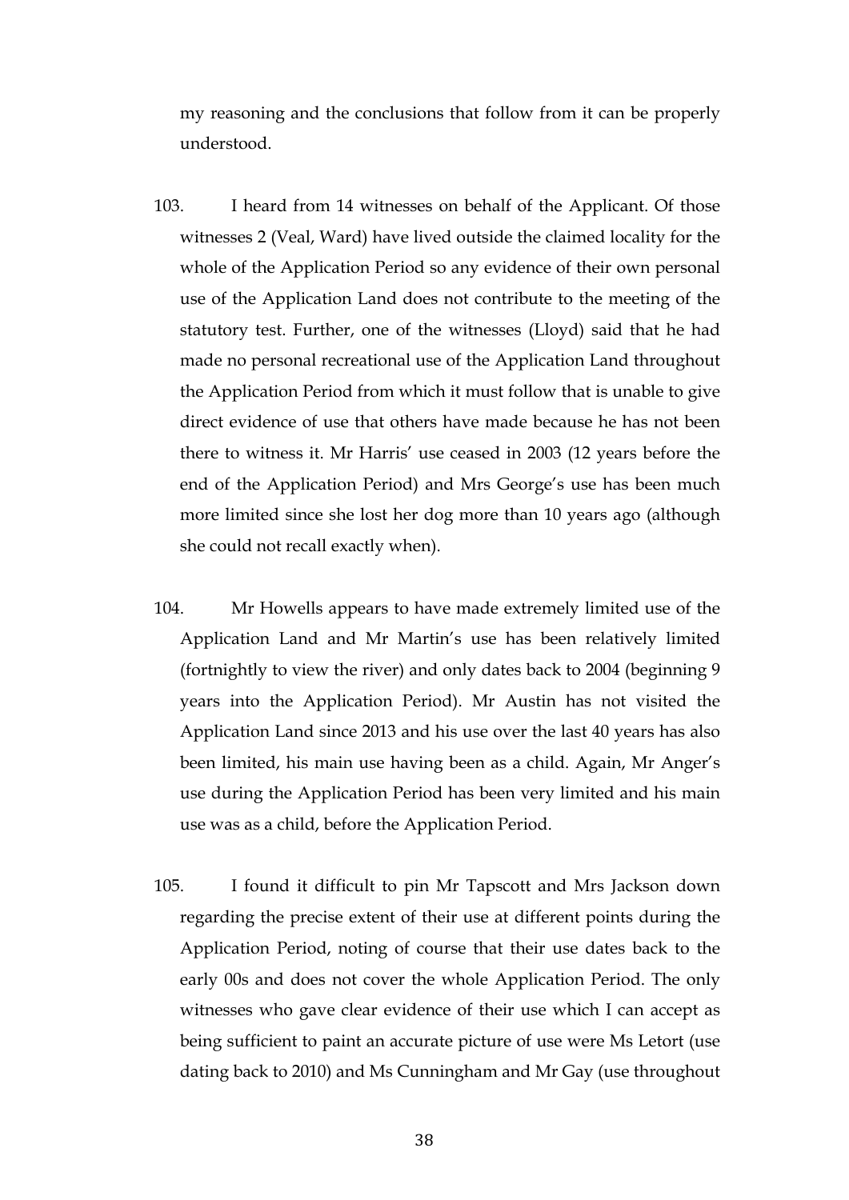my reasoning and the conclusions that follow from it can be properly understood.

103. I heard from 14 witnesses on behalf of the Applicant. Of those witnesses 2 (Veal, Ward) have lived outside the claimed locality for the whole of the Application Period so any evidence of their own personal use of the Application Land does not contribute to the meeting of the statutory test. Further, one of the witnesses (Lloyd) said that he had made no personal recreational use of the Application Land throughout the Application Period from which it must follow that is unable to give direct evidence of use that others have made because he has not been there to witness it. Mr Harris' use ceased in 2003 (12 years before the end of the Application Period) and Mrs George's use has been much more limited since she lost her dog more than 10 years ago (although she could not recall exactly when).

104. Mr Howells appears to have made extremely limited use of the Application Land and Mr Martin's use has been relatively limited (fortnightly to view the river) and only dates back to 2004 (beginning 9 years into the Application Period). Mr Austin has not visited the Application Land since 2013 and his use over the last 40 years has also been limited, his main use having been as a child. Again, Mr Anger's use during the Application Period has been very limited and his main use was as a child, before the Application Period.

105. I found it difficult to pin Mr Tapscott and Mrs Jackson down regarding the precise extent of their use at different points during the Application Period, noting of course that their use dates back to the early 00s and does not cover the whole Application Period. The only witnesses who gave clear evidence of their use which I can accept as being sufficient to paint an accurate picture of use were Ms Letort (use dating back to 2010) and Ms Cunningham and Mr Gay (use throughout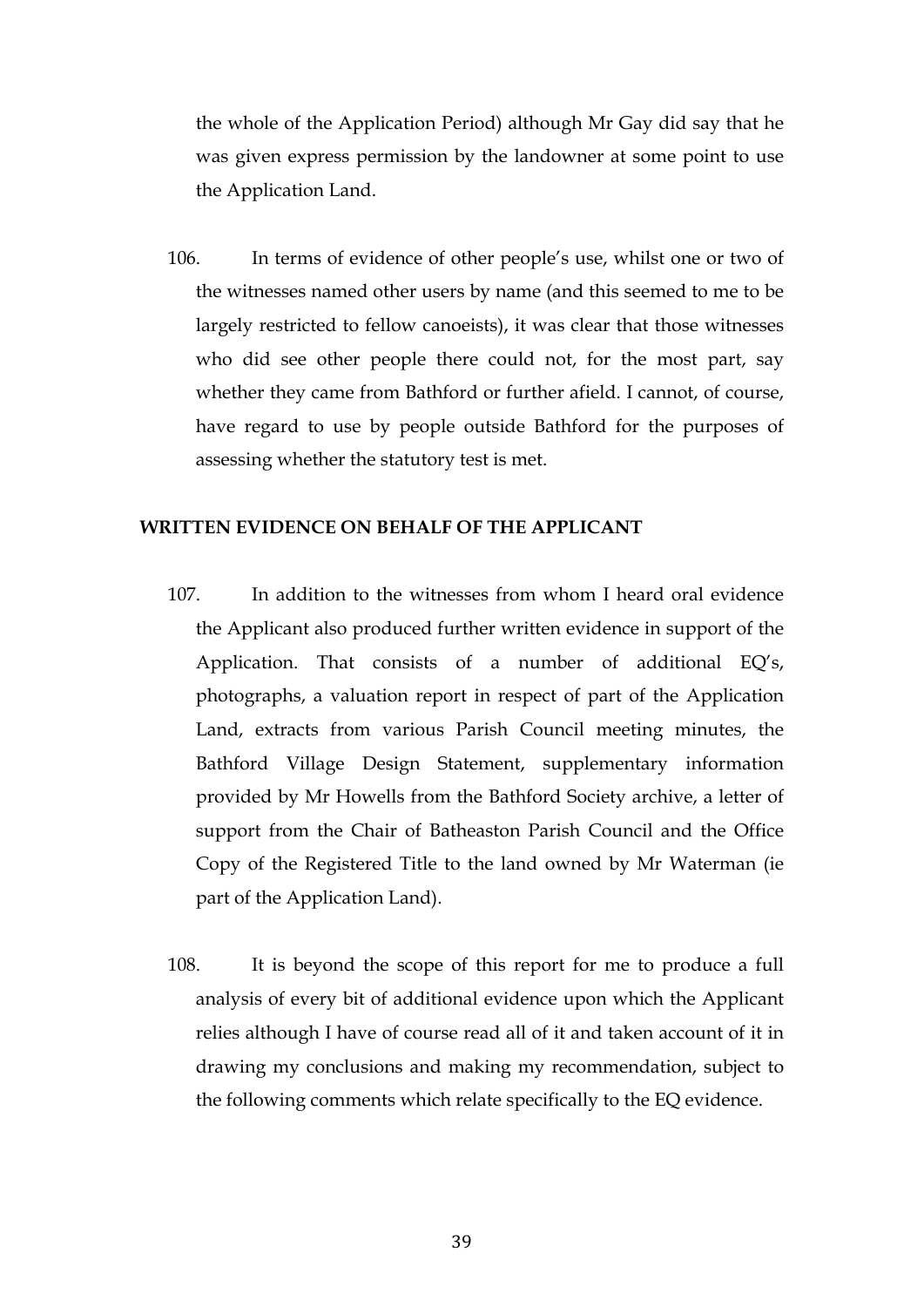the whole of the Application Period) although Mr Gay did say that he was given express permission by the landowner at some point to use the Application Land.

106. In terms of evidence of other people's use, whilst one or two of the witnesses named other users by name (and this seemed to me to be largely restricted to fellow canoeists), it was clear that those witnesses who did see other people there could not, for the most part, say whether they came from Bathford or further afield. I cannot, of course, have regard to use by people outside Bathford for the purposes of assessing whether the statutory test is met.

## WRITTEN EVIDENCE ON BEHALF OF THE APPLICANT

107. In addition to the witnesses from whom I heard oral evidence the Applicant also produced further written evidence in support of the Application. That consists of a number of additional EQ's, photographs, a valuation report in respect of part of the Application Land, extracts from various Parish Council meeting minutes, the Bathford Village Design Statement, supplementary information provided by Mr Howells from the Bathford Society archive, a letter of support from the Chair of Batheaston Parish Council and the Office Copy of the Registered Title to the land owned by Mr Waterman (ie part of the Application Land).

108. It is beyond the scope of this report for me to produce a full analysis of every bit of additional evidence upon which the Applicant relies although I have of course read all of it and taken account of it in drawing my conclusions and making my recommendation, subject to the following comments which relate specifically to the EQ evidence.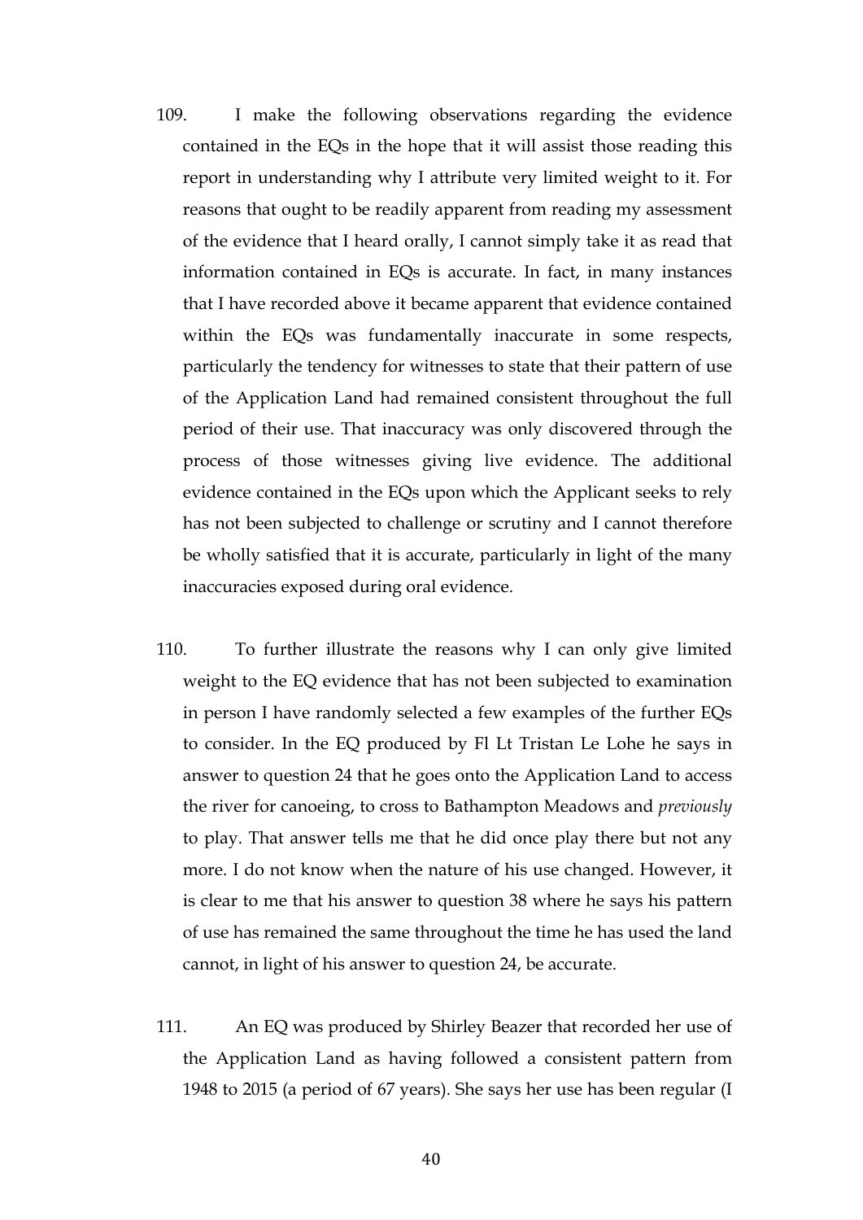109. I make the following observations regarding the evidence contained in the EQs in the hope that it will assist those reading this report in understanding why I attribute very limited weight to it. For reasons that ought to be readily apparent from reading my assessment of the evidence that I heard orally, I cannot simply take it as read that information contained in EQs is accurate. In fact, in many instances that I have recorded above it became apparent that evidence contained within the EQs was fundamentally inaccurate in some respects, particularly the tendency for witnesses to state that their pattern of use of the Application Land had remained consistent throughout the full period of their use. That inaccuracy was only discovered through the process of those witnesses giving live evidence. The additional evidence contained in the EQs upon which the Applicant seeks to rely has not been subjected to challenge or scrutiny and I cannot therefore be wholly satisfied that it is accurate, particularly in light of the many inaccuracies exposed during oral evidence.

110. To further illustrate the reasons why I can only give limited weight to the EQ evidence that has not been subjected to examination in person I have randomly selected a few examples of the further EQs to consider. In the EQ produced by Fl Lt Tristan Le Lohe he says in answer to question 24 that he goes onto the Application Land to access the river for canoeing, to cross to Bathampton Meadows and *previously* to play. That answer tells me that he did once play there but not any more. I do not know when the nature of his use changed. However, it is clear to me that his answer to question 38 where he says his pattern of use has remained the same throughout the time he has used the land cannot, in light of his answer to question 24, be accurate.

111. An EQ was produced by Shirley Beazer that recorded her use of the Application Land as having followed a consistent pattern from 1948 to 2015 (a period of 67 years). She says her use has been regular (I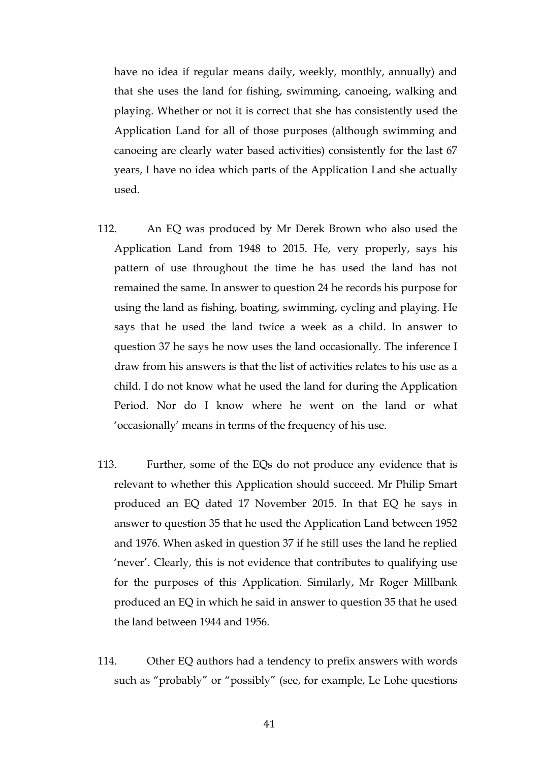have no idea if regular means daily, weekly, monthly, annually) and that she uses the land for fishing, swimming, canoeing, walking and playing. Whether or not it is correct that she has consistently used the Application Land for all of those purposes (although swimming and canoeing are clearly water based activities) consistently for the last 67 years, I have no idea which parts of the Application Land she actually used.

112. An EQ was produced by Mr Derek Brown who also used the Application Land from 1948 to 2015. He, very properly, says his pattern of use throughout the time he has used the land has not remained the same. In answer to question 24 he records his purpose for using the land as fishing, boating, swimming, cycling and playing. He says that he used the land twice a week as a child. In answer to question 37 he says he now uses the land occasionally. The inference I draw from his answers is that the list of activities relates to his use as a child. I do not know what he used the land for during the Application Period. Nor do I know where he went on the land or what 'occasionally' means in terms of the frequency of his use.

113. Further, some of the EQs do not produce any evidence that is relevant to whether this Application should succeed. Mr Philip Smart produced an EQ dated 17 November 2015. In that EQ he says in answer to question 35 that he used the Application Land between 1952 and 1976. When asked in question 37 if he still uses the land he replied 'never'. Clearly, this is not evidence that contributes to qualifying use for the purposes of this Application. Similarly, Mr Roger Millbank produced an EQ in which he said in answer to question 35 that he used the land between 1944 and 1956.

114. Other EQ authors had a tendency to prefix answers with words such as "probably" or "possibly" (see, for example, Le Lohe questions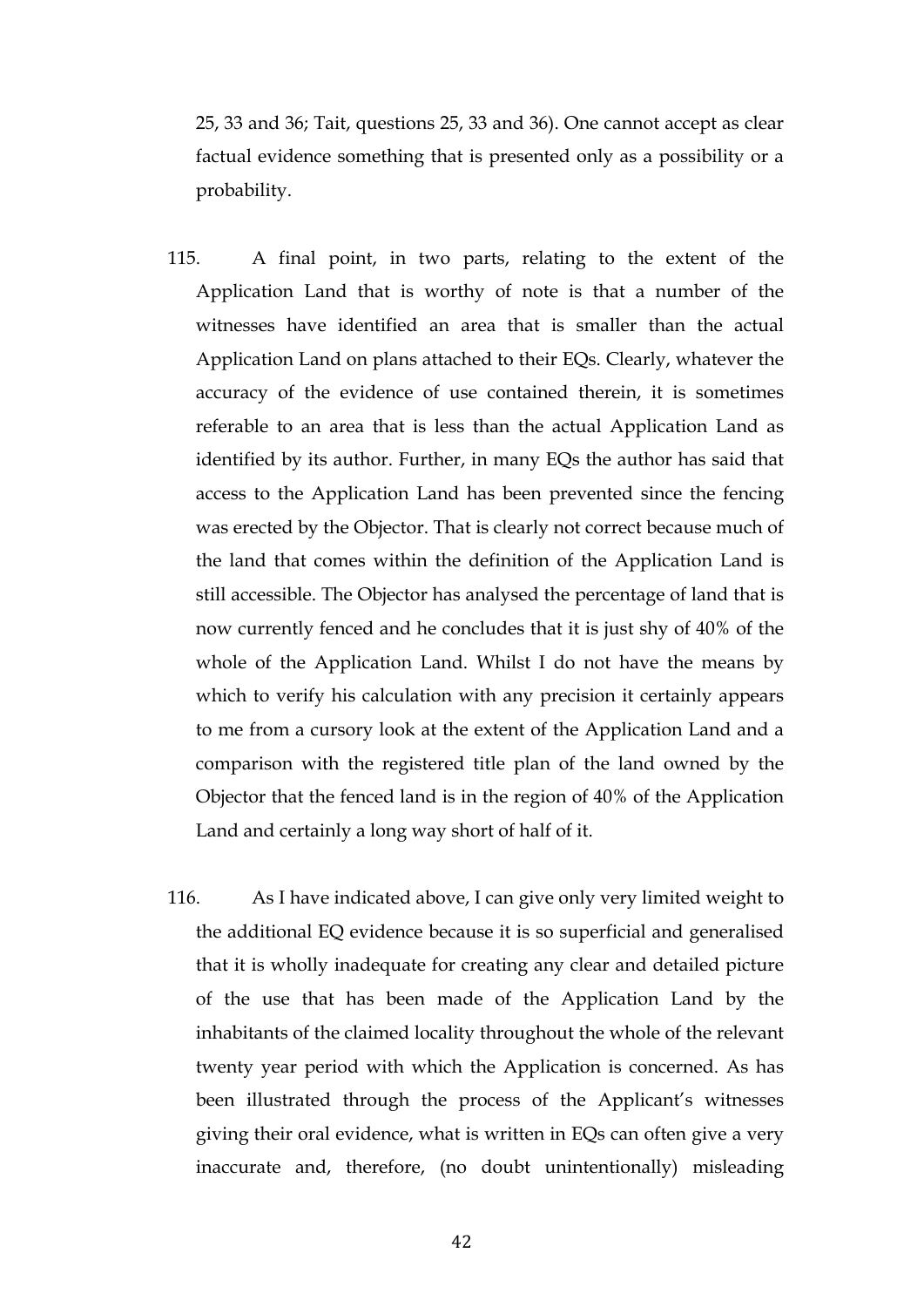25, 33 and 36; Tait, questions 25, 33 and 36). One cannot accept as clear factual evidence something that is presented only as a possibility or a probability.

115. A final point, in two parts, relating to the extent of the Application Land that is worthy of note is that a number of the witnesses have identified an area that is smaller than the actual Application Land on plans attached to their EQs. Clearly, whatever the accuracy of the evidence of use contained therein, it is sometimes referable to an area that is less than the actual Application Land as identified by its author. Further, in many EQs the author has said that access to the Application Land has been prevented since the fencing was erected by the Objector. That is clearly not correct because much of the land that comes within the definition of the Application Land is still accessible. The Objector has analysed the percentage of land that is now currently fenced and he concludes that it is just shy of 40% of the whole of the Application Land. Whilst I do not have the means by which to verify his calculation with any precision it certainly appears to me from a cursory look at the extent of the Application Land and a comparison with the registered title plan of the land owned by the Objector that the fenced land is in the region of 40% of the Application Land and certainly a long way short of half of it.

116. As I have indicated above, I can give only very limited weight to the additional EQ evidence because it is so superficial and generalised that it is wholly inadequate for creating any clear and detailed picture of the use that has been made of the Application Land by the inhabitants of the claimed locality throughout the whole of the relevant twenty year period with which the Application is concerned. As has been illustrated through the process of the Applicant's witnesses giving their oral evidence, what is written in EQs can often give a very inaccurate and, therefore, (no doubt unintentionally) misleading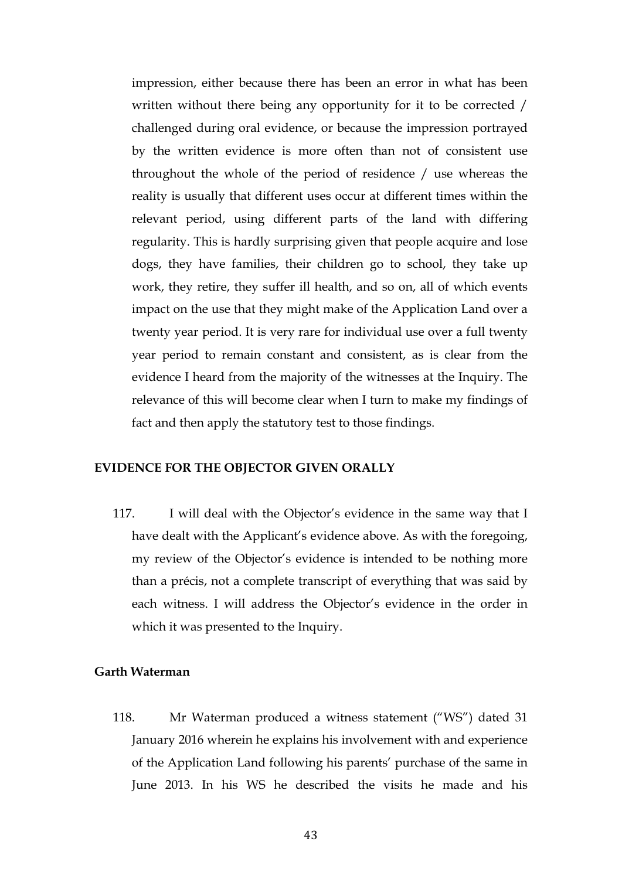impression, either because there has been an error in what has been written without there being any opportunity for it to be corrected / challenged during oral evidence, or because the impression portrayed by the written evidence is more often than not of consistent use throughout the whole of the period of residence / use whereas the reality is usually that different uses occur at different times within the relevant period, using different parts of the land with differing regularity. This is hardly surprising given that people acquire and lose dogs, they have families, their children go to school, they take up work, they retire, they suffer ill health, and so on, all of which events impact on the use that they might make of the Application Land over a twenty year period. It is very rare for individual use over a full twenty year period to remain constant and consistent, as is clear from the evidence I heard from the majority of the witnesses at the Inquiry. The relevance of this will become clear when I turn to make my findings of fact and then apply the statutory test to those findings.

## EVIDENCE FOR THE OBJECTOR GIVEN ORALLY

117. I will deal with the Objector's evidence in the same way that I have dealt with the Applicant's evidence above. As with the foregoing, my review of the Objector's evidence is intended to be nothing more than a précis, not a complete transcript of everything that was said by each witness. I will address the Objector's evidence in the order in which it was presented to the Inquiry.

### Garth Waterman

118. Mr Waterman produced a witness statement ("WS") dated 31 January 2016 wherein he explains his involvement with and experience of the Application Land following his parents' purchase of the same in June 2013. In his WS he described the visits he made and his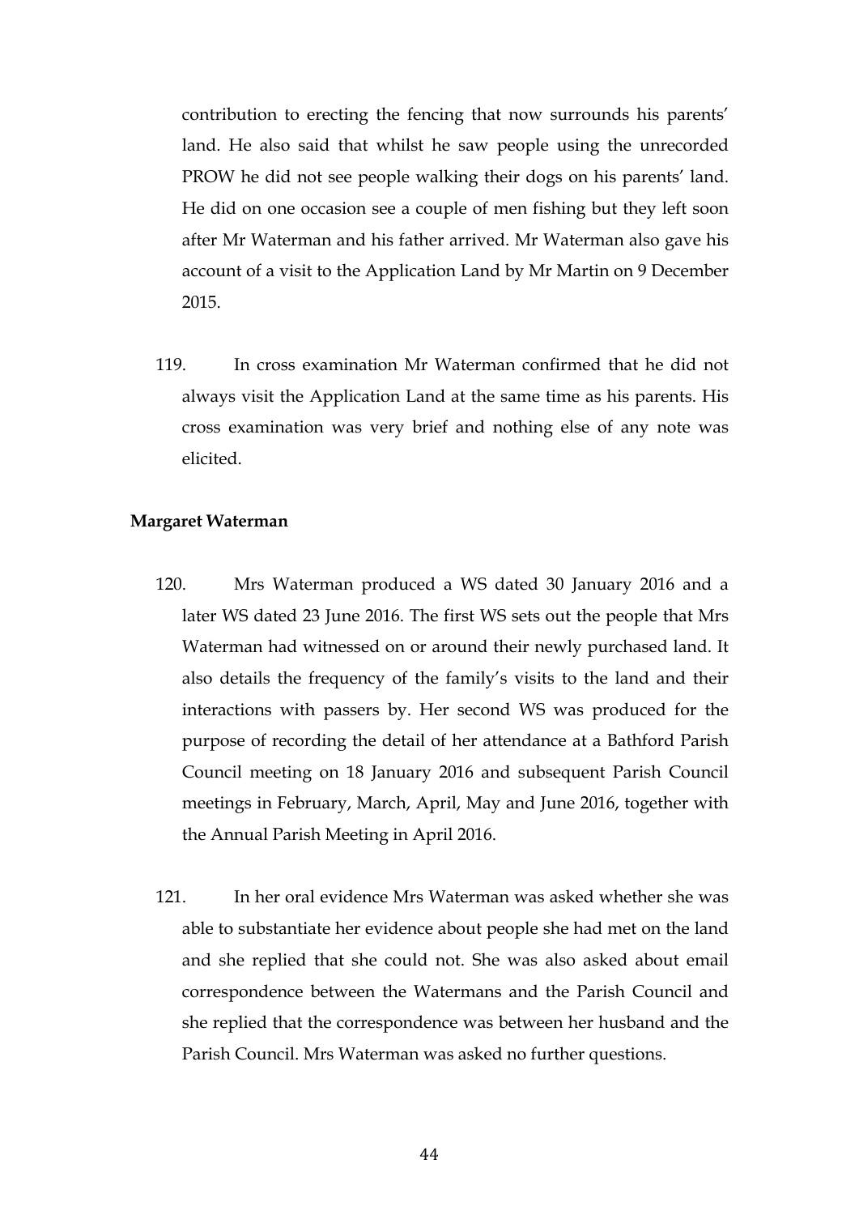contribution to erecting the fencing that now surrounds his parents' land. He also said that whilst he saw people using the unrecorded PROW he did not see people walking their dogs on his parents' land. He did on one occasion see a couple of men fishing but they left soon after Mr Waterman and his father arrived. Mr Waterman also gave his account of a visit to the Application Land by Mr Martin on 9 December 2015.

119. In cross examination Mr Waterman confirmed that he did not always visit the Application Land at the same time as his parents. His cross examination was very brief and nothing else of any note was elicited.

**Margaret Waterman**

120. Mrs Waterman produced a WS dated 30 January 2016 and a later WS dated 23 June 2016. The first WS sets out the people that Mrs Waterman had witnessed on or around their newly purchased land. It also details the frequency of the family's visits to the land and their interactions with passers by. Her second WS was produced for the purpose of recording the detail of her attendance at a Bathford Parish Council meeting on 18 January 2016 and subsequent Parish Council meetings in February, March, April, May and June 2016, together with the Annual Parish Meeting in April 2016.

121. In her oral evidence Mrs Waterman was asked whether she was able to substantiate her evidence about people she had met on the land and she replied that she could not. She was also asked about email correspondence between the Watermans and the Parish Council and she replied that the correspondence was between her husband and the Parish Council. Mrs Waterman was asked no further questions.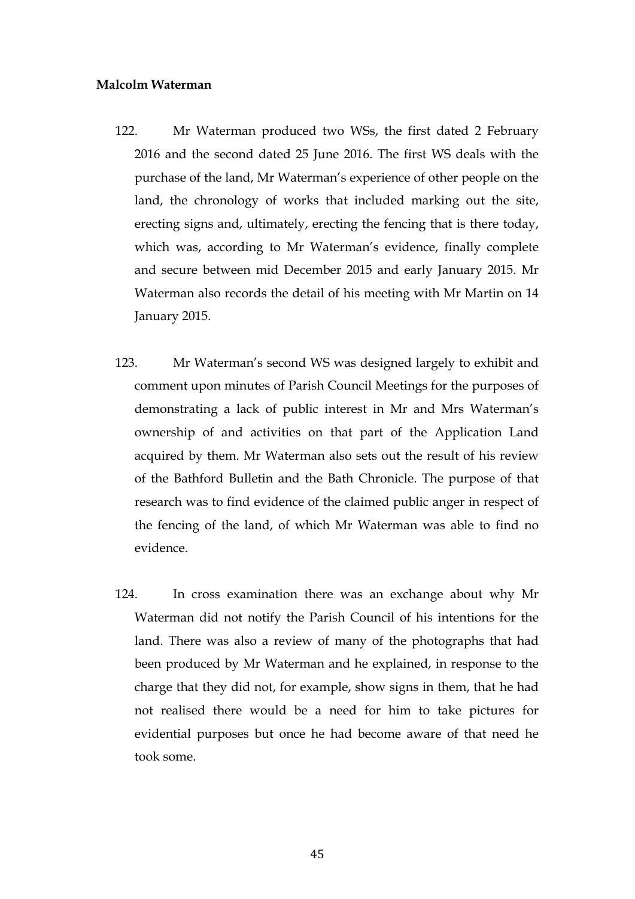**Malcolm Waterman**

122. Mr Waterman produced two WSs, the first dated 2 February 2016 and the second dated 25 June 2016. The first WS deals with the purchase of the land, Mr Waterman's experience of other people on the land, the chronology of works that included marking out the site, erecting signs and, ultimately, erecting the fencing that is there today, which was, according to Mr Waterman's evidence, finally complete and secure between mid December 2015 and early January 2015. Mr Waterman also records the detail of his meeting with Mr Martin on 14 January 2015.

123. Mr Waterman's second WS was designed largely to exhibit and comment upon minutes of Parish Council Meetings for the purposes of demonstrating a lack of public interest in Mr and Mrs Waterman's ownership of and activities on that part of the Application Land acquired by them. Mr Waterman also sets out the result of his review of the Bathford Bulletin and the Bath Chronicle. The purpose of that research was to find evidence of the claimed public anger in respect of the fencing of the land, of which Mr Waterman was able to find no evidence.

124. In cross examination there was an exchange about why Mr Waterman did not notify the Parish Council of his intentions for the land. There was also a review of many of the photographs that had been produced by Mr Waterman and he explained, in response to the charge that they did not, for example, show signs in them, that he had not realised there would be a need for him to take pictures for evidential purposes but once he had become aware of that need he took some.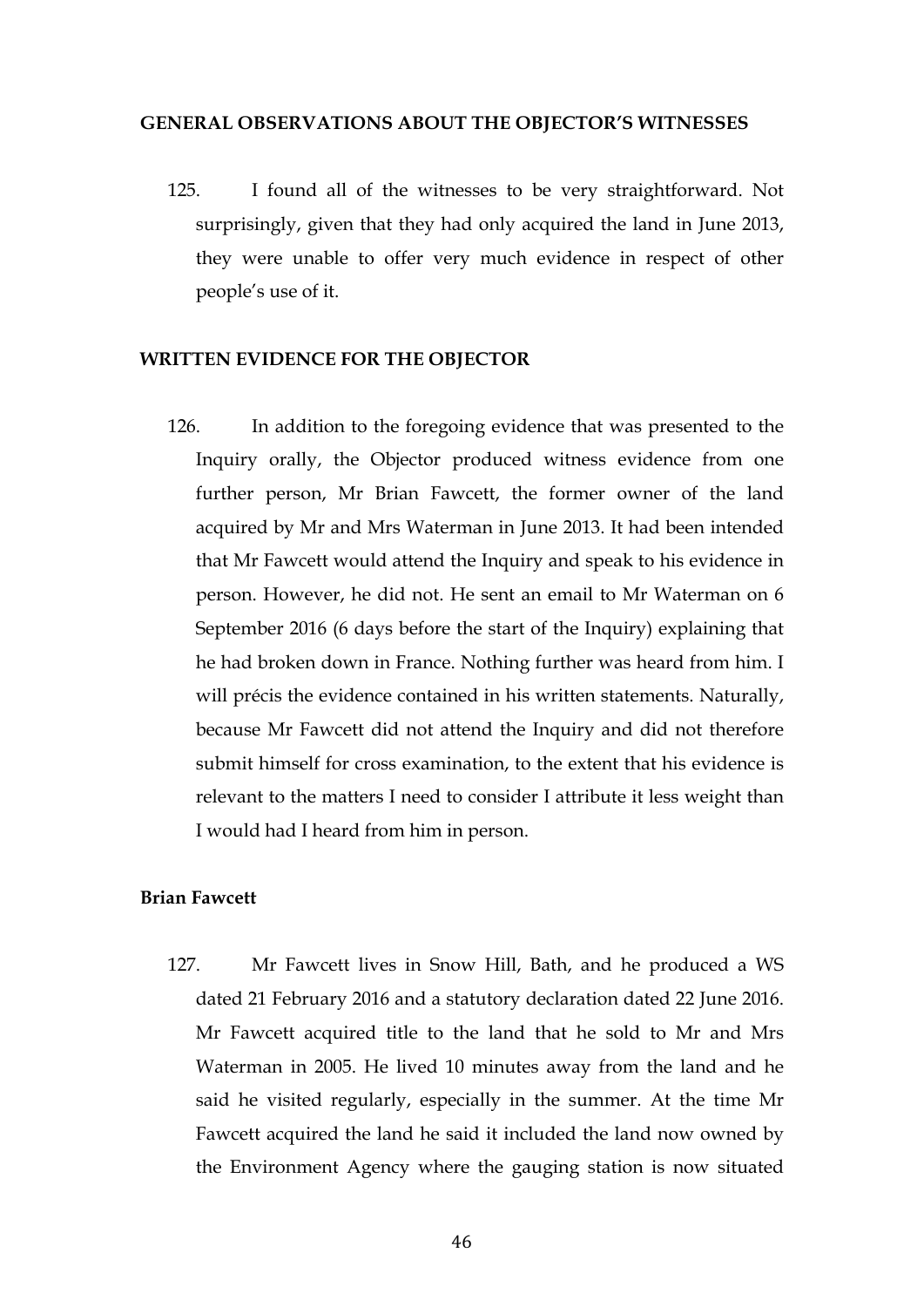## GENERAL OBSERVATIONS ABOUT THE OBJECTOR'S WITNESSES

125. I found all of the witnesses to be very straightforward. Not surprisingly, given that they had only acquired the land in June 2013, they were unable to offer very much evidence in respect of other people's use of it.

## WRITTEN EVIDENCE FOR THE OBJECTOR

126. In addition to the foregoing evidence that was presented to the Inquiry orally, the Objector produced witness evidence from one further person, Mr Brian Fawcett, the former owner of the land acquired by Mr and Mrs Waterman in June 2013. It had been intended that Mr Fawcett would attend the Inquiry and speak to his evidence in person. However, he did not. He sent an email to Mr Waterman on 6 September 2016 (6 days before the start of the Inquiry) explaining that he had broken down in France. Nothing further was heard from him. I will précis the evidence contained in his written statements. Naturally, because Mr Fawcett did not attend the Inquiry and did not therefore submit himself for cross examination, to the extent that his evidence is relevant to the matters I need to consider I attribute it less weight than I would had I heard from him in person.

### Brian Fawcett

127. Mr Fawcett lives in Snow Hill, Bath, and he produced a WS dated 21 February 2016 and a statutory declaration dated 22 June 2016. Mr Fawcett acquired title to the land that he sold to Mr and Mrs Waterman in 2005. He lived 10 minutes away from the land and he said he visited regularly, especially in the summer. At the time Mr Fawcett acquired the land he said it included the land now owned by the Environment Agency where the gauging station is now situated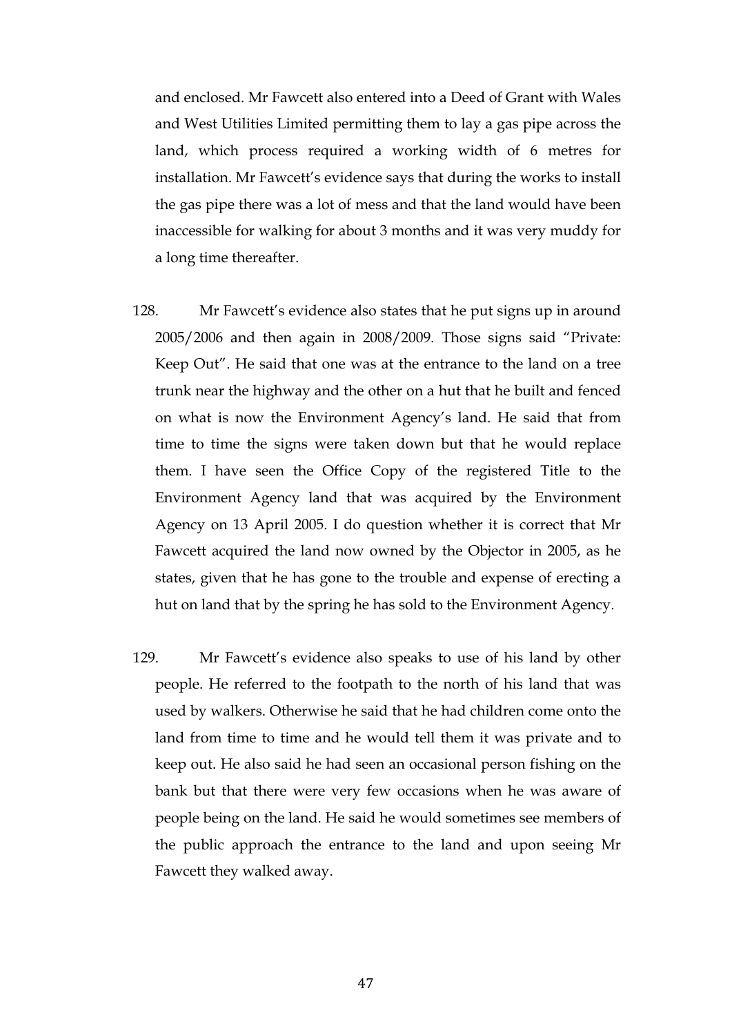and enclosed. Mr Fawcett also entered into a Deed of Grant with Wales and West Utilities Limited permitting them to lay a gas pipe across the land, which process required a working width of 6 metres for installation. Mr Fawcett's evidence says that during the works to install the gas pipe there was a lot of mess and that the land would have been inaccessible for walking for about 3 months and it was very muddy for a long time thereafter.

128. Mr Fawcett's evidence also states that he put signs up in around 2005/2006 and then again in 2008/2009. Those signs said "Private: Keep Out". He said that one was at the entrance to the land on a tree trunk near the highway and the other on a hut that he built and fenced on what is now the Environment Agency's land. He said that from time to time the signs were taken down but that he would replace them. I have seen the Office Copy of the registered Title to the Environment Agency land that was acquired by the Environment Agency on 13 April 2005. I do question whether it is correct that Mr Fawcett acquired the land now owned by the Objector in 2005, as he states, given that he has gone to the trouble and expense of erecting a hut on land that by the spring he has sold to the Environment Agency.

129. Mr Fawcett's evidence also speaks to use of his land by other people. He referred to the footpath to the north of his land that was used by walkers. Otherwise he said that he had children come onto the land from time to time and he would tell them it was private and to keep out. He also said he had seen an occasional person fishing on the bank but that there were very few occasions when he was aware of people being on the land. He said he would sometimes see members of the public approach the entrance to the land and upon seeing Mr Fawcett they walked away.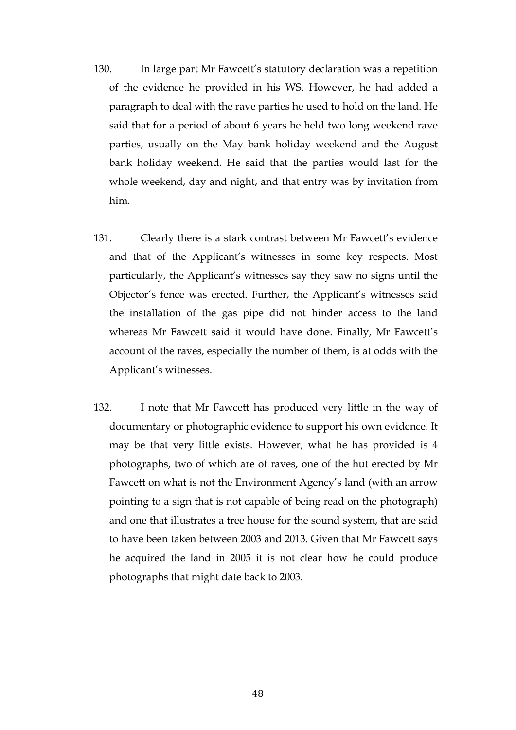130. In large part Mr Fawcett's statutory declaration was a repetition of the evidence he provided in his WS. However, he had added a paragraph to deal with the rave parties he used to hold on the land. He said that for a period of about 6 years he held two long weekend rave parties, usually on the May bank holiday weekend and the August bank holiday weekend. He said that the parties would last for the whole weekend, day and night, and that entry was by invitation from him.

131. Clearly there is a stark contrast between Mr Fawcett's evidence and that of the Applicant's witnesses in some key respects. Most particularly, the Applicant's witnesses say they saw no signs until the Objector's fence was erected. Further, the Applicant's witnesses said the installation of the gas pipe did not hinder access to the land whereas Mr Fawcett said it would have done. Finally, Mr Fawcett's account of the raves, especially the number of them, is at odds with the Applicant's witnesses.

132. I note that Mr Fawcett has produced very little in the way of documentary or photographic evidence to support his own evidence. It may be that very little exists. However, what he has provided is 4 photographs, two of which are of raves, one of the hut erected by Mr Fawcett on what is not the Environment Agency's land (with an arrow pointing to a sign that is not capable of being read on the photograph) and one that illustrates a tree house for the sound system, that are said to have been taken between 2003 and 2013. Given that Mr Fawcett says he acquired the land in 2005 it is not clear how he could produce photographs that might date back to 2003.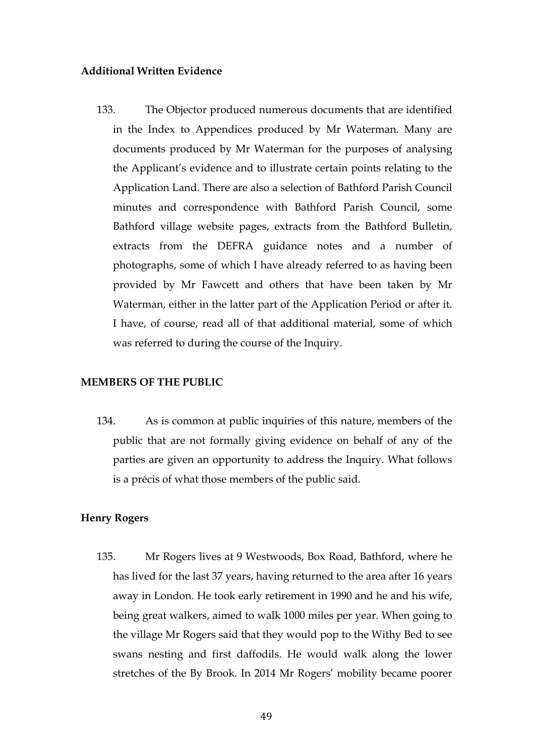**Additional Written Evidence**

133. The Objector produced numerous documents that are identified in the Index to Appendices produced by Mr Waterman. Many are documents produced by Mr Waterman for the purposes of analysing the Applicant's evidence and to illustrate certain points relating to the Application Land. There are also a selection of Bathford Parish Council minutes and correspondence with Bathford Parish Council, some Bathford village website pages, extracts from the Bathford Bulletin, extracts from the DEFRA guidance notes and a number of photographs, some of which I have already referred to as having been provided by Mr Fawcett and others that have been taken by Mr Waterman, either in the latter part of the Application Period or after it. I have, of course, read all of that additional material, some of which was referred to during the course of the Inquiry.

## MEMBERS OF THE PUBLIC

134. As is common at public inquiries of this nature, members of the public that are not formally giving evidence on behalf of any of the parties are given an opportunity to address the Inquiry. What follows is a précis of what those members of the public said.

**Henry Rogers**

135. Mr Rogers lives at 9 Westwoods, Box Road, Bathford, where he has lived for the last 37 years, having returned to the area after 16 years away in London. He took early retirement in 1990 and he and his wife, being great walkers, aimed to walk 1000 miles per year. When going to the village Mr Rogers said that they would pop to the Withy Bed to see swans nesting and first daffodils. He would walk along the lower stretches of the By Brook. In 2014 Mr Rogers' mobility became poorer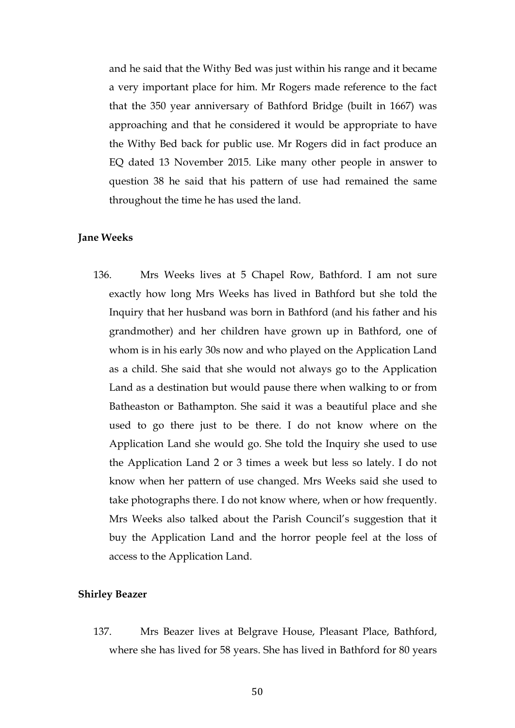and he said that the Withy Bed was just within his range and it became a very important place for him. Mr Rogers made reference to the fact that the 350 year anniversary of Bathford Bridge (built in 1667) was approaching and that he considered it would be appropriate to have the Withy Bed back for public use. Mr Rogers did in fact produce an EQ dated 13 November 2015. Like many other people in answer to question 38 he said that his pattern of use had remained the same throughout the time he has used the land.

**Jane Weeks**

136. Mrs Weeks lives at 5 Chapel Row, Bathford. I am not sure exactly how long Mrs Weeks has lived in Bathford but she told the Inquiry that her husband was born in Bathford (and his father and his grandmother) and her children have grown up in Bathford, one of whom is in his early 30s now and who played on the Application Land as a child. She said that she would not always go to the Application Land as a destination but would pause there when walking to or from Batheaston or Bathampton. She said it was a beautiful place and she used to go there just to be there. I do not know where on the Application Land she would go. She told the Inquiry she used to use the Application Land 2 or 3 times a week but less so lately. I do not know when her pattern of use changed. Mrs Weeks said she used to take photographs there. I do not know where, when or how frequently. Mrs Weeks also talked about the Parish Council's suggestion that it buy the Application Land and the horror people feel at the loss of access to the Application Land.

**Shirley Beazer**

137. Mrs Beazer lives at Belgrave House, Pleasant Place, Bathford, where she has lived for 58 years. She has lived in Bathford for 80 years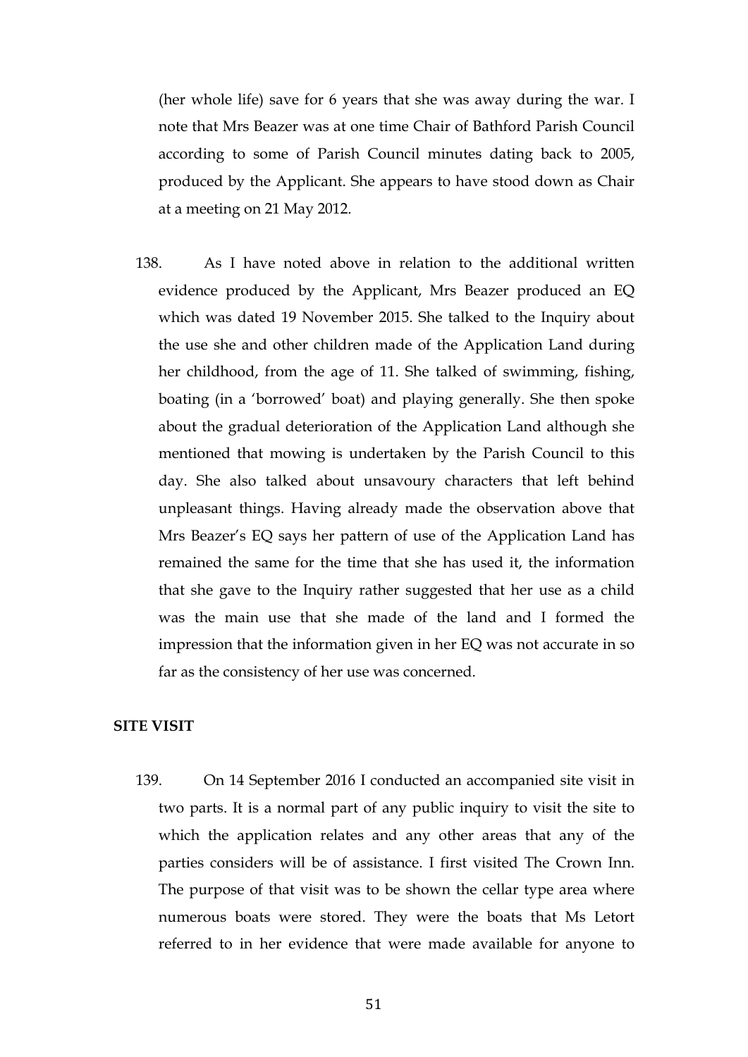(her whole life) save for 6 years that she was away during the war. I note that Mrs Beazer was at one time Chair of Bathford Parish Council according to some of Parish Council minutes dating back to 2005, produced by the Applicant. She appears to have stood down as Chair at a meeting on 21 May 2012.

138. As I have noted above in relation to the additional written evidence produced by the Applicant, Mrs Beazer produced an EQ which was dated 19 November 2015. She talked to the Inquiry about the use she and other children made of the Application Land during her childhood, from the age of 11. She talked of swimming, fishing, boating (in a 'borrowed' boat) and playing generally. She then spoke about the gradual deterioration of the Application Land although she mentioned that mowing is undertaken by the Parish Council to this day. She also talked about unsavoury characters that left behind unpleasant things. Having already made the observation above that Mrs Beazer's EQ says her pattern of use of the Application Land has remained the same for the time that she has used it, the information that she gave to the Inquiry rather suggested that her use as a child was the main use that she made of the land and I formed the impression that the information given in her EQ was not accurate in so far as the consistency of her use was concerned.

## SITE VISIT

139. On 14 September 2016 I conducted an accompanied site visit in two parts. It is a normal part of any public inquiry to visit the site to which the application relates and any other areas that any of the parties considers will be of assistance. I first visited The Crown Inn. The purpose of that visit was to be shown the cellar type area where numerous boats were stored. They were the boats that Ms Letort referred to in her evidence that were made available for anyone to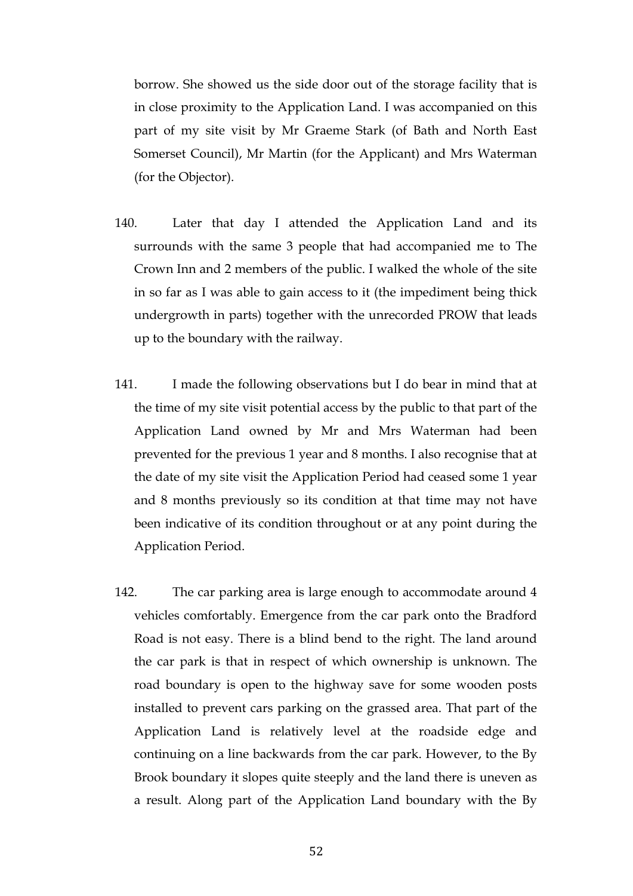borrow. She showed us the side door out of the storage facility that is in close proximity to the Application Land. I was accompanied on this part of my site visit by Mr Graeme Stark (of Bath and North East Somerset Council), Mr Martin (for the Applicant) and Mrs Waterman (for the Objector).

140. Later that day I attended the Application Land and its surrounds with the same 3 people that had accompanied me to The Crown Inn and 2 members of the public. I walked the whole of the site in so far as I was able to gain access to it (the impediment being thick undergrowth in parts) together with the unrecorded PROW that leads up to the boundary with the railway.

141. I made the following observations but I do bear in mind that at the time of my site visit potential access by the public to that part of the Application Land owned by Mr and Mrs Waterman had been prevented for the previous 1 year and 8 months. I also recognise that at the date of my site visit the Application Period had ceased some 1 year and 8 months previously so its condition at that time may not have been indicative of its condition throughout or at any point during the Application Period.

142. The car parking area is large enough to accommodate around 4 vehicles comfortably. Emergence from the car park onto the Bradford Road is not easy. There is a blind bend to the right. The land around the car park is that in respect of which ownership is unknown. The road boundary is open to the highway save for some wooden posts installed to prevent cars parking on the grassed area. That part of the Application Land is relatively level at the roadside edge and continuing on a line backwards from the car park. However, to the By Brook boundary it slopes quite steeply and the land there is uneven as a result. Along part of the Application Land boundary with the By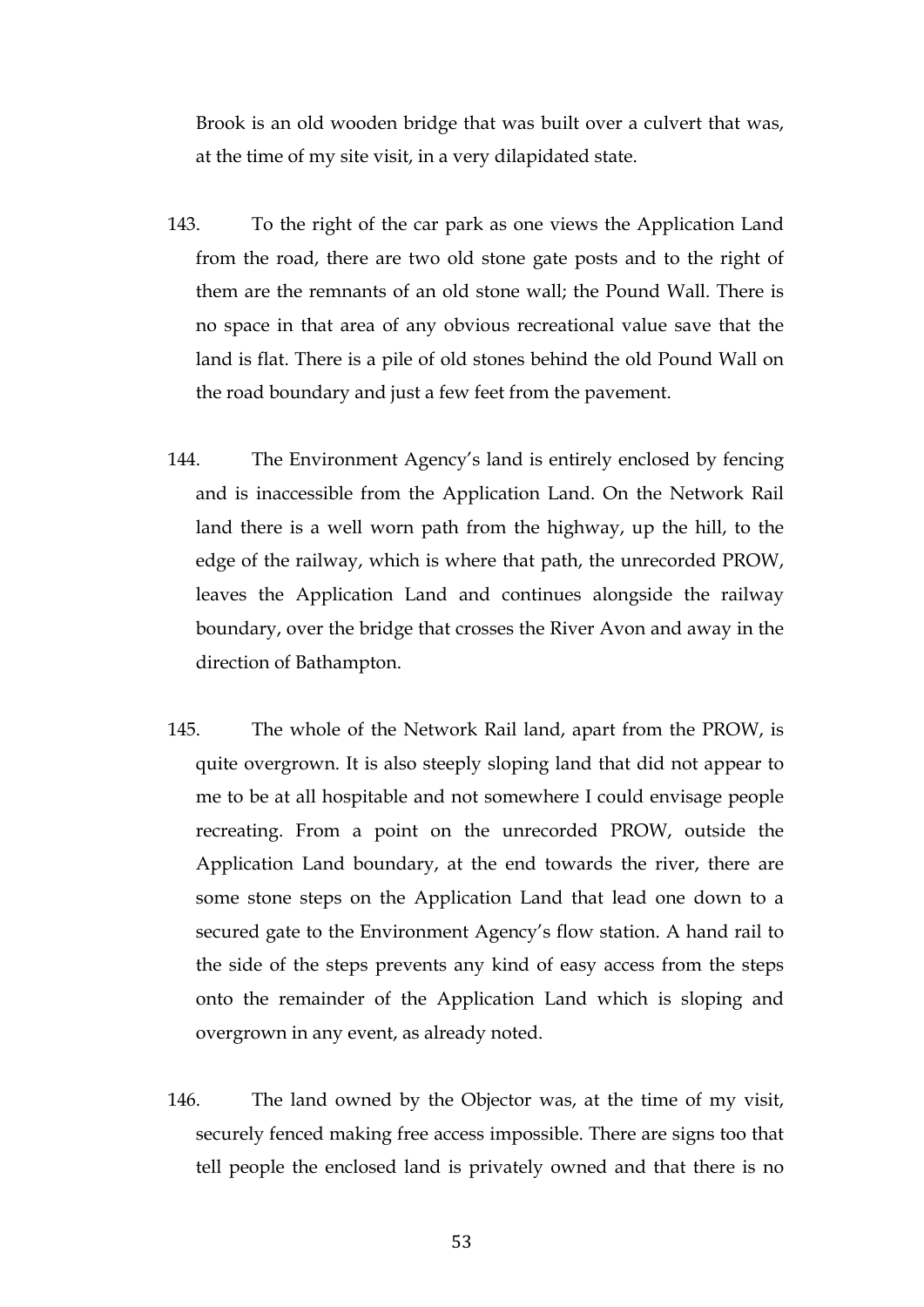Brook is an old wooden bridge that was built over a culvert that was, at the time of my site visit, in a very dilapidated state.

143. To the right of the car park as one views the Application Land from the road, there are two old stone gate posts and to the right of them are the remnants of an old stone wall; the Pound Wall. There is no space in that area of any obvious recreational value save that the land is flat. There is a pile of old stones behind the old Pound Wall on the road boundary and just a few feet from the pavement.

144. The Environment Agency's land is entirely enclosed by fencing and is inaccessible from the Application Land. On the Network Rail land there is a well worn path from the highway, up the hill, to the edge of the railway, which is where that path, the unrecorded PROW, leaves the Application Land and continues alongside the railway boundary, over the bridge that crosses the River Avon and away in the direction of Bathampton.

145. The whole of the Network Rail land, apart from the PROW, is quite overgrown. It is also steeply sloping land that did not appear to me to be at all hospitable and not somewhere I could envisage people recreating. From a point on the unrecorded PROW, outside the Application Land boundary, at the end towards the river, there are some stone steps on the Application Land that lead one down to a secured gate to the Environment Agency's flow station. A hand rail to the side of the steps prevents any kind of easy access from the steps onto the remainder of the Application Land which is sloping and overgrown in any event, as already noted.

146. The land owned by the Objector was, at the time of my visit, securely fenced making free access impossible. There are signs too that tell people the enclosed land is privately owned and that there is no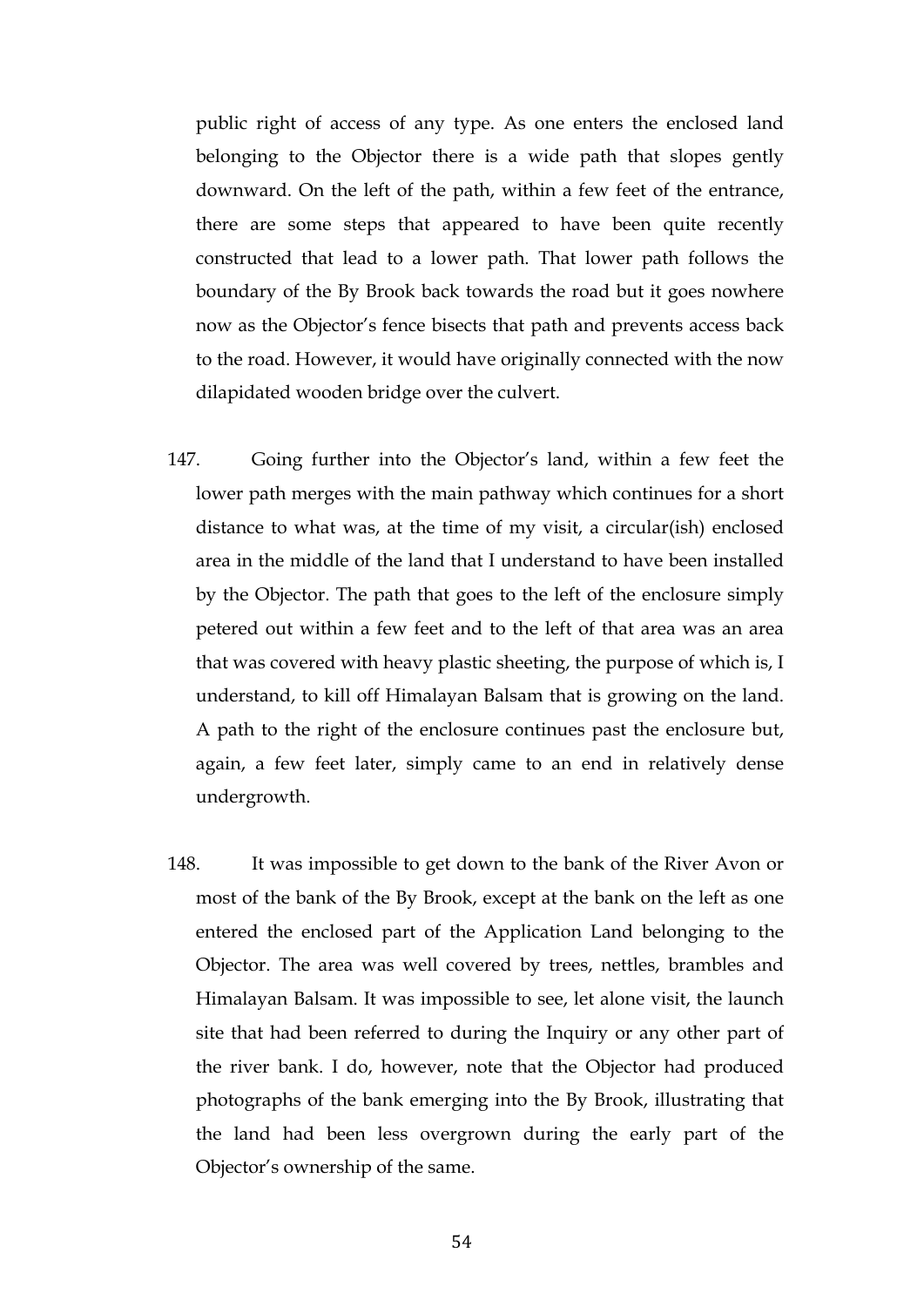public right of access of any type. As one enters the enclosed land belonging to the Objector there is a wide path that slopes gently downward. On the left of the path, within a few feet of the entrance, there are some steps that appeared to have been quite recently constructed that lead to a lower path. That lower path follows the boundary of the By Brook back towards the road but it goes nowhere now as the Objector's fence bisects that path and prevents access back to the road. However, it would have originally connected with the now dilapidated wooden bridge over the culvert.

147. Going further into the Objector's land, within a few feet the lower path merges with the main pathway which continues for a short distance to what was, at the time of my visit, a circular(ish) enclosed area in the middle of the land that I understand to have been installed by the Objector. The path that goes to the left of the enclosure simply petered out within a few feet and to the left of that area was an area that was covered with heavy plastic sheeting, the purpose of which is, I understand, to kill off Himalayan Balsam that is growing on the land. A path to the right of the enclosure continues past the enclosure but, again, a few feet later, simply came to an end in relatively dense undergrowth.

148. It was impossible to get down to the bank of the River Avon or most of the bank of the By Brook, except at the bank on the left as one entered the enclosed part of the Application Land belonging to the Objector. The area was well covered by trees, nettles, brambles and Himalayan Balsam. It was impossible to see, let alone visit, the launch site that had been referred to during the Inquiry or any other part of the river bank. I do, however, note that the Objector had produced photographs of the bank emerging into the By Brook, illustrating that the land had been less overgrown during the early part of the Objector's ownership of the same.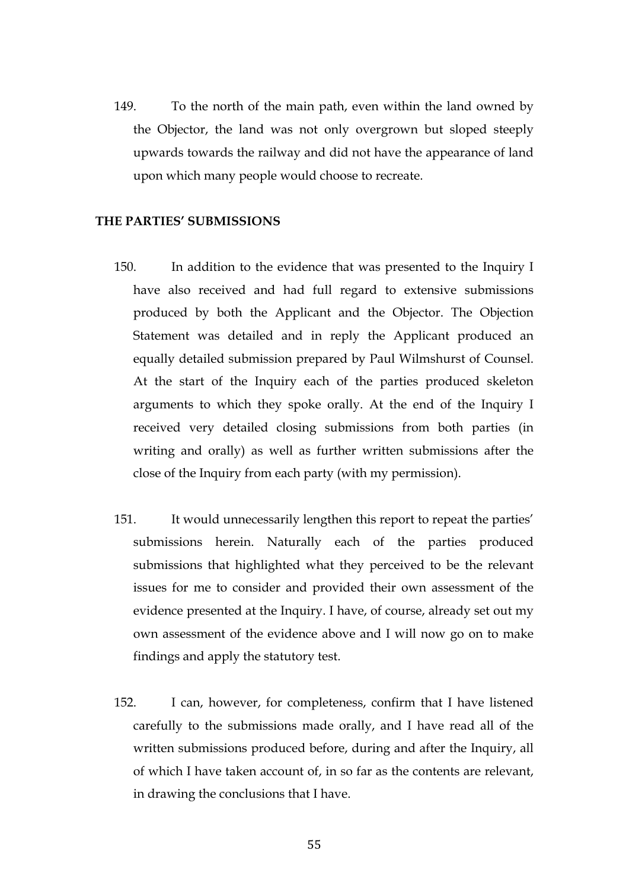149. To the north of the main path, even within the land owned by the Objector, the land was not only overgrown but sloped steeply upwards towards the railway and did not have the appearance of land upon which many people would choose to recreate.

## THE PARTIES' SUBMISSIONS

150. In addition to the evidence that was presented to the Inquiry I have also received and had full regard to extensive submissions produced by both the Applicant and the Objector. The Objection Statement was detailed and in reply the Applicant produced an equally detailed submission prepared by Paul Wilmshurst of Counsel. At the start of the Inquiry each of the parties produced skeleton arguments to which they spoke orally. At the end of the Inquiry I received very detailed closing submissions from both parties (in writing and orally) as well as further written submissions after the close of the Inquiry from each party (with my permission).

151. It would unnecessarily lengthen this report to repeat the parties' submissions herein. Naturally each of the parties produced submissions that highlighted what they perceived to be the relevant issues for me to consider and provided their own assessment of the evidence presented at the Inquiry. I have, of course, already set out my own assessment of the evidence above and I will now go on to make findings and apply the statutory test.

152. I can, however, for completeness, confirm that I have listened carefully to the submissions made orally, and I have read all of the written submissions produced before, during and after the Inquiry, all of which I have taken account of, in so far as the contents are relevant, in drawing the conclusions that I have.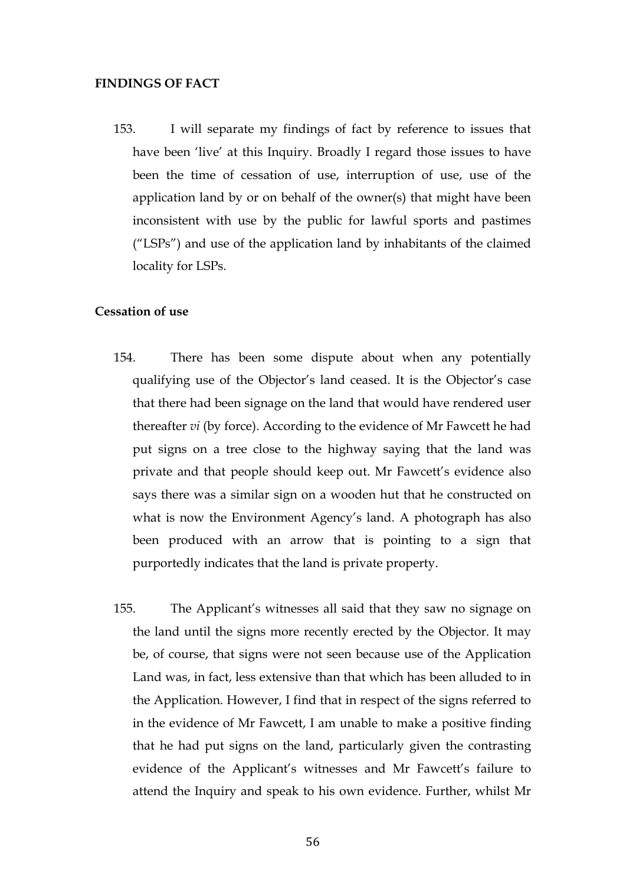## FINDINGS OF FACT

153. I will separate my findings of fact by reference to issues that have been 'live' at this Inquiry. Broadly I regard those issues to have been the time of cessation of use, interruption of use, use of the application land by or on behalf of the owner(s) that might have been inconsistent with use by the public for lawful sports and pastimes ("LSPs") and use of the application land by inhabitants of the claimed locality for LSPs.

### Cessation of use

154. There has been some dispute about when any potentially qualifying use of the Objector's land ceased. It is the Objector's case that there had been signage on the land that would have rendered user thereafter *vi* (by force). According to the evidence of Mr Fawcett he had put signs on a tree close to the highway saying that the land was private and that people should keep out. Mr Fawcett's evidence also says there was a similar sign on a wooden hut that he constructed on what is now the Environment Agency's land. A photograph has also been produced with an arrow that is pointing to a sign that purportedly indicates that the land is private property.

155. The Applicant's witnesses all said that they saw no signage on the land until the signs more recently erected by the Objector. It may be, of course, that signs were not seen because use of the Application Land was, in fact, less extensive than that which has been alluded to in the Application. However, I find that in respect of the signs referred to in the evidence of Mr Fawcett, I am unable to make a positive finding that he had put signs on the land, particularly given the contrasting evidence of the Applicant's witnesses and Mr Fawcett's failure to attend the Inquiry and speak to his own evidence. Further, whilst Mr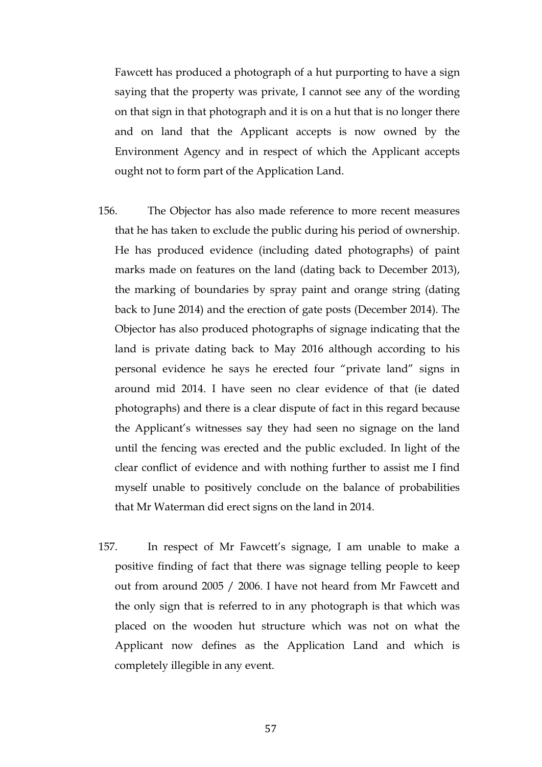Fawcett has produced a photograph of a hut purporting to have a sign saying that the property was private, I cannot see any of the wording on that sign in that photograph and it is on a hut that is no longer there and on land that the Applicant accepts is now owned by the Environment Agency and in respect of which the Applicant accepts ought not to form part of the Application Land.

156. The Objector has also made reference to more recent measures that he has taken to exclude the public during his period of ownership. He has produced evidence (including dated photographs) of paint marks made on features on the land (dating back to December 2013), the marking of boundaries by spray paint and orange string (dating back to June 2014) and the erection of gate posts (December 2014). The Objector has also produced photographs of signage indicating that the land is private dating back to May 2016 although according to his personal evidence he says he erected four "private land" signs in around mid 2014. I have seen no clear evidence of that (ie dated photographs) and there is a clear dispute of fact in this regard because the Applicant's witnesses say they had seen no signage on the land until the fencing was erected and the public excluded. In light of the clear conflict of evidence and with nothing further to assist me I find myself unable to positively conclude on the balance of probabilities that Mr Waterman did erect signs on the land in 2014.

157. In respect of Mr Fawcett's signage, I am unable to make a positive finding of fact that there was signage telling people to keep out from around 2005 / 2006. I have not heard from Mr Fawcett and the only sign that is referred to in any photograph is that which was placed on the wooden hut structure which was not on what the Applicant now defines as the Application Land and which is completely illegible in any event.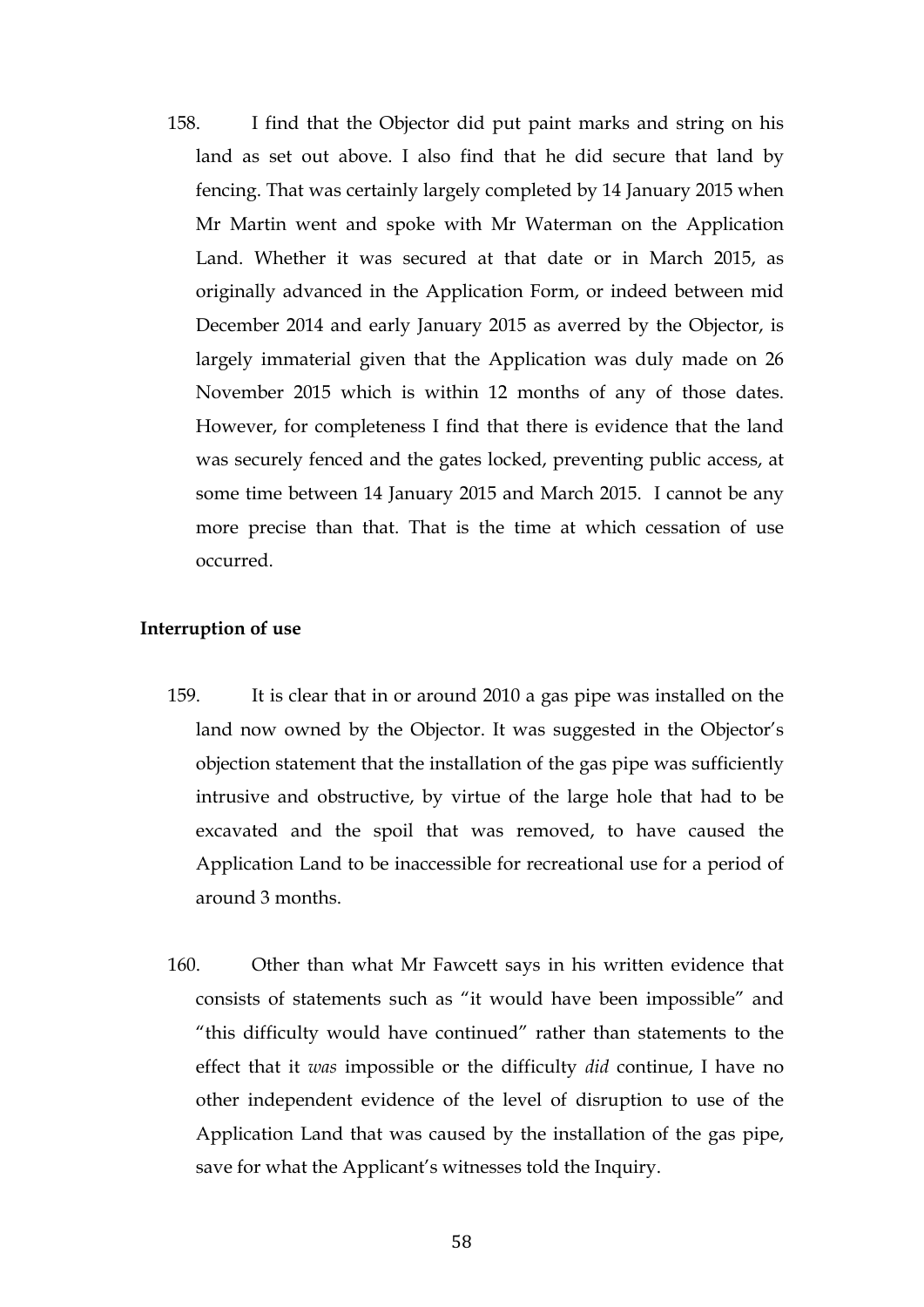158. I find that the Objector did put paint marks and string on his land as set out above. I also find that he did secure that land by fencing. That was certainly largely completed by 14 January 2015 when Mr Martin went and spoke with Mr Waterman on the Application Land. Whether it was secured at that date or in March 2015, as originally advanced in the Application Form, or indeed between mid December 2014 and early January 2015 as averred by the Objector, is largely immaterial given that the Application was duly made on 26 November 2015 which is within 12 months of any of those dates. However, for completeness I find that there is evidence that the land was securely fenced and the gates locked, preventing public access, at some time between 14 January 2015 and March 2015. I cannot be any more precise than that. That is the time at which cessation of use occurred.

**Interruption of use**

159. It is clear that in or around 2010 a gas pipe was installed on the land now owned by the Objector. It was suggested in the Objector's objection statement that the installation of the gas pipe was sufficiently intrusive and obstructive, by virtue of the large hole that had to be excavated and the spoil that was removed, to have caused the Application Land to be inaccessible for recreational use for a period of around 3 months.

160. Other than what Mr Fawcett says in his written evidence that consists of statements such as "it would have been impossible" and "this difficulty would have continued" rather than statements to the effect that it *was* impossible or the difficulty *did* continue, I have no other independent evidence of the level of disruption to use of the Application Land that was caused by the installation of the gas pipe, save for what the Applicant's witnesses told the Inquiry.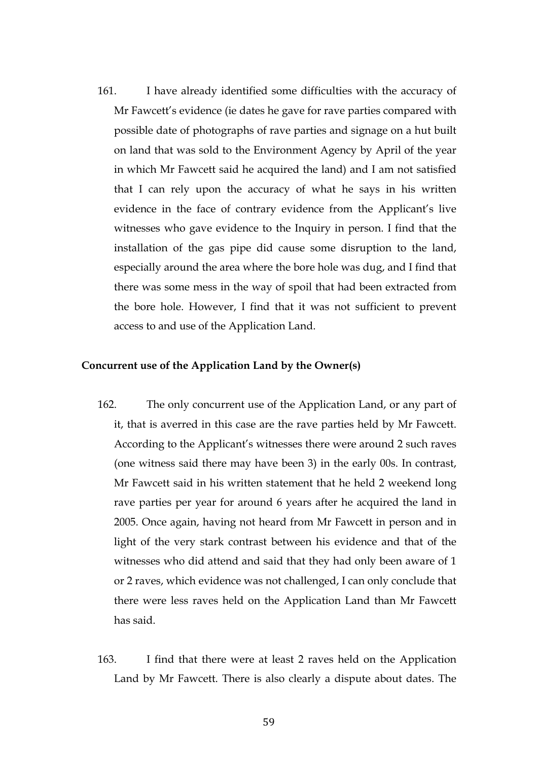161. I have already identified some difficulties with the accuracy of Mr Fawcett's evidence (ie dates he gave for rave parties compared with possible date of photographs of rave parties and signage on a hut built on land that was sold to the Environment Agency by April of the year in which Mr Fawcett said he acquired the land) and I am not satisfied that I can rely upon the accuracy of what he says in his written evidence in the face of contrary evidence from the Applicant's live witnesses who gave evidence to the Inquiry in person. I find that the installation of the gas pipe did cause some disruption to the land, especially around the area where the bore hole was dug, and I find that there was some mess in the way of spoil that had been extracted from the bore hole. However, I find that it was not sufficient to prevent access to and use of the Application Land.

**Concurrent use of the Application Land by the Owner(s)**

162. The only concurrent use of the Application Land, or any part of it, that is averred in this case are the rave parties held by Mr Fawcett. According to the Applicant's witnesses there were around 2 such raves (one witness said there may have been 3) in the early 00s. In contrast, Mr Fawcett said in his written statement that he held 2 weekend long rave parties per year for around 6 years after he acquired the land in 2005. Once again, having not heard from Mr Fawcett in person and in light of the very stark contrast between his evidence and that of the witnesses who did attend and said that they had only been aware of 1 or 2 raves, which evidence was not challenged, I can only conclude that there were less raves held on the Application Land than Mr Fawcett has said.

163. I find that there were at least 2 raves held on the Application Land by Mr Fawcett. There is also clearly a dispute about dates. The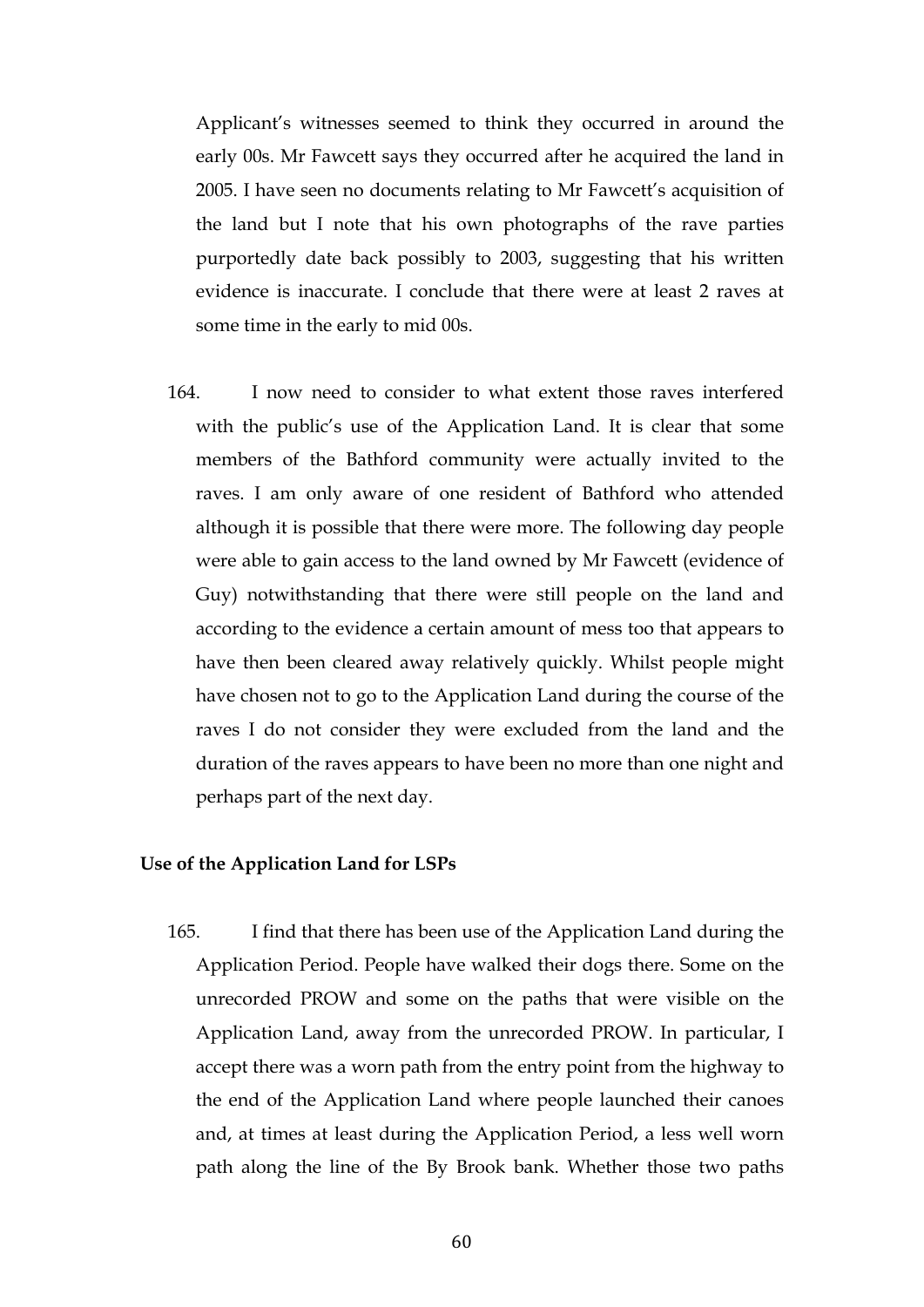Applicant's witnesses seemed to think they occurred in around the early 00s. Mr Fawcett says they occurred after he acquired the land in 2005. I have seen no documents relating to Mr Fawcett's acquisition of the land but I note that his own photographs of the rave parties purportedly date back possibly to 2003, suggesting that his written evidence is inaccurate. I conclude that there were at least 2 raves at some time in the early to mid 00s.

164. I now need to consider to what extent those raves interfered with the public's use of the Application Land. It is clear that some members of the Bathford community were actually invited to the raves. I am only aware of one resident of Bathford who attended although it is possible that there were more. The following day people were able to gain access to the land owned by Mr Fawcett (evidence of Guy) notwithstanding that there were still people on the land and according to the evidence a certain amount of mess too that appears to have then been cleared away relatively quickly. Whilst people might have chosen not to go to the Application Land during the course of the raves I do not consider they were excluded from the land and the duration of the raves appears to have been no more than one night and perhaps part of the next day.

**Use of the Application Land for LSPs**

165. I find that there has been use of the Application Land during the Application Period. People have walked their dogs there. Some on the unrecorded PROW and some on the paths that were visible on the Application Land, away from the unrecorded PROW. In particular, I accept there was a worn path from the entry point from the highway to the end of the Application Land where people launched their canoes and, at times at least during the Application Period, a less well worn path along the line of the By Brook bank. Whether those two paths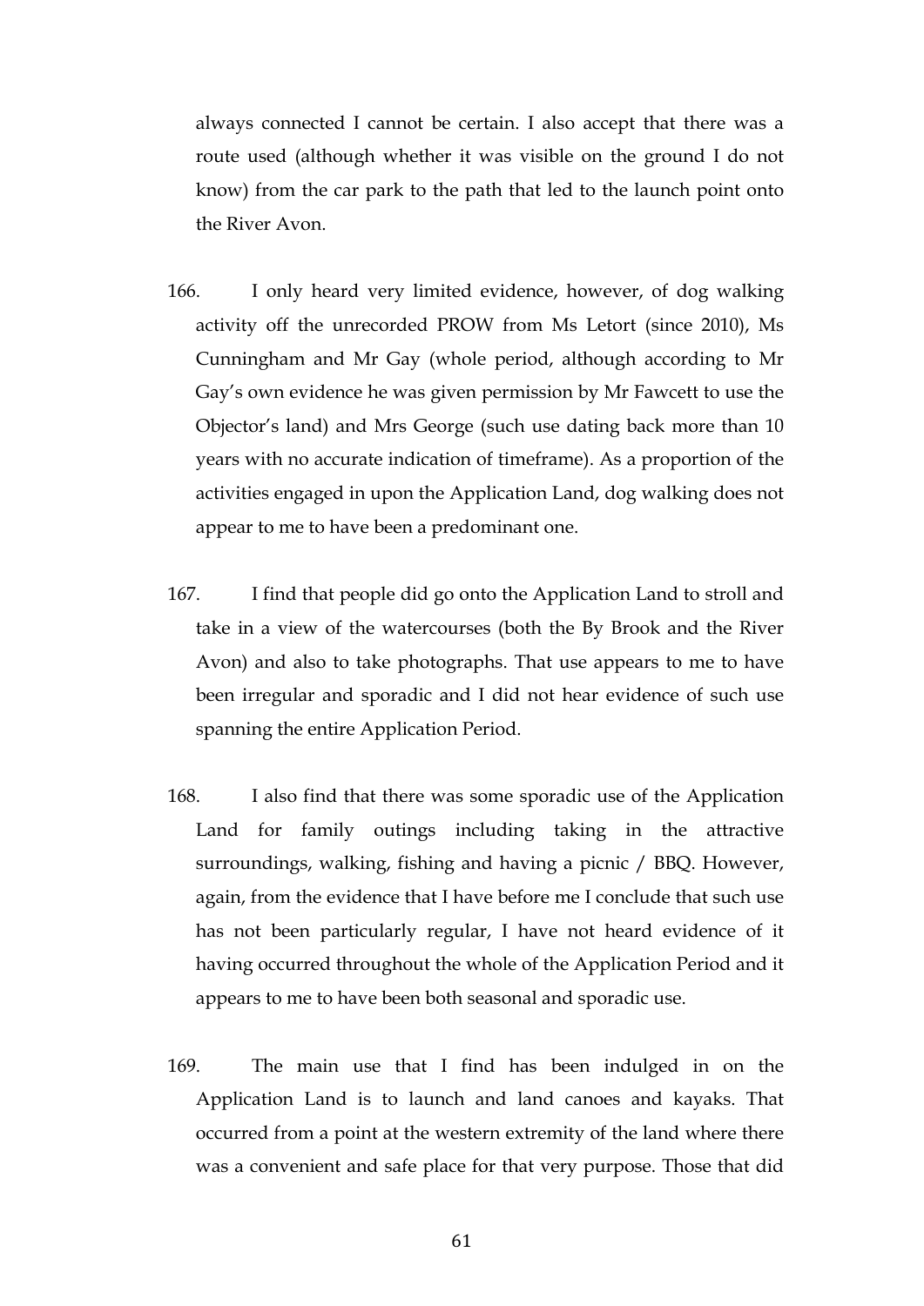always connected I cannot be certain. I also accept that there was a route used (although whether it was visible on the ground I do not know) from the car park to the path that led to the launch point onto the River Avon.

166. I only heard very limited evidence, however, of dog walking activity off the unrecorded PROW from Ms Letort (since 2010), Ms Cunningham and Mr Gay (whole period, although according to Mr Gay's own evidence he was given permission by Mr Fawcett to use the Objector's land) and Mrs George (such use dating back more than 10 years with no accurate indication of timeframe). As a proportion of the activities engaged in upon the Application Land, dog walking does not appear to me to have been a predominant one.

167. I find that people did go onto the Application Land to stroll and take in a view of the watercourses (both the By Brook and the River Avon) and also to take photographs. That use appears to me to have been irregular and sporadic and I did not hear evidence of such use spanning the entire Application Period.

168. I also find that there was some sporadic use of the Application Land for family outings including taking in the attractive surroundings, walking, fishing and having a picnic / BBQ. However, again, from the evidence that I have before me I conclude that such use has not been particularly regular, I have not heard evidence of it having occurred throughout the whole of the Application Period and it appears to me to have been both seasonal and sporadic use.

169. The main use that I find has been indulged in on the Application Land is to launch and land canoes and kayaks. That occurred from a point at the western extremity of the land where there was a convenient and safe place for that very purpose. Those that did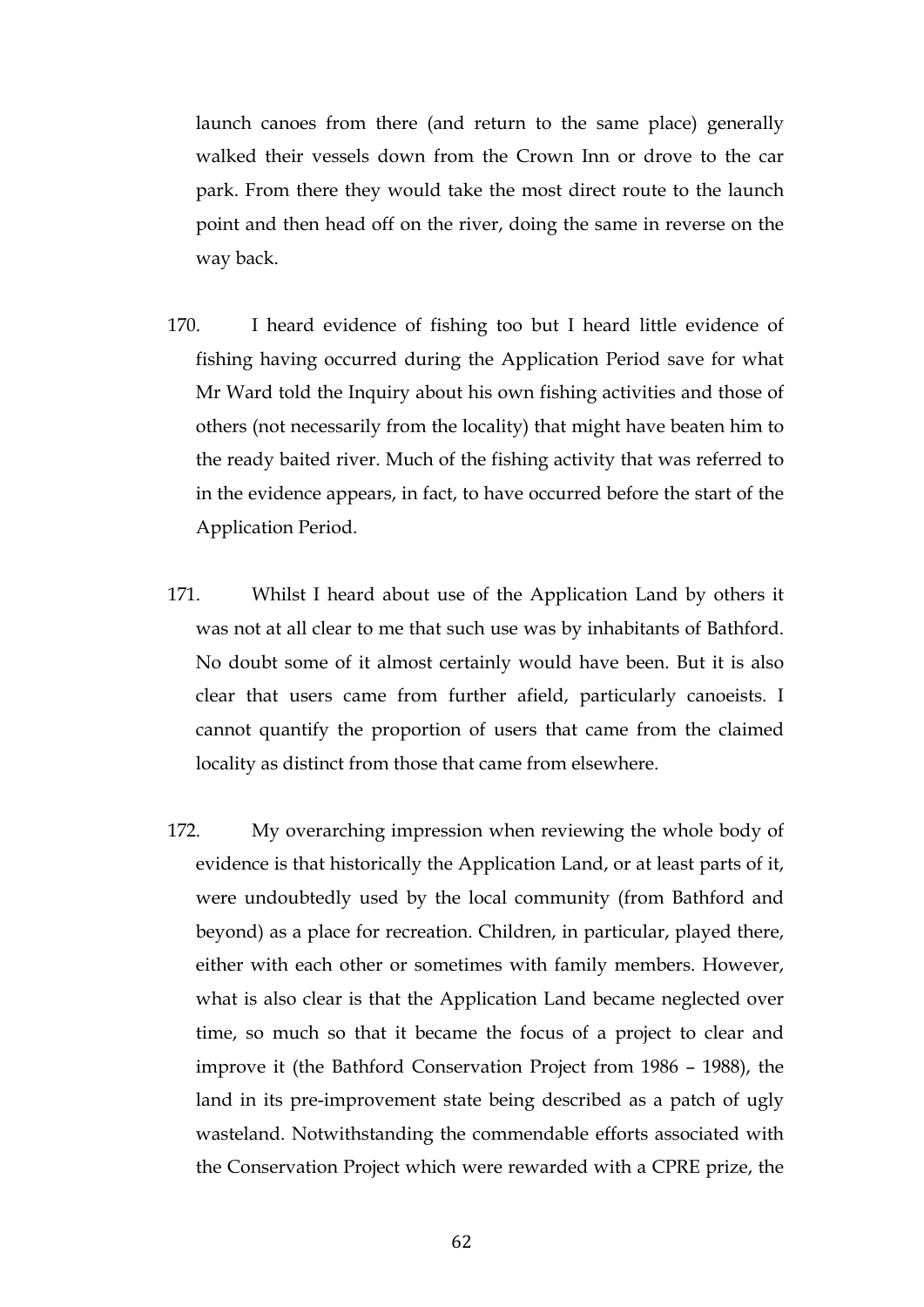launch canoes from there (and return to the same place) generally walked their vessels down from the Crown Inn or drove to the car park. From there they would take the most direct route to the launch point and then head off on the river, doing the same in reverse on the way back.

170. I heard evidence of fishing too but I heard little evidence of fishing having occurred during the Application Period save for what Mr Ward told the Inquiry about his own fishing activities and those of others (not necessarily from the locality) that might have beaten him to the ready baited river. Much of the fishing activity that was referred to in the evidence appears, in fact, to have occurred before the start of the Application Period.

171. Whilst I heard about use of the Application Land by others it was not at all clear to me that such use was by inhabitants of Bathford. No doubt some of it almost certainly would have been. But it is also clear that users came from further afield, particularly canoeists. I cannot quantify the proportion of users that came from the claimed locality as distinct from those that came from elsewhere.

172. My overarching impression when reviewing the whole body of evidence is that historically the Application Land, or at least parts of it, were undoubtedly used by the local community (from Bathford and beyond) as a place for recreation. Children, in particular, played there, either with each other or sometimes with family members. However, what is also clear is that the Application Land became neglected over time, so much so that it became the focus of a project to clear and improve it (the Bathford Conservation Project from 1986 – 1988), the land in its pre-improvement state being described as a patch of ugly wasteland. Notwithstanding the commendable efforts associated with the Conservation Project which were rewarded with a CPRE prize, the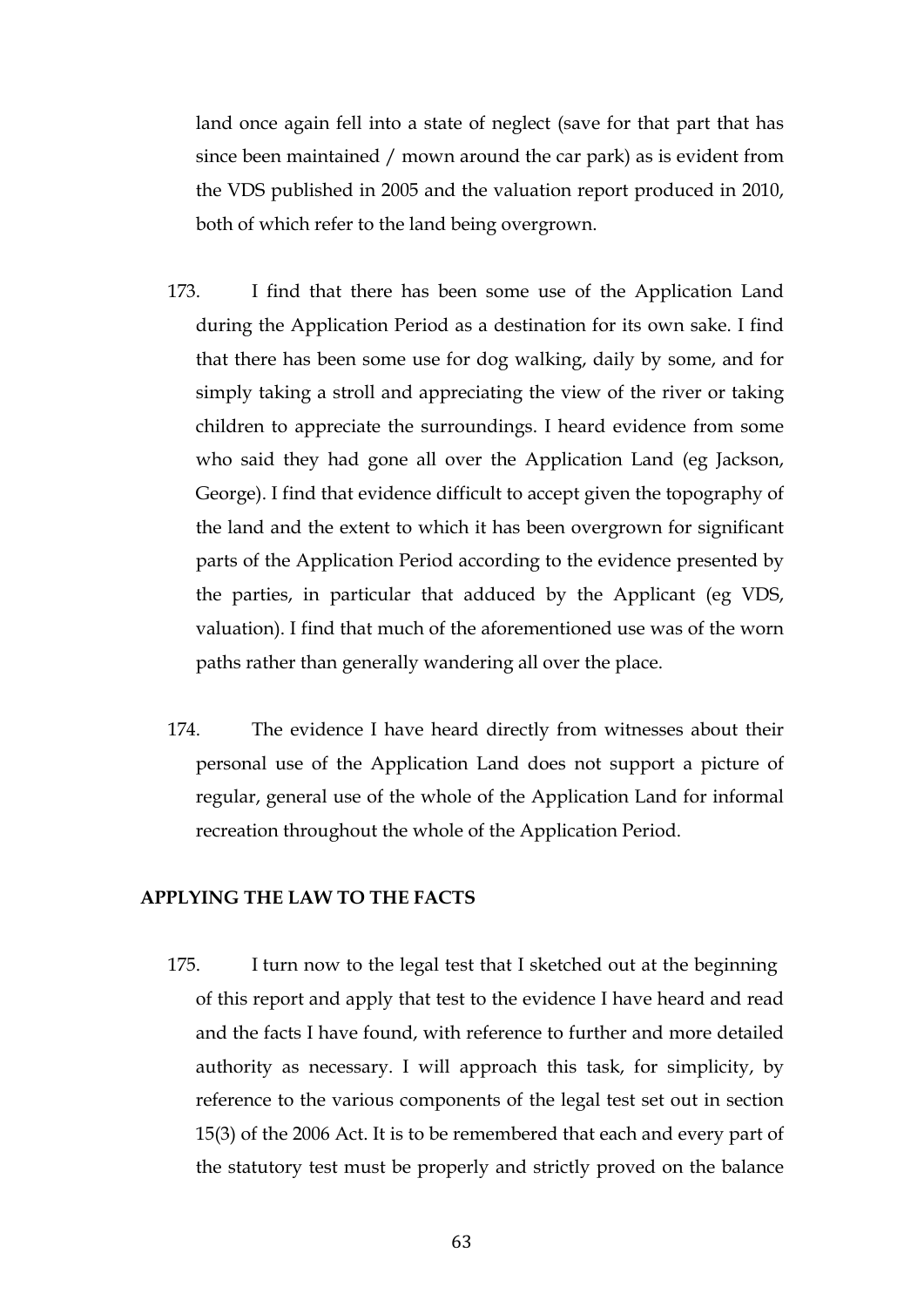land once again fell into a state of neglect (save for that part that has since been maintained / mown around the car park) as is evident from the VDS published in 2005 and the valuation report produced in 2010, both of which refer to the land being overgrown.

173. I find that there has been some use of the Application Land during the Application Period as a destination for its own sake. I find that there has been some use for dog walking, daily by some, and for simply taking a stroll and appreciating the view of the river or taking children to appreciate the surroundings. I heard evidence from some who said they had gone all over the Application Land (eg Jackson, George). I find that evidence difficult to accept given the topography of the land and the extent to which it has been overgrown for significant parts of the Application Period according to the evidence presented by the parties, in particular that adduced by the Applicant (eg VDS, valuation). I find that much of the aforementioned use was of the worn paths rather than generally wandering all over the place.

174. The evidence I have heard directly from witnesses about their personal use of the Application Land does not support a picture of regular, general use of the whole of the Application Land for informal recreation throughout the whole of the Application Period.

## APPLYING THE LAW TO THE FACTS

175. I turn now to the legal test that I sketched out at the beginning of this report and apply that test to the evidence I have heard and read and the facts I have found, with reference to further and more detailed authority as necessary. I will approach this task, for simplicity, by reference to the various components of the legal test set out in section 15(3) of the 2006 Act. It is to be remembered that each and every part of the statutory test must be properly and strictly proved on the balance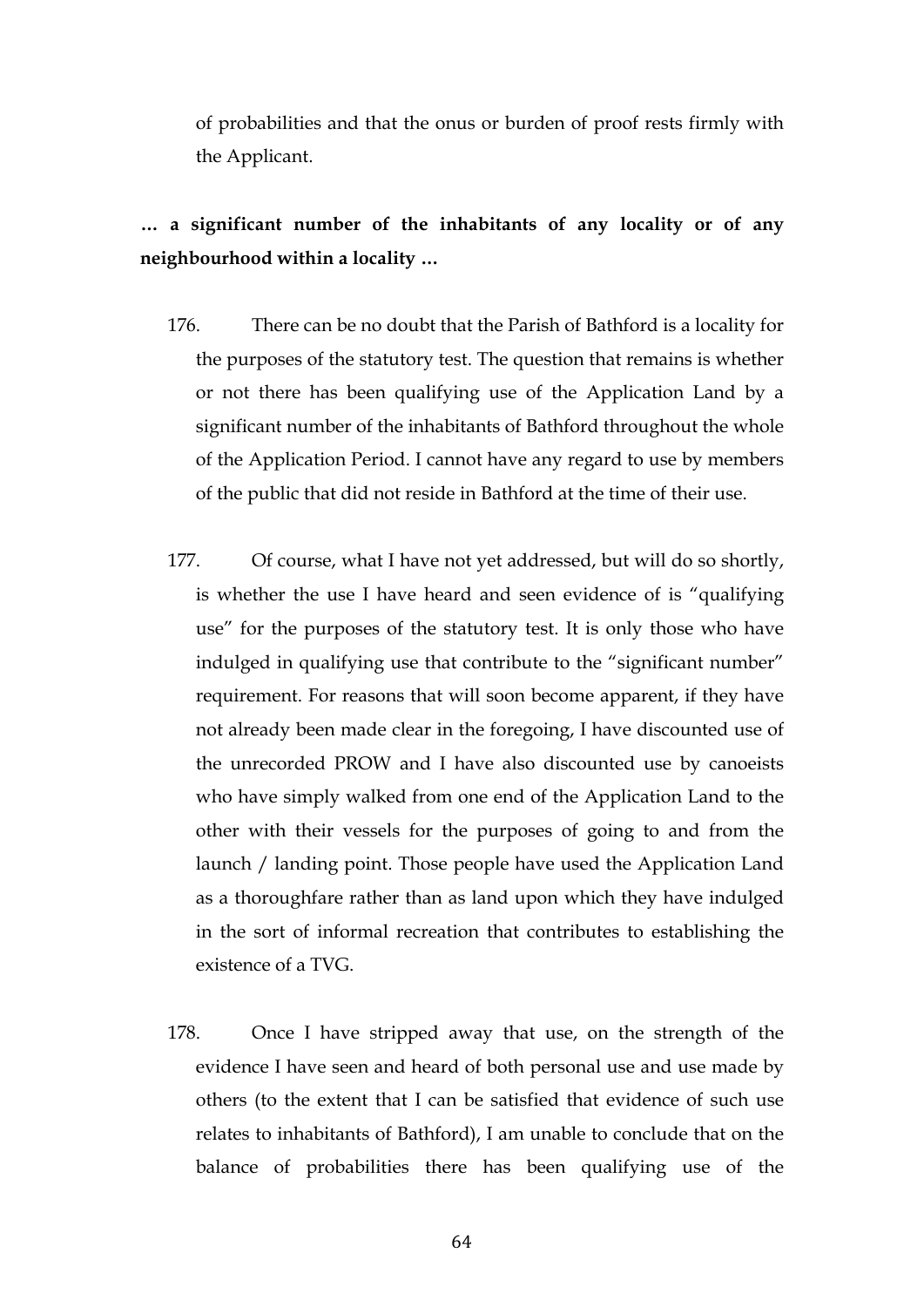of probabilities and that the onus or burden of proof rests firmly with the Applicant.

**… a significant number of the inhabitants of any locality or of any neighbourhood within a locality …**

176. There can be no doubt that the Parish of Bathford is a locality for the purposes of the statutory test. The question that remains is whether or not there has been qualifying use of the Application Land by a significant number of the inhabitants of Bathford throughout the whole of the Application Period. I cannot have any regard to use by members of the public that did not reside in Bathford at the time of their use.

177. Of course, what I have not yet addressed, but will do so shortly, is whether the use I have heard and seen evidence of is "qualifying use" for the purposes of the statutory test. It is only those who have indulged in qualifying use that contribute to the "significant number" requirement. For reasons that will soon become apparent, if they have not already been made clear in the foregoing, I have discounted use of the unrecorded PROW and I have also discounted use by canoeists who have simply walked from one end of the Application Land to the other with their vessels for the purposes of going to and from the launch / landing point. Those people have used the Application Land as a thoroughfare rather than as land upon which they have indulged in the sort of informal recreation that contributes to establishing the existence of a TVG.

178. Once I have stripped away that use, on the strength of the evidence I have seen and heard of both personal use and use made by others (to the extent that I can be satisfied that evidence of such use relates to inhabitants of Bathford), I am unable to conclude that on the balance of probabilities there has been qualifying use of the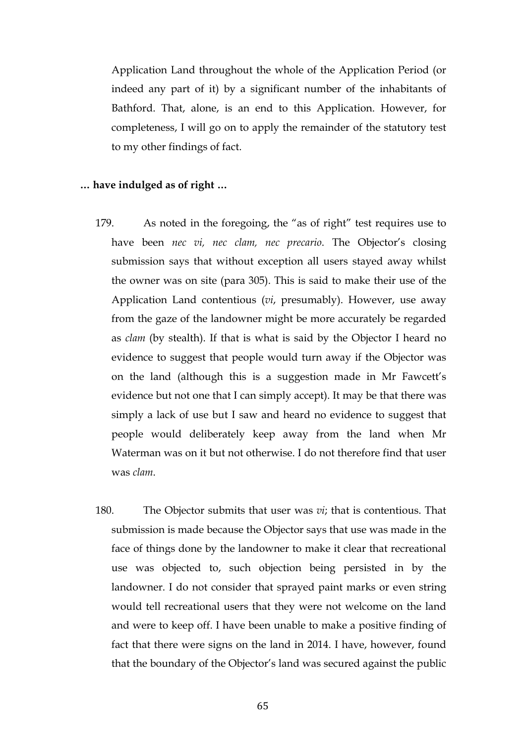Application Land throughout the whole of the Application Period (or indeed any part of it) by a significant number of the inhabitants of Bathford. That, alone, is an end to this Application. However, for completeness, I will go on to apply the remainder of the statutory test to my other findings of fact.

**… have indulged as of right …**

179. As noted in the foregoing, the "as of right" test requires use to have been *nec vi, nec clam, nec precario*. The Objector's closing submission says that without exception all users stayed away whilst the owner was on site (para 305). This is said to make their use of the Application Land contentious (*vi*, presumably). However, use away from the gaze of the landowner might be more accurately be regarded as *clam* (by stealth). If that is what is said by the Objector I heard no evidence to suggest that people would turn away if the Objector was on the land (although this is a suggestion made in Mr Fawcett's evidence but not one that I can simply accept). It may be that there was simply a lack of use but I saw and heard no evidence to suggest that people would deliberately keep away from the land when Mr Waterman was on it but not otherwise. I do not therefore find that user was *clam*.

180. The Objector submits that user was *vi*; that is contentious. That submission is made because the Objector says that use was made in the face of things done by the landowner to make it clear that recreational use was objected to, such objection being persisted in by the landowner. I do not consider that sprayed paint marks or even string would tell recreational users that they were not welcome on the land and were to keep off. I have been unable to make a positive finding of fact that there were signs on the land in 2014. I have, however, found that the boundary of the Objector's land was secured against the public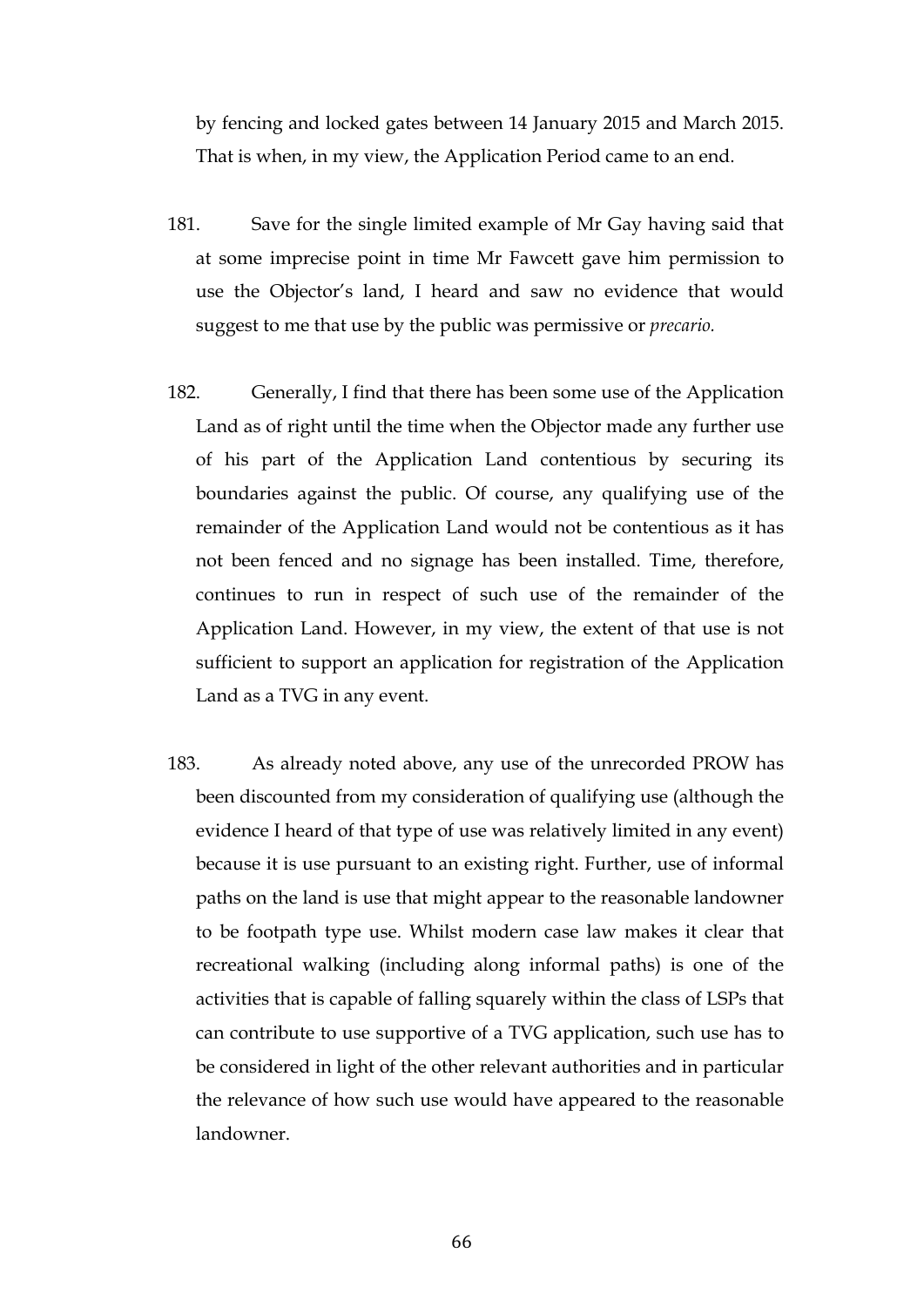by fencing and locked gates between 14 January 2015 and March 2015. That is when, in my view, the Application Period came to an end.

181. Save for the single limited example of Mr Gay having said that at some imprecise point in time Mr Fawcett gave him permission to use the Objector's land, I heard and saw no evidence that would suggest to me that use by the public was permissive or *precario.*

182. Generally, I find that there has been some use of the Application Land as of right until the time when the Objector made any further use of his part of the Application Land contentious by securing its boundaries against the public. Of course, any qualifying use of the remainder of the Application Land would not be contentious as it has not been fenced and no signage has been installed. Time, therefore, continues to run in respect of such use of the remainder of the Application Land. However, in my view, the extent of that use is not sufficient to support an application for registration of the Application Land as a TVG in any event.

183. As already noted above, any use of the unrecorded PROW has been discounted from my consideration of qualifying use (although the evidence I heard of that type of use was relatively limited in any event) because it is use pursuant to an existing right. Further, use of informal paths on the land is use that might appear to the reasonable landowner to be footpath type use. Whilst modern case law makes it clear that recreational walking (including along informal paths) is one of the activities that is capable of falling squarely within the class of LSPs that can contribute to use supportive of a TVG application, such use has to be considered in light of the other relevant authorities and in particular the relevance of how such use would have appeared to the reasonable landowner.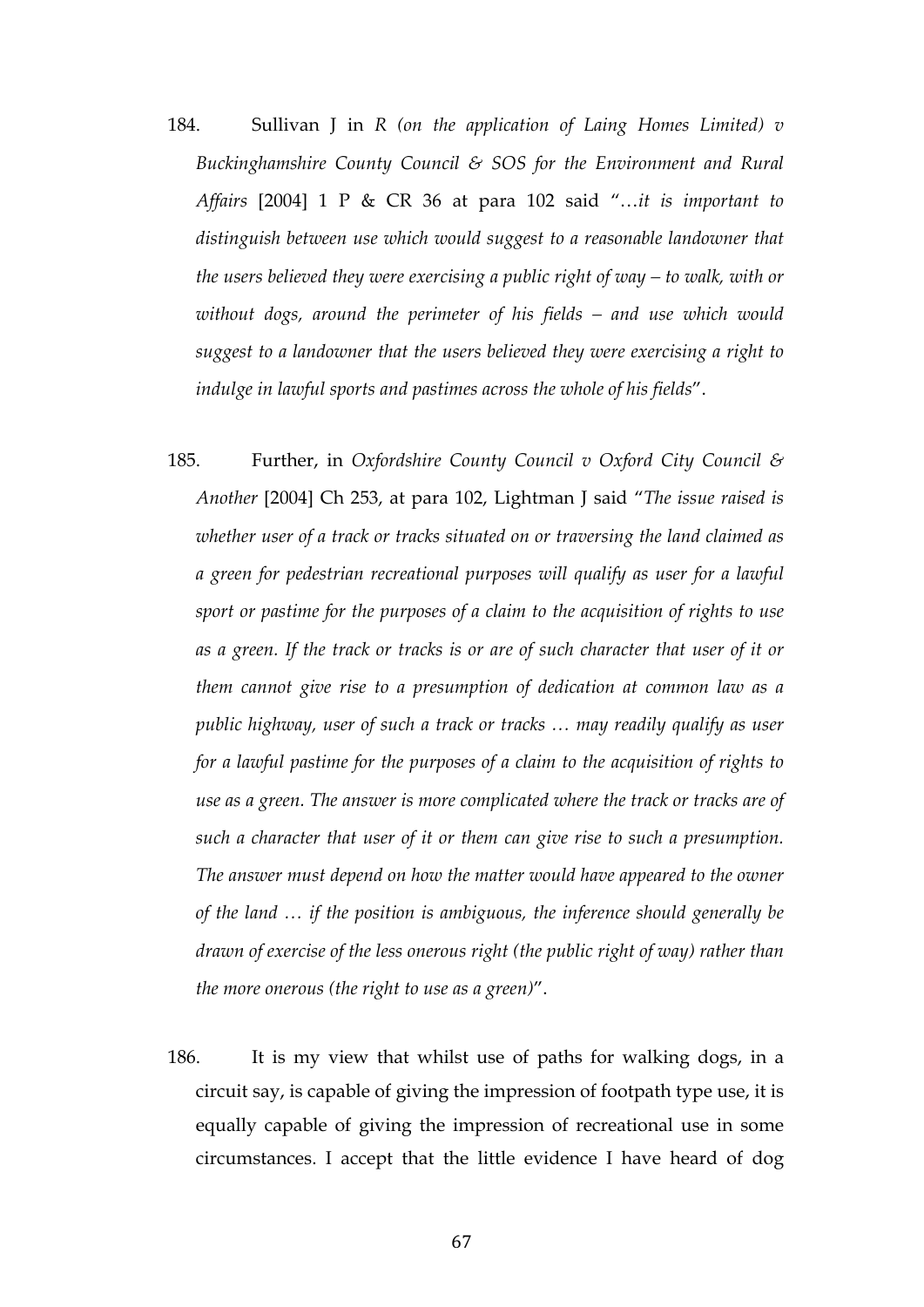184. Sullivan J in *R (on the application of Laing Homes Limited) v Buckinghamshire County Council & SOS for the Environment and Rural Affairs* [2004] 1 P & CR 36 at para 102 said "*…it is important to distinguish between use which would suggest to a reasonable landowner that the users believed they were exercising a public right of way – to walk, with or without dogs, around the perimeter of his fields – and use which would suggest to a landowner that the users believed they were exercising a right to indulge in lawful sports and pastimes across the whole of his fields*".

185. Further, in *Oxfordshire County Council v Oxford City Council & Another* [2004] Ch 253, at para 102, Lightman J said "*The issue raised is whether user of a track or tracks situated on or traversing the land claimed as a green for pedestrian recreational purposes will qualify as user for a lawful sport or pastime for the purposes of a claim to the acquisition of rights to use as a green. If the track or tracks is or are of such character that user of it or them cannot give rise to a presumption of dedication at common law as a public highway, user of such a track or tracks … may readily qualify as user for a lawful pastime for the purposes of a claim to the acquisition of rights to use as a green. The answer is more complicated where the track or tracks are of such a character that user of it or them can give rise to such a presumption. The answer must depend on how the matter would have appeared to the owner of the land … if the position is ambiguous, the inference should generally be drawn of exercise of the less onerous right (the public right of way) rather than the more onerous (the right to use as a green)*".

186. It is my view that whilst use of paths for walking dogs, in a circuit say, is capable of giving the impression of footpath type use, it is equally capable of giving the impression of recreational use in some circumstances. I accept that the little evidence I have heard of dog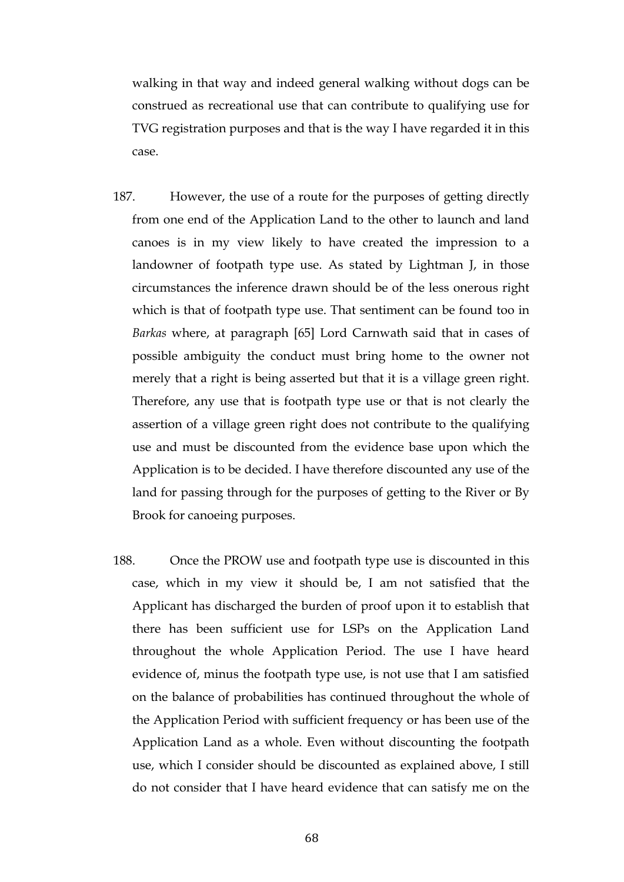walking in that way and indeed general walking without dogs can be construed as recreational use that can contribute to qualifying use for TVG registration purposes and that is the way I have regarded it in this case.

187. However, the use of a route for the purposes of getting directly from one end of the Application Land to the other to launch and land canoes is in my view likely to have created the impression to a landowner of footpath type use. As stated by Lightman J, in those circumstances the inference drawn should be of the less onerous right which is that of footpath type use. That sentiment can be found too in *Barkas* where, at paragraph [65] Lord Carnwath said that in cases of possible ambiguity the conduct must bring home to the owner not merely that a right is being asserted but that it is a village green right. Therefore, any use that is footpath type use or that is not clearly the assertion of a village green right does not contribute to the qualifying use and must be discounted from the evidence base upon which the Application is to be decided. I have therefore discounted any use of the land for passing through for the purposes of getting to the River or By Brook for canoeing purposes.

188. Once the PROW use and footpath type use is discounted in this case, which in my view it should be, I am not satisfied that the Applicant has discharged the burden of proof upon it to establish that there has been sufficient use for LSPs on the Application Land throughout the whole Application Period. The use I have heard evidence of, minus the footpath type use, is not use that I am satisfied on the balance of probabilities has continued throughout the whole of the Application Period with sufficient frequency or has been use of the Application Land as a whole. Even without discounting the footpath use, which I consider should be discounted as explained above, I still do not consider that I have heard evidence that can satisfy me on the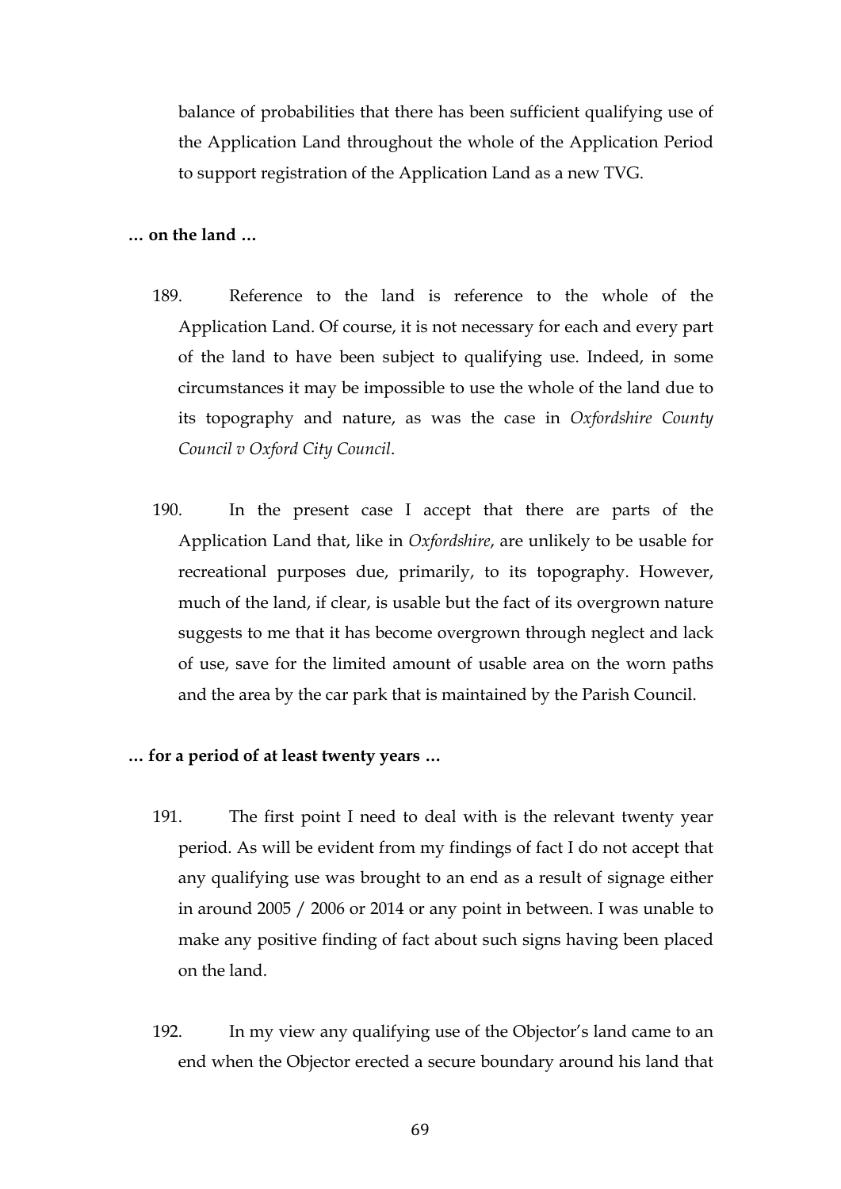balance of probabilities that there has been sufficient qualifying use of the Application Land throughout the whole of the Application Period to support registration of the Application Land as a new TVG.

**… on the land …**

189. Reference to the land is reference to the whole of the Application Land. Of course, it is not necessary for each and every part of the land to have been subject to qualifying use. Indeed, in some circumstances it may be impossible to use the whole of the land due to its topography and nature, as was the case in *Oxfordshire County Council v Oxford City Council*.

190. In the present case I accept that there are parts of the Application Land that, like in *Oxfordshire*, are unlikely to be usable for recreational purposes due, primarily, to its topography. However, much of the land, if clear, is usable but the fact of its overgrown nature suggests to me that it has become overgrown through neglect and lack of use, save for the limited amount of usable area on the worn paths and the area by the car park that is maintained by the Parish Council.

**… for a period of at least twenty years …**

191. The first point I need to deal with is the relevant twenty year period. As will be evident from my findings of fact I do not accept that any qualifying use was brought to an end as a result of signage either in around 2005 / 2006 or 2014 or any point in between. I was unable to make any positive finding of fact about such signs having been placed on the land.

192. In my view any qualifying use of the Objector's land came to an end when the Objector erected a secure boundary around his land that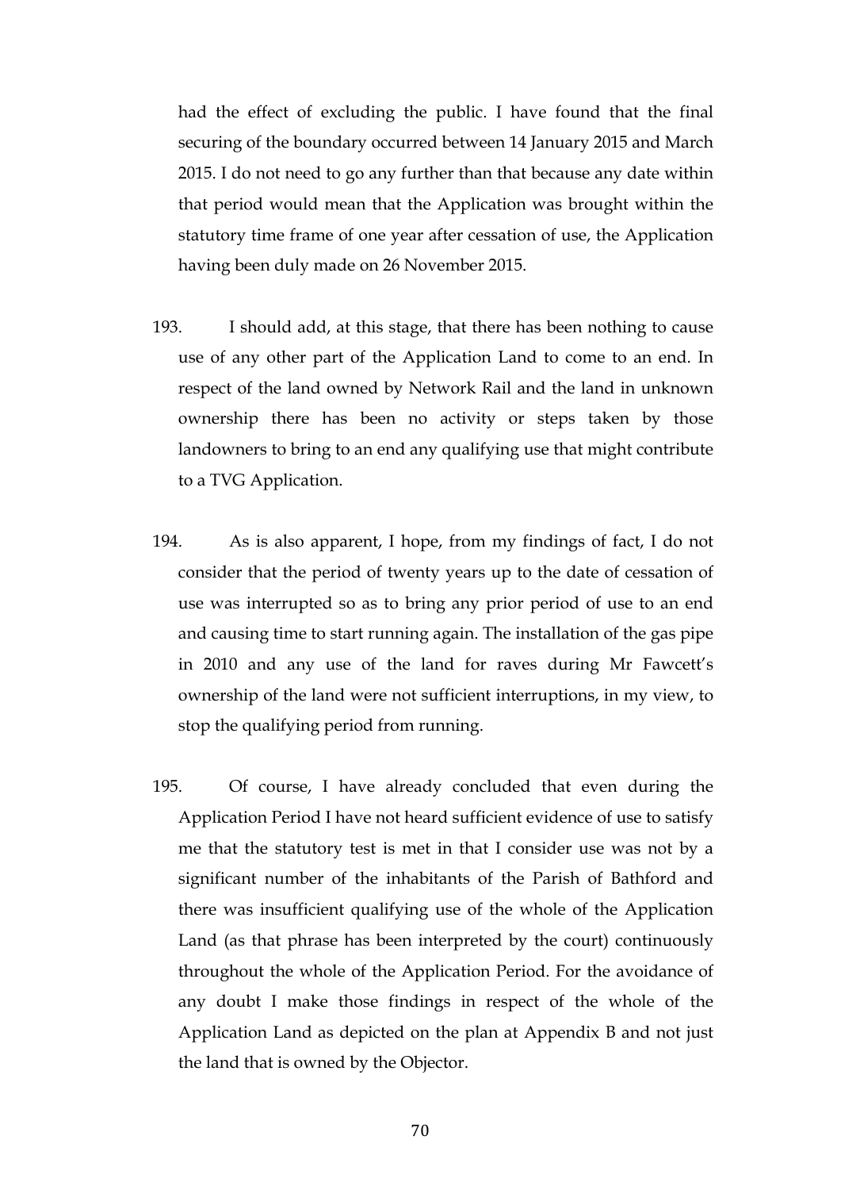had the effect of excluding the public. I have found that the final securing of the boundary occurred between 14 January 2015 and March 2015. I do not need to go any further than that because any date within that period would mean that the Application was brought within the statutory time frame of one year after cessation of use, the Application having been duly made on 26 November 2015.

193. I should add, at this stage, that there has been nothing to cause use of any other part of the Application Land to come to an end. In respect of the land owned by Network Rail and the land in unknown ownership there has been no activity or steps taken by those landowners to bring to an end any qualifying use that might contribute to a TVG Application.

194. As is also apparent, I hope, from my findings of fact, I do not consider that the period of twenty years up to the date of cessation of use was interrupted so as to bring any prior period of use to an end and causing time to start running again. The installation of the gas pipe in 2010 and any use of the land for raves during Mr Fawcett's ownership of the land were not sufficient interruptions, in my view, to stop the qualifying period from running.

195. Of course, I have already concluded that even during the Application Period I have not heard sufficient evidence of use to satisfy me that the statutory test is met in that I consider use was not by a significant number of the inhabitants of the Parish of Bathford and there was insufficient qualifying use of the whole of the Application Land (as that phrase has been interpreted by the court) continuously throughout the whole of the Application Period. For the avoidance of any doubt I make those findings in respect of the whole of the Application Land as depicted on the plan at Appendix B and not just the land that is owned by the Objector.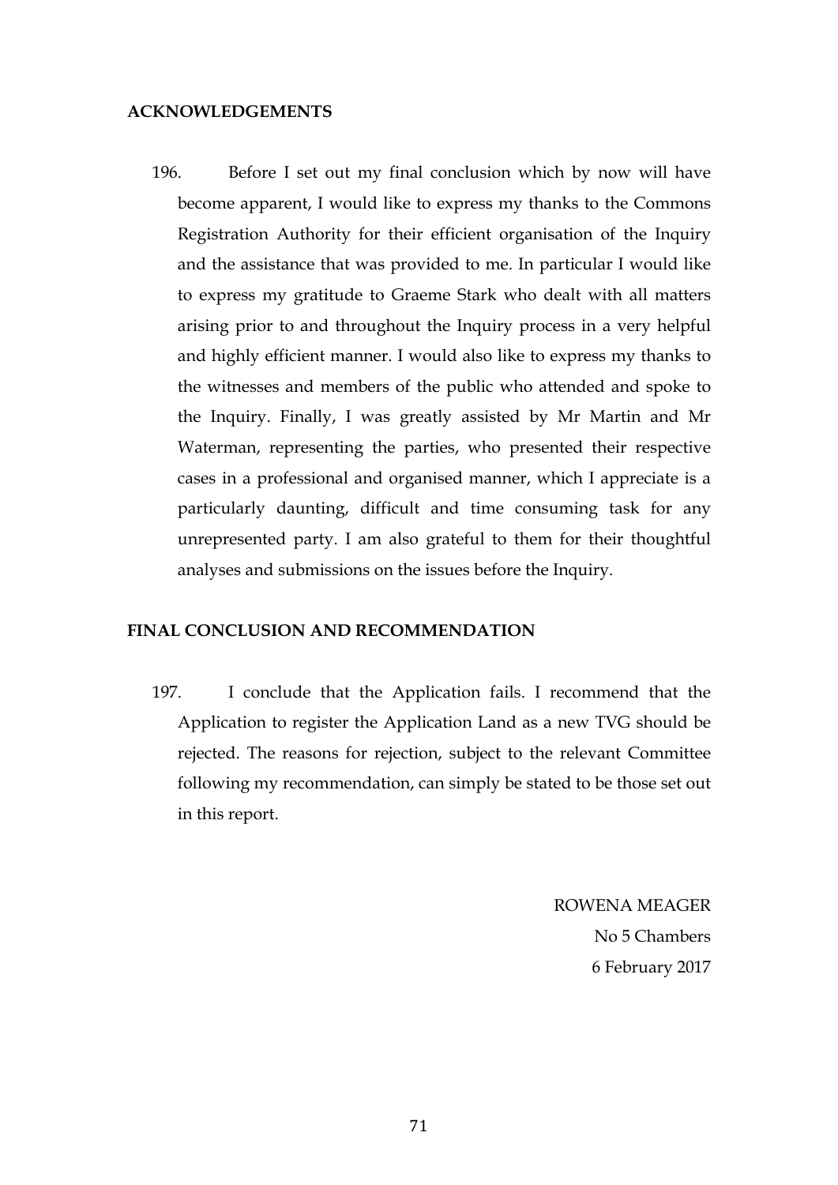## ACKNOWLEDGEMENTS

196. Before I set out my final conclusion which by now will have become apparent, I would like to express my thanks to the Commons Registration Authority for their efficient organisation of the Inquiry and the assistance that was provided to me. In particular I would like to express my gratitude to Graeme Stark who dealt with all matters arising prior to and throughout the Inquiry process in a very helpful and highly efficient manner. I would also like to express my thanks to the witnesses and members of the public who attended and spoke to the Inquiry. Finally, I was greatly assisted by Mr Martin and Mr Waterman, representing the parties, who presented their respective cases in a professional and organised manner, which I appreciate is a particularly daunting, difficult and time consuming task for any unrepresented party. I am also grateful to them for their thoughtful analyses and submissions on the issues before the Inquiry.

## FINAL CONCLUSION AND RECOMMENDATION

197. I conclude that the Application fails. I recommend that the Application to register the Application Land as a new TVG should be rejected. The reasons for rejection, subject to the relevant Committee following my recommendation, can simply be stated to be those set out in this report.

ROWENA MEAGER
No 5 Chambers
6 February 2017